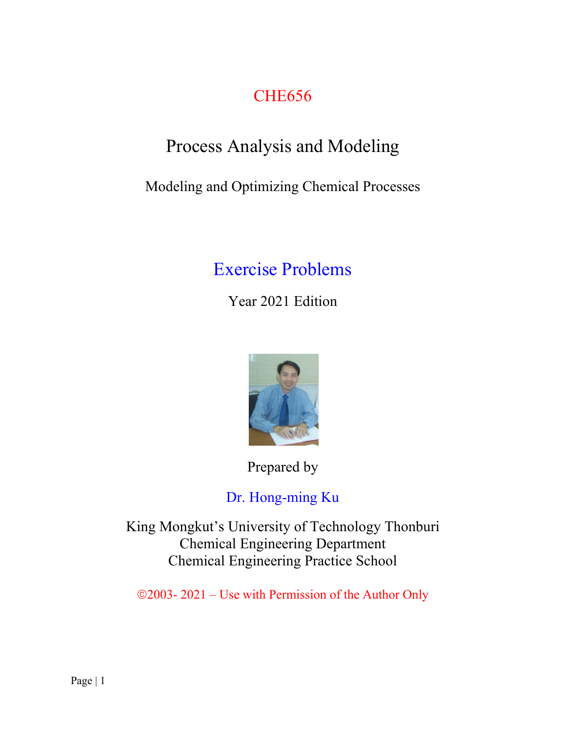# CHE656

## Process Analysis and Modeling

Modeling and Optimizing Chemical Processes

## Exercise Problems

Year 2021 Edition

Prepared by

Dr. Hong-ming Ku

King Mongkut's University of Technology Thonburi
Chemical Engineering Department
Chemical Engineering Practice School

©2003- 2021 – Use with Permission of the Author Only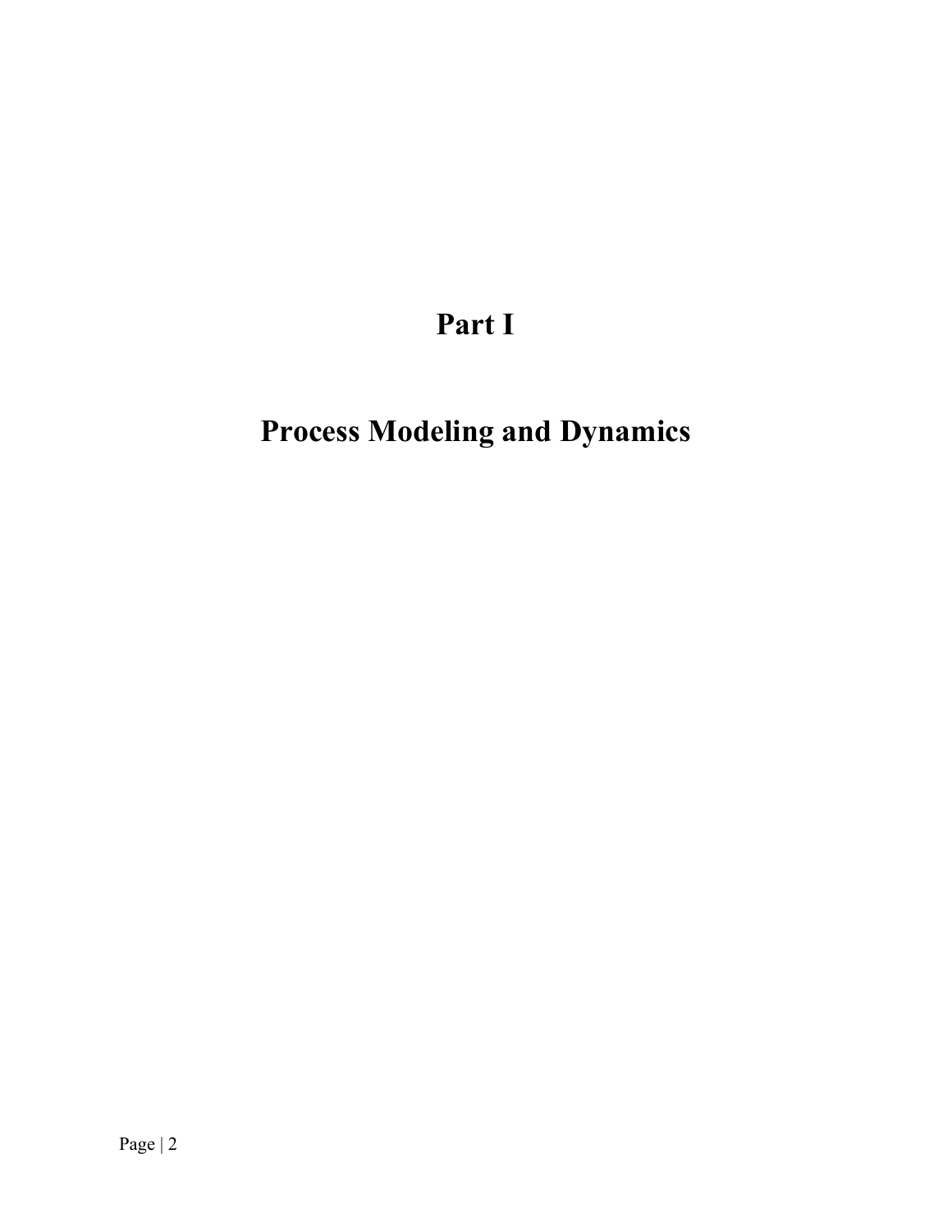# Part I

# Process Modeling and Dynamics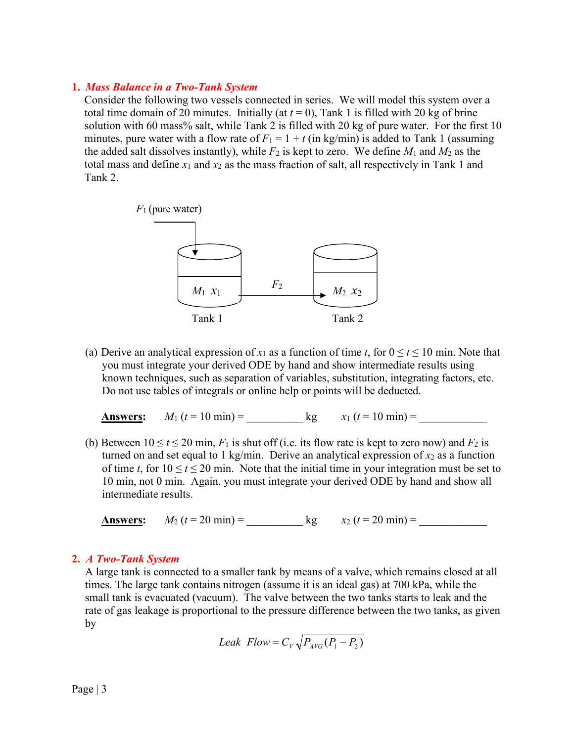1. ***Mass Balance in a Two-Tank System***

Consider the following two vessels connected in series. We will model this system over a total time domain of 20 minutes. Initially (at $t = 0$), Tank 1 is filled with 20 kg of brine solution with 60 mass% salt, while Tank 2 is filled with 20 kg of pure water. For the first 10 minutes, pure water with a flow rate of $F_1 = 1 + t$ (in kg/min) is added to Tank 1 (assuming the added salt dissolves instantly), while $F_2$ is kept to zero. We define $M_1$ and $M_2$ as the total mass and define $x_1$ and $x_2$ as the mass fraction of salt, all respectively in Tank 1 and Tank 2.

$F_1$ (pure water)

$M_1$ $x_1$ | $F_2$ | $M_2$ $x_2$

Tank 1 | Tank 2

(a) Derive an analytical expression of $x_1$ as a function of time $t$, for $0 \leq t \leq 10$ min. Note that you must integrate your derived ODE by hand and show intermediate results using known techniques, such as separation of variables, substitution, integrating factors, etc. Do not use tables of integrals or online help or points will be deducted.

**<u>Answers</u>:** $M_1$ ($t$ = 10 min) = __________ kg $\quad$ $x_1$ ($t$ = 10 min) = ____________

(b) Between $10 \leq t \leq 20$ min, $F_1$ is shut off (i.e. its flow rate is kept to zero now) and $F_2$ is turned on and set equal to 1 kg/min. Derive an analytical expression of $x_2$ as a function of time $t$, for $10 \leq t \leq 20$ min. Note that the initial time in your integration must be set to 10 min, not 0 min. Again, you must integrate your derived ODE by hand and show all intermediate results.

**<u>Answers</u>:** $M_2$ ($t$ = 20 min) = __________ kg $\quad$ $x_2$ ($t$ = 20 min) = ____________

2. ***A Two-Tank System***

A large tank is connected to a smaller tank by means of a valve, which remains closed at all times. The large tank contains nitrogen (assume it is an ideal gas) at 700 kPa, while the small tank is evacuated (vacuum). The valve between the two tanks starts to leak and the rate of gas leakage is proportional to the pressure difference between the two tanks, as given by

$$Leak\ \ Flow = C_V \sqrt{P_{AVG}(P_1 - P_2)}$$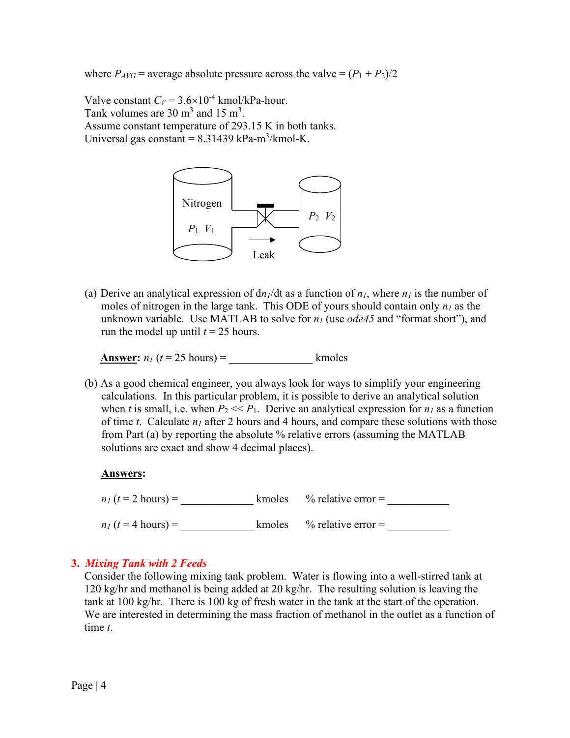where $P_{AVG}$ = average absolute pressure across the valve = $(P_1 + P_2)/2$

Valve constant $C_V = 3.6\times10^{-4}$ kmol/kPa-hour.
Tank volumes are 30 m$^3$ and 15 m$^3$.
Assume constant temperature of 293.15 K in both tanks.
Universal gas constant = 8.31439 kPa-m$^3$/kmol-K.

(a) Derive an analytical expression of $dn_1/dt$ as a function of $n_1$, where $n_1$ is the number of moles of nitrogen in the large tank. This ODE of yours should contain only $n_1$ as the unknown variable. Use MATLAB to solve for $n_1$ (use *ode45* and "format short"), and run the model up until $t = 25$ hours.

**Answer:** $n_1$ ($t = 25$ hours) = _______________ kmoles

(b) As a good chemical engineer, you always look for ways to simplify your engineering calculations. In this particular problem, it is possible to derive an analytical solution when $t$ is small, i.e. when $P_2 \ll P_1$. Derive an analytical expression for $n_1$ as a function of time $t$. Calculate $n_1$ after 2 hours and 4 hours, and compare these solutions with those from Part (a) by reporting the absolute % relative errors (assuming the MATLAB solutions are exact and show 4 decimal places).

**Answers:**

$n_1$ ($t = 2$ hours) = _____________ kmoles % relative error = ___________

$n_1$ ($t = 4$ hours) = _____________ kmoles % relative error = ___________

### 3. *Mixing Tank with 2 Feeds*

Consider the following mixing tank problem. Water is flowing into a well-stirred tank at 120 kg/hr and methanol is being added at 20 kg/hr. The resulting solution is leaving the tank at 100 kg/hr. There is 100 kg of fresh water in the tank at the start of the operation. We are interested in determining the mass fraction of methanol in the outlet as a function of time $t$.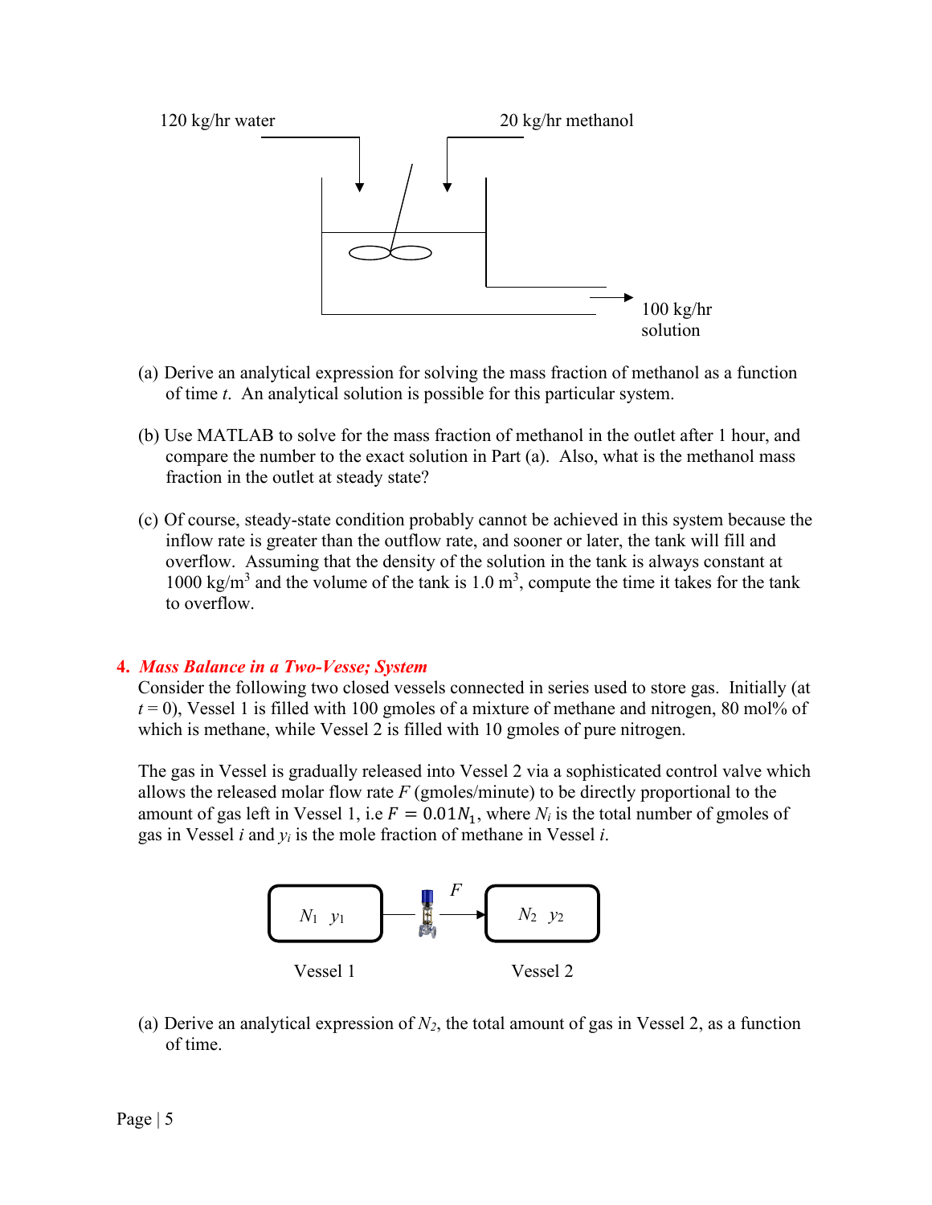120 kg/hr water

20 kg/hr methanol

100 kg/hr solution

(a) Derive an analytical expression for solving the mass fraction of methanol as a function of time *t*. An analytical solution is possible for this particular system.

(b) Use MATLAB to solve for the mass fraction of methanol in the outlet after 1 hour, and compare the number to the exact solution in Part (a). Also, what is the methanol mass fraction in the outlet at steady state?

(c) Of course, steady-state condition probably cannot be achieved in this system because the inflow rate is greater than the outflow rate, and sooner or later, the tank will fill and overflow. Assuming that the density of the solution in the tank is always constant at 1000 kg/m$^3$ and the volume of the tank is 1.0 m$^3$, compute the time it takes for the tank to overflow.

## 4. *Mass Balance in a Two-Vesse; System*

Consider the following two closed vessels connected in series used to store gas. Initially (at $t = 0$), Vessel 1 is filled with 100 gmoles of a mixture of methane and nitrogen, 80 mol% of which is methane, while Vessel 2 is filled with 10 gmoles of pure nitrogen.

The gas in Vessel is gradually released into Vessel 2 via a sophisticated control valve which allows the released molar flow rate $F$ (gmoles/minute) to be directly proportional to the amount of gas left in Vessel 1, i.e $F = 0.01N_1$, where $N_i$ is the total number of gmoles of gas in Vessel $i$ and $y_i$ is the mole fraction of methane in Vessel $i$.

$N_1$ $y_1$ — $F$ → $N_2$ $y_2$

Vessel 1 Vessel 2

(a) Derive an analytical expression of $N_2$, the total amount of gas in Vessel 2, as a function of time.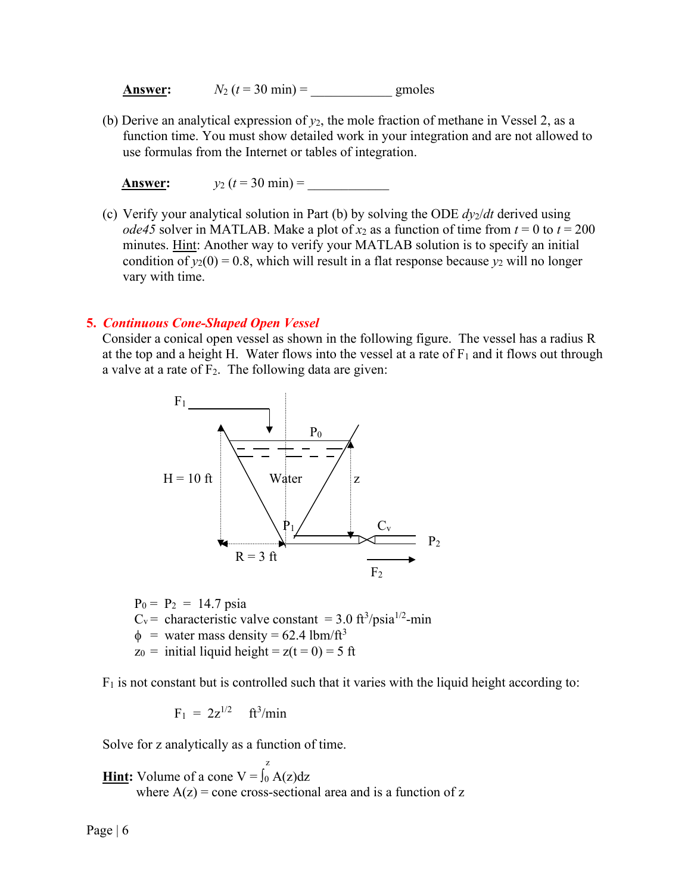**Answer:** $N_2$ ($t$ = 30 min) = ____________ gmoles

(b) Derive an analytical expression of $y_2$, the mole fraction of methane in Vessel 2, as a function time. You must show detailed work in your integration and are not allowed to use formulas from the Internet or tables of integration.

**Answer:** $y_2$ ($t$ = 30 min) = ____________

(c) Verify your analytical solution in Part (b) by solving the ODE $dy_2/dt$ derived using *ode45* solver in MATLAB. Make a plot of $x_2$ as a function of time from $t$ = 0 to $t$ = 200 minutes. Hint: Another way to verify your MATLAB solution is to specify an initial condition of $y_2(0) = 0.8$, which will result in a flat response because $y_2$ will no longer vary with time.

## 5. *Continuous Cone-Shaped Open Vessel*

Consider a conical open vessel as shown in the following figure. The vessel has a radius R at the top and a height H. Water flows into the vessel at a rate of $F_1$ and it flows out through a valve at a rate of $F_2$. The following data are given:

$F_1$ | $P_0$ | H = 10 ft | Water | z | $P_1$ | $C_v$ | $P_2$ | R = 3 ft | $F_2$

$P_0$ = $P_2$ = 14.7 psia
$C_v$ = characteristic valve constant = 3.0 ft$^3$/psia$^{1/2}$-min
$\phi$ = water mass density = 62.4 lbm/ft$^3$
$z_0$ = initial liquid height = z(t = 0) = 5 ft

$F_1$ is not constant but is controlled such that it varies with the liquid height according to:

$$F_1 = 2z^{1/2} \quad \text{ft}^3\text{/min}$$

Solve for z analytically as a function of time.

**Hint:** Volume of a cone $V = \int_0^z A(z)dz$
where A(z) = cone cross-sectional area and is a function of z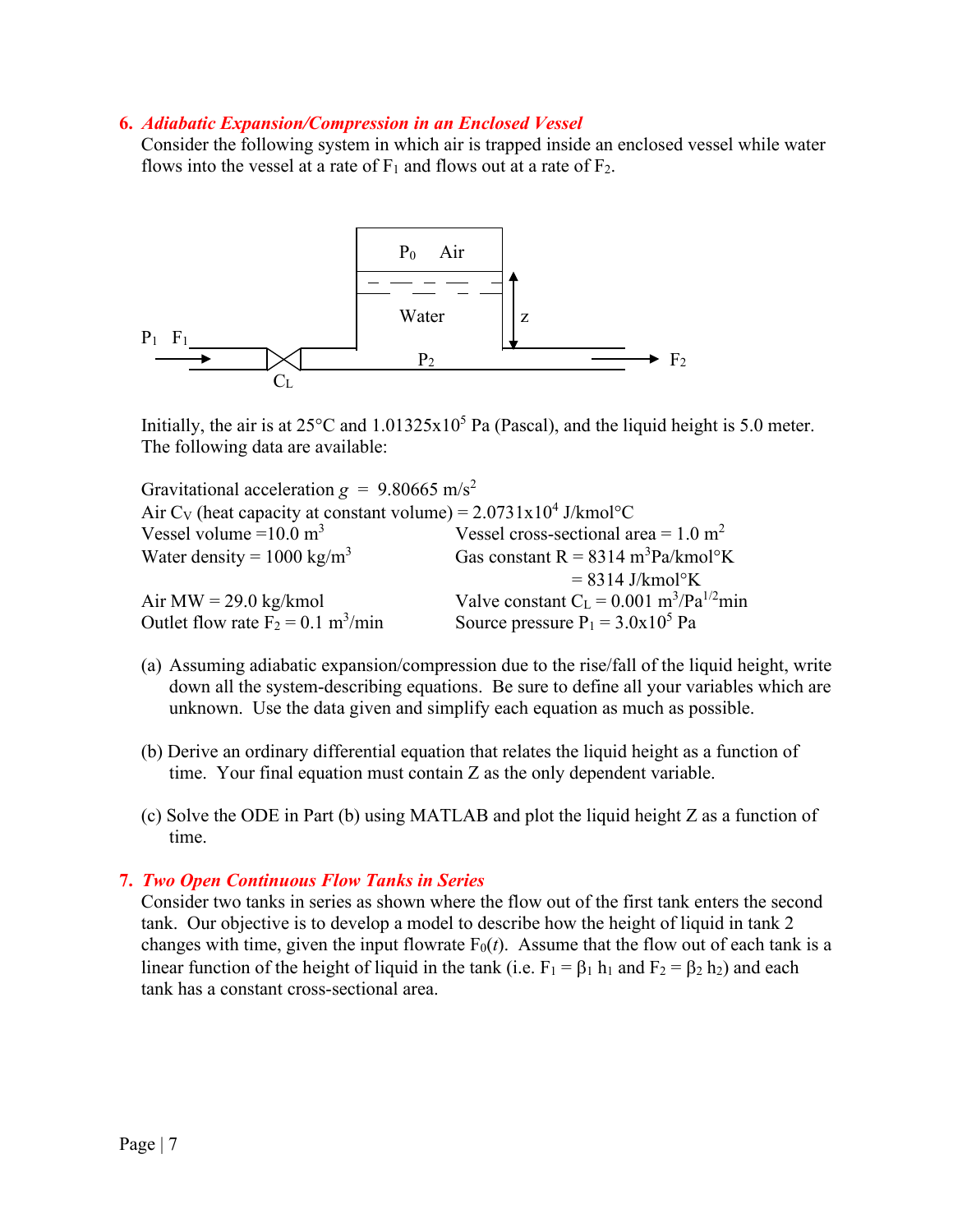### 6. *Adiabatic Expansion/Compression in an Enclosed Vessel*

Consider the following system in which air is trapped inside an enclosed vessel while water flows into the vessel at a rate of $F_1$ and flows out at a rate of $F_2$.

Initially, the air is at 25°C and $1.01325 \times 10^5$ Pa (Pascal), and the liquid height is 5.0 meter. The following data are available:

Gravitational acceleration $g = 9.80665$ m/s$^2$

Air $C_V$ (heat capacity at constant volume) = $2.0731 \times 10^4$ J/kmol°C

| | |
|---|---|
| Vessel volume = 10.0 m$^3$ | Vessel cross-sectional area = 1.0 m$^2$ |
| Water density = 1000 kg/m$^3$ | Gas constant R = 8314 m$^3$Pa/kmol°K = 8314 J/kmol°K |
| Air MW = 29.0 kg/kmol | Valve constant $C_L$ = 0.001 m$^3$/Pa$^{1/2}$min |
| Outlet flow rate $F_2$ = 0.1 m$^3$/min | Source pressure $P_1 = 3.0 \times 10^5$ Pa |

(a) Assuming adiabatic expansion/compression due to the rise/fall of the liquid height, write down all the system-describing equations. Be sure to define all your variables which are unknown. Use the data given and simplify each equation as much as possible.

(b) Derive an ordinary differential equation that relates the liquid height as a function of time. Your final equation must contain Z as the only dependent variable.

(c) Solve the ODE in Part (b) using MATLAB and plot the liquid height Z as a function of time.

### 7. *Two Open Continuous Flow Tanks in Series*

Consider two tanks in series as shown where the flow out of the first tank enters the second tank. Our objective is to develop a model to describe how the height of liquid in tank 2 changes with time, given the input flowrate $F_0(t)$. Assume that the flow out of each tank is a linear function of the height of liquid in the tank (i.e. $F_1 = \beta_1 h_1$ and $F_2 = \beta_2 h_2$) and each tank has a constant cross-sectional area.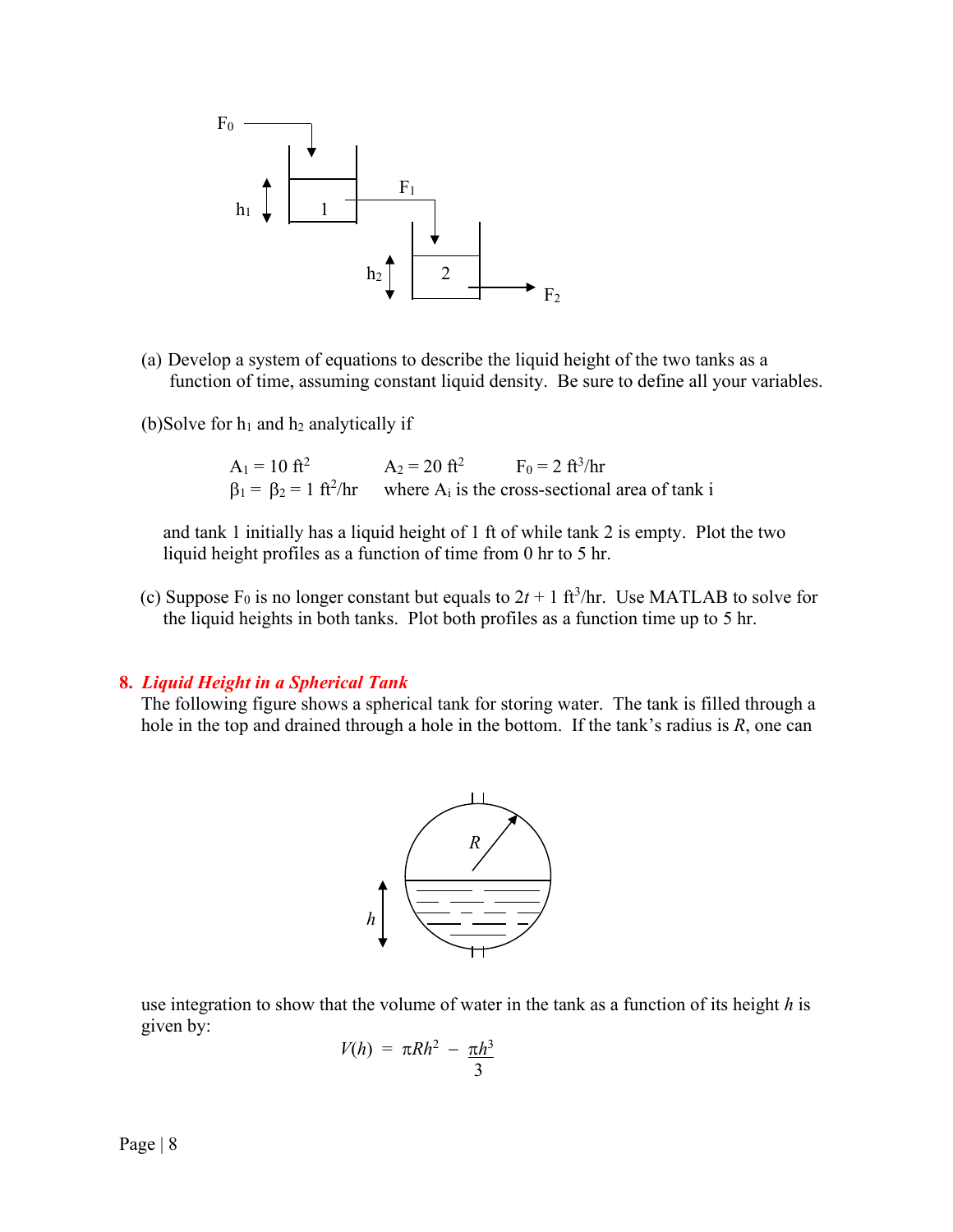(a) Develop a system of equations to describe the liquid height of the two tanks as a function of time, assuming constant liquid density. Be sure to define all your variables.

(b) Solve for $h_1$ and $h_2$ analytically if

$A_1 = 10$ ft$^2$ $\quad$ $A_2 = 20$ ft$^2$ $\quad$ $F_0 = 2$ ft$^3$/hr
$\beta_1 = \beta_2 = 1$ ft$^2$/hr $\quad$ where $A_i$ is the cross-sectional area of tank i

and tank 1 initially has a liquid height of 1 ft of while tank 2 is empty. Plot the two liquid height profiles as a function of time from 0 hr to 5 hr.

(c) Suppose $F_0$ is no longer constant but equals to $2t + 1$ ft$^3$/hr. Use MATLAB to solve for the liquid heights in both tanks. Plot both profiles as a function time up to 5 hr.

## 8. *Liquid Height in a Spherical Tank*

The following figure shows a spherical tank for storing water. The tank is filled through a hole in the top and drained through a hole in the bottom. If the tank's radius is $R$, one can use integration to show that the volume of water in the tank as a function of its height $h$ is given by:

$$V(h) = \pi R h^2 - \frac{\pi h^3}{3}$$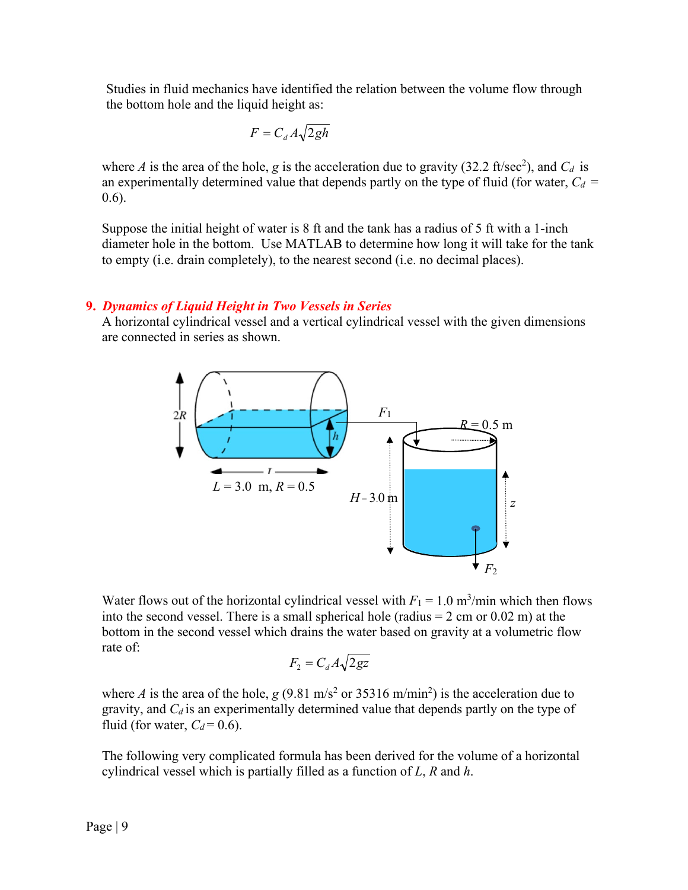Studies in fluid mechanics have identified the relation between the volume flow through the bottom hole and the liquid height as:

$$F = C_d A\sqrt{2gh}$$

where $A$ is the area of the hole, $g$ is the acceleration due to gravity (32.2 ft/sec$^2$), and $C_d$ is an experimentally determined value that depends partly on the type of fluid (for water, $C_d$ = 0.6).

Suppose the initial height of water is 8 ft and the tank has a radius of 5 ft with a 1-inch diameter hole in the bottom. Use MATLAB to determine how long it will take for the tank to empty (i.e. drain completely), to the nearest second (i.e. no decimal places).

## 9. *Dynamics of Liquid Height in Two Vessels in Series*

A horizontal cylindrical vessel and a vertical cylindrical vessel with the given dimensions are connected in series as shown.

$L$ = 3.0 m, $R$ = 0.5

Water flows out of the horizontal cylindrical vessel with $F_1$ = 1.0 m$^3$/min which then flows into the second vessel. There is a small spherical hole (radius = 2 cm or 0.02 m) at the bottom in the second vessel which drains the water based on gravity at a volumetric flow rate of:

$$F_2 = C_d A\sqrt{2gz}$$

where $A$ is the area of the hole, $g$ (9.81 m/s$^2$ or 35316 m/min$^2$) is the acceleration due to gravity, and $C_d$ is an experimentally determined value that depends partly on the type of fluid (for water, $C_d$ = 0.6).

The following very complicated formula has been derived for the volume of a horizontal cylindrical vessel which is partially filled as a function of $L$, $R$ and $h$.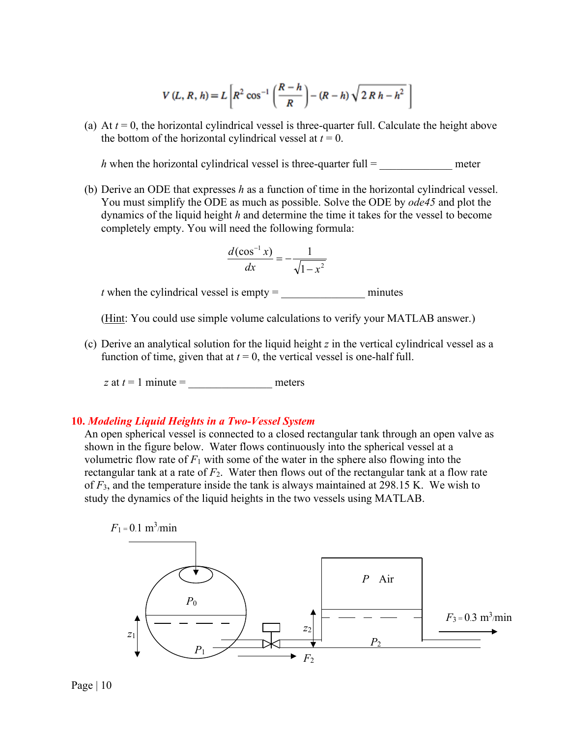$$V(L, R, h) = L\left[R^2 \cos^{-1}\left(\frac{R-h}{R}\right) - (R-h)\sqrt{2Rh - h^2}\right]$$

(a) At $t = 0$, the horizontal cylindrical vessel is three-quarter full. Calculate the height above the bottom of the horizontal cylindrical vessel at $t = 0$.

$h$ when the horizontal cylindrical vessel is three-quarter full = _____________ meter

(b) Derive an ODE that expresses $h$ as a function of time in the horizontal cylindrical vessel. You must simplify the ODE as much as possible. Solve the ODE by *ode45* and plot the dynamics of the liquid height $h$ and determine the time it takes for the vessel to become completely empty. You will need the following formula:

$$\frac{d(\cos^{-1} x)}{dx} = -\frac{1}{\sqrt{1-x^2}}$$

$t$ when the cylindrical vessel is empty = _______________ minutes

(Hint: You could use simple volume calculations to verify your MATLAB answer.)

(c) Derive an analytical solution for the liquid height $z$ in the vertical cylindrical vessel as a function of time, given that at $t = 0$, the vertical vessel is one-half full.

$z$ at $t = 1$ minute = _______________ meters

## 10. *Modeling Liquid Heights in a Two-Vessel System*

An open spherical vessel is connected to a closed rectangular tank through an open valve as shown in the figure below. Water flows continuously into the spherical vessel at a volumetric flow rate of $F_1$ with some of the water in the sphere also flowing into the rectangular tank at a rate of $F_2$. Water then flows out of the rectangular tank at a flow rate of $F_3$, and the temperature inside the tank is always maintained at 298.15 K. We wish to study the dynamics of the liquid heights in the two vessels using MATLAB.

$F_1 = 0.1$ m$^3$/min

$P_0$

$P$ Air

$F_3 = 0.3$ m$^3$/min

$z_1$

$z_2$

$P_1$

$P_2$

$F_2$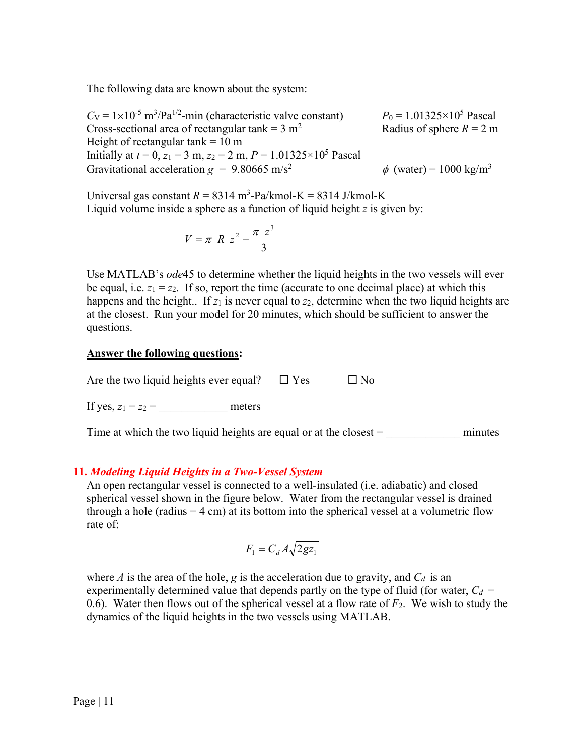The following data are known about the system:

$C_V = 1\times10^{-5}$ m$^3$/Pa$^{1/2}$-min (characteristic valve constant)  
$P_0 = 1.01325\times10^5$ Pascal  
Cross-sectional area of rectangular tank = 3 m$^2$  
Radius of sphere $R$ = 2 m  
Height of rectangular tank = 10 m  
Initially at $t = 0$, $z_1 = 3$ m, $z_2 = 2$ m, $P = 1.01325\times10^5$ Pascal  
Gravitational acceleration $g$ = 9.80665 m/s$^2$  
$\phi$ (water) = 1000 kg/m$^3$

Universal gas constant $R$ = 8314 m$^3$-Pa/kmol-K = 8314 J/kmol-K  
Liquid volume inside a sphere as a function of liquid height $z$ is given by:

$$V = \pi\ R\ z^2 - \frac{\pi\ z^3}{3}$$

Use MATLAB's *ode*45 to determine whether the liquid heights in the two vessels will ever be equal, i.e. $z_1 = z_2$. If so, report the time (accurate to one decimal place) at which this happens and the height.. If $z_1$ is never equal to $z_2$, determine when the two liquid heights are at the closest. Run your model for 20 minutes, which should be sufficient to answer the questions.

**Answer the following questions:**

Are the two liquid heights ever equal? ☐ Yes ☐ No

If yes, $z_1 = z_2$ = ____________ meters

Time at which the two liquid heights are equal or at the closest = _____________ minutes

### 11. *Modeling Liquid Heights in a Two-Vessel System*

An open rectangular vessel is connected to a well-insulated (i.e. adiabatic) and closed spherical vessel shown in the figure below. Water from the rectangular vessel is drained through a hole (radius = 4 cm) at its bottom into the spherical vessel at a volumetric flow rate of:

$$F_1 = C_d A \sqrt{2 g z_1}$$

where $A$ is the area of the hole, $g$ is the acceleration due to gravity, and $C_d$ is an experimentally determined value that depends partly on the type of fluid (for water, $C_d$ = 0.6). Water then flows out of the spherical vessel at a flow rate of $F_2$. We wish to study the dynamics of the liquid heights in the two vessels using MATLAB.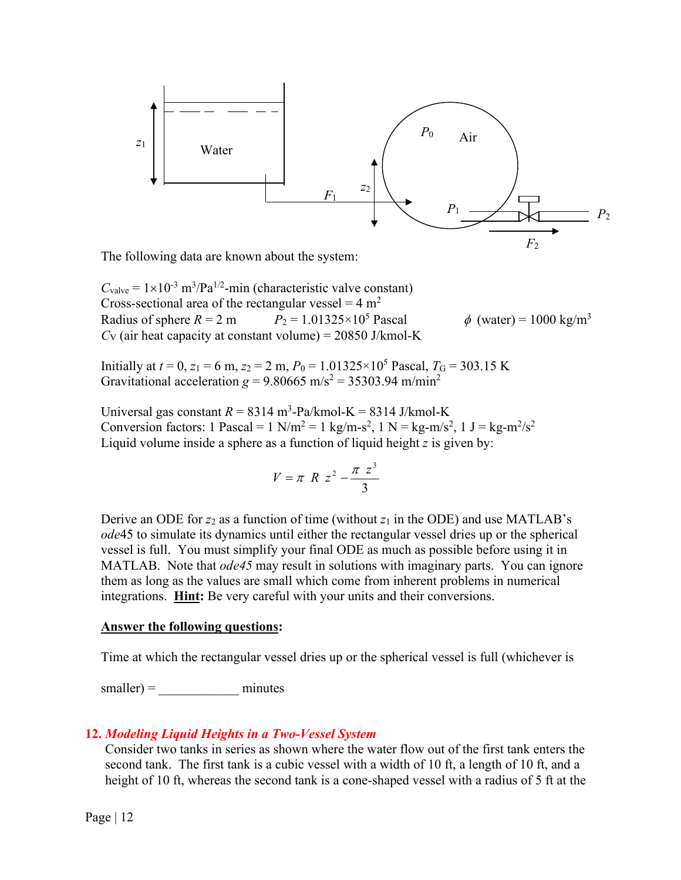The following data are known about the system:

$C_{valve} = 1\times10^{-3}$ m$^3$/Pa$^{1/2}$-min (characteristic valve constant)
Cross-sectional area of the rectangular vessel = 4 m$^2$
Radius of sphere $R = 2$ m $\quad$ $P_2 = 1.01325\times10^5$ Pascal $\quad$ $\phi$ (water) = 1000 kg/m$^3$
$C_V$ (air heat capacity at constant volume) = 20850 J/kmol-K

Initially at $t = 0$, $z_1 = 6$ m, $z_2 = 2$ m, $P_0 = 1.01325\times10^5$ Pascal, $T_G = 303.15$ K
Gravitational acceleration $g = 9.80665$ m/s$^2$ = 35303.94 m/min$^2$

Universal gas constant $R = 8314$ m$^3$-Pa/kmol-K = 8314 J/kmol-K
Conversion factors: 1 Pascal = 1 N/m$^2$ = 1 kg/m-s$^2$, 1 N = kg-m/s$^2$, 1 J = kg-m$^2$/s$^2$
Liquid volume inside a sphere as a function of liquid height $z$ is given by:

$$V = \pi\ R\ z^2 - \frac{\pi\ z^3}{3}$$

Derive an ODE for $z_2$ as a function of time (without $z_1$ in the ODE) and use MATLAB's *ode*45 to simulate its dynamics until either the rectangular vessel dries up or the spherical vessel is full. You must simplify your final ODE as much as possible before using it in MATLAB. Note that *ode45* may result in solutions with imaginary parts. You can ignore them as long as the values are small which come from inherent problems in numerical integrations. **<u>Hint</u>:** Be very careful with your units and their conversions.

**<u>Answer the following questions</u>:**

Time at which the rectangular vessel dries up or the spherical vessel is full (whichever is smaller) = ____________ minutes

## 12. *Modeling Liquid Heights in a Two-Vessel System*

Consider two tanks in series as shown where the water flow out of the first tank enters the second tank. The first tank is a cubic vessel with a width of 10 ft, a length of 10 ft, and a height of 10 ft, whereas the second tank is a cone-shaped vessel with a radius of 5 ft at the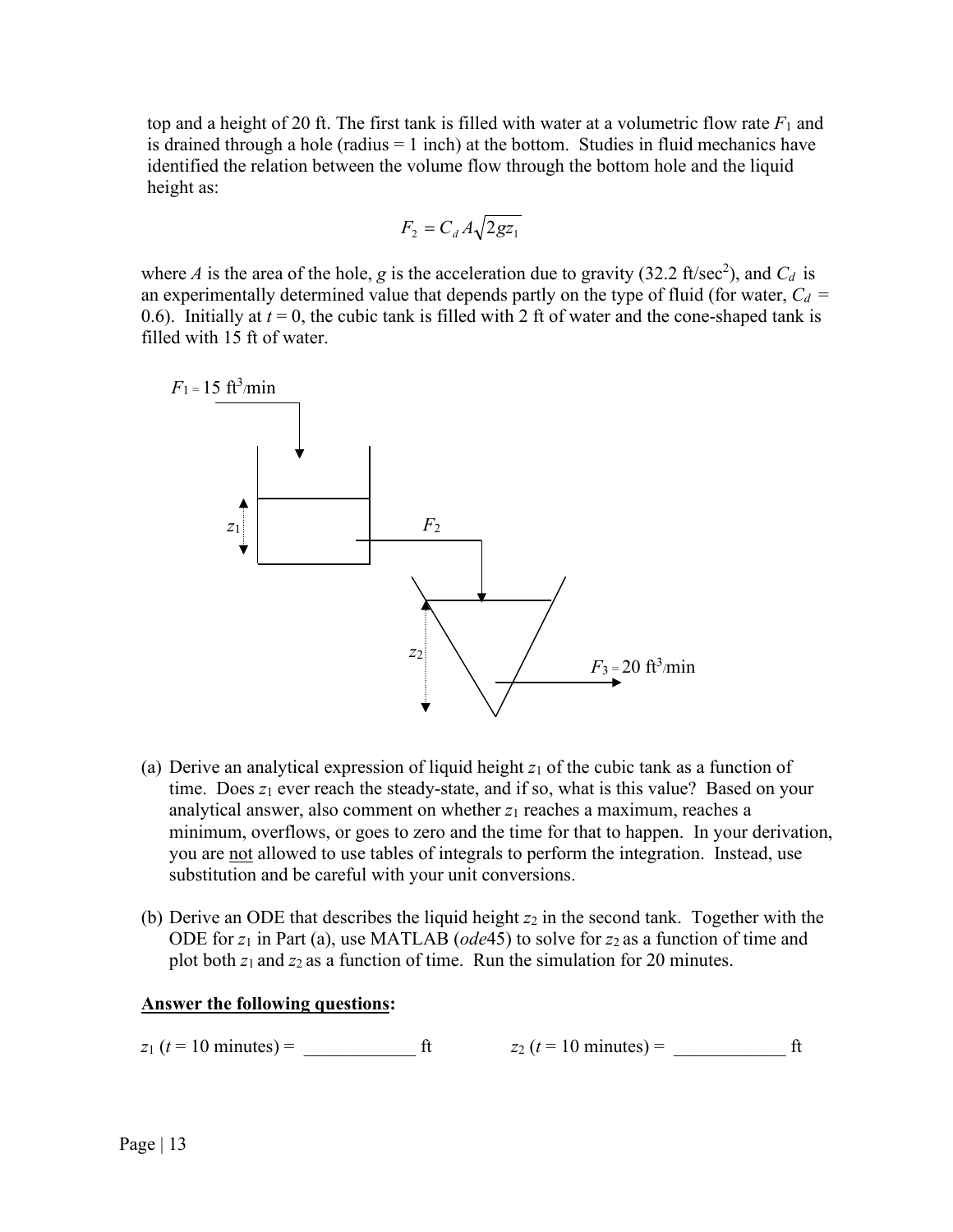top and a height of 20 ft. The first tank is filled with water at a volumetric flow rate $F_1$ and is drained through a hole (radius = 1 inch) at the bottom. Studies in fluid mechanics have identified the relation between the volume flow through the bottom hole and the liquid height as:

$$F_2 = C_d A \sqrt{2 g z_1}$$

where $A$ is the area of the hole, $g$ is the acceleration due to gravity (32.2 ft/sec$^2$), and $C_d$ is an experimentally determined value that depends partly on the type of fluid (for water, $C_d$ = 0.6). Initially at $t = 0$, the cubic tank is filled with 2 ft of water and the cone-shaped tank is filled with 15 ft of water.

$F_1$ = 15 ft$^3$/min

$z_1$

$F_2$

$z_2$

$F_3$ = 20 ft$^3$/min

(a) Derive an analytical expression of liquid height $z_1$ of the cubic tank as a function of time. Does $z_1$ ever reach the steady-state, and if so, what is this value? Based on your analytical answer, also comment on whether $z_1$ reaches a maximum, reaches a minimum, overflows, or goes to zero and the time for that to happen. In your derivation, you are not allowed to use tables of integrals to perform the integration. Instead, use substitution and be careful with your unit conversions.

(b) Derive an ODE that describes the liquid height $z_2$ in the second tank. Together with the ODE for $z_1$ in Part (a), use MATLAB (*ode*45) to solve for $z_2$ as a function of time and plot both $z_1$ and $z_2$ as a function of time. Run the simulation for 20 minutes.

**Answer the following questions:**

$z_1$ ($t$ = 10 minutes) = ____________ ft $\qquad$ $z_2$ ($t$ = 10 minutes) = ____________ ft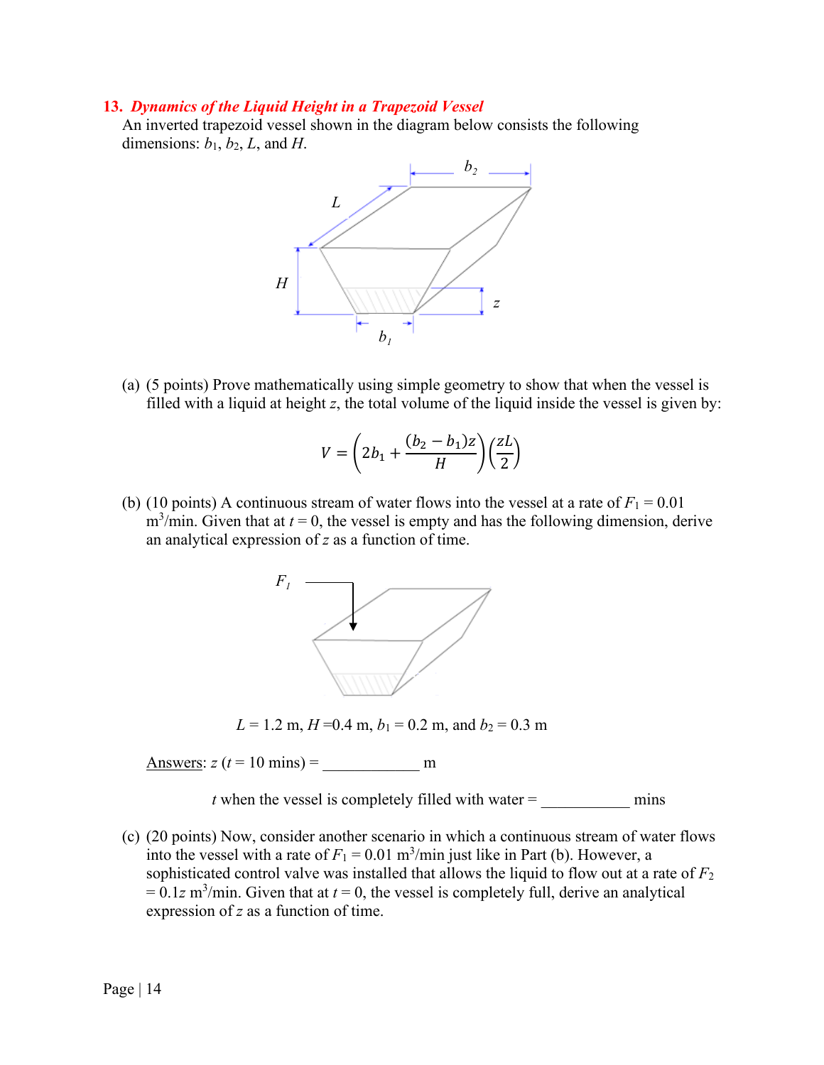### 13. *Dynamics of the Liquid Height in a Trapezoid Vessel*

An inverted trapezoid vessel shown in the diagram below consists the following dimensions: $b_1$, $b_2$, $L$, and $H$.

(a) (5 points) Prove mathematically using simple geometry to show that when the vessel is filled with a liquid at height $z$, the total volume of the liquid inside the vessel is given by:

$$V = \left(2b_1 + \frac{(b_2 - b_1)z}{H}\right)\left(\frac{zL}{2}\right)$$

(b) (10 points) A continuous stream of water flows into the vessel at a rate of $F_1 = 0.01$ $m^3$/min. Given that at $t = 0$, the vessel is empty and has the following dimension, derive an analytical expression of $z$ as a function of time.

$L = 1.2$ m, $H = 0.4$ m, $b_1 = 0.2$ m, and $b_2 = 0.3$ m

Answers: $z$ ($t = 10$ mins) = ____________ m

$t$ when the vessel is completely filled with water = ___________ mins

(c) (20 points) Now, consider another scenario in which a continuous stream of water flows into the vessel with a rate of $F_1 = 0.01$ $m^3$/min just like in Part (b). However, a sophisticated control valve was installed that allows the liquid to flow out at a rate of $F_2 = 0.1z$ $m^3$/min. Given that at $t = 0$, the vessel is completely full, derive an analytical expression of $z$ as a function of time.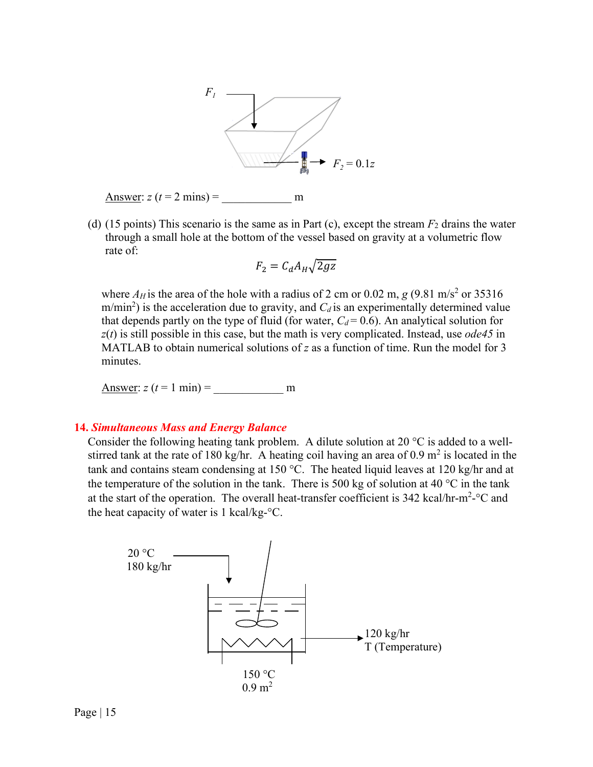$F_1$

$F_2 = 0.1z$

Answer: $z$ ($t$ = 2 mins) = ____________ m

(d) (15 points) This scenario is the same as in Part (c), except the stream $F_2$ drains the water through a small hole at the bottom of the vessel based on gravity at a volumetric flow rate of:

$$F_2 = C_d A_H \sqrt{2gz}$$

where $A_H$ is the area of the hole with a radius of 2 cm or 0.02 m, $g$ (9.81 m/s$^2$ or 35316 m/min$^2$) is the acceleration due to gravity, and $C_d$ is an experimentally determined value that depends partly on the type of fluid (for water, $C_d$ = 0.6). An analytical solution for $z(t)$ is still possible in this case, but the math is very complicated. Instead, use *ode45* in MATLAB to obtain numerical solutions of $z$ as a function of time. Run the model for 3 minutes.

Answer: $z$ ($t$ = 1 min) = ____________ m

## 14. *Simultaneous Mass and Energy Balance*

Consider the following heating tank problem. A dilute solution at 20 °C is added to a well-stirred tank at the rate of 180 kg/hr. A heating coil having an area of 0.9 m$^2$ is located in the tank and contains steam condensing at 150 °C. The heated liquid leaves at 120 kg/hr and at the temperature of the solution in the tank. There is 500 kg of solution at 40 °C in the tank at the start of the operation. The overall heat-transfer coefficient is 342 kcal/hr-m$^2$-°C and the heat capacity of water is 1 kcal/kg-°C.

20 °C
180 kg/hr

120 kg/hr
T (Temperature)

150 °C
0.9 m$^2$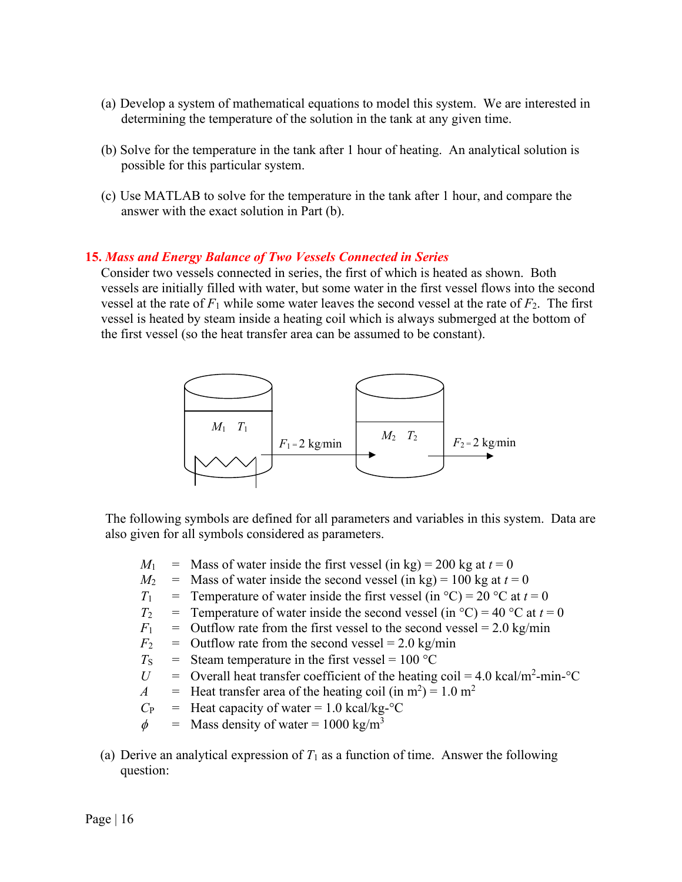(a) Develop a system of mathematical equations to model this system. We are interested in determining the temperature of the solution in the tank at any given time.

(b) Solve for the temperature in the tank after 1 hour of heating. An analytical solution is possible for this particular system.

(c) Use MATLAB to solve for the temperature in the tank after 1 hour, and compare the answer with the exact solution in Part (b).

**15.** ***Mass and Energy Balance of Two Vessels Connected in Series***

Consider two vessels connected in series, the first of which is heated as shown. Both vessels are initially filled with water, but some water in the first vessel flows into the second vessel at the rate of $F_1$ while some water leaves the second vessel at the rate of $F_2$. The first vessel is heated by steam inside a heating coil which is always submerged at the bottom of the first vessel (so the heat transfer area can be assumed to be constant).

$M_1$ $T_1$ $F_1 = 2$ kg/min $M_2$ $T_2$ $F_2 = 2$ kg/min

The following symbols are defined for all parameters and variables in this system. Data are also given for all symbols considered as parameters.

- $M_1$ = Mass of water inside the first vessel (in kg) = 200 kg at $t = 0$
- $M_2$ = Mass of water inside the second vessel (in kg) = 100 kg at $t = 0$
- $T_1$ = Temperature of water inside the first vessel (in °C) = 20 °C at $t = 0$
- $T_2$ = Temperature of water inside the second vessel (in °C) = 40 °C at $t = 0$
- $F_1$ = Outflow rate from the first vessel to the second vessel = 2.0 kg/min
- $F_2$ = Outflow rate from the second vessel = 2.0 kg/min
- $T_S$ = Steam temperature in the first vessel = 100 °C
- $U$ = Overall heat transfer coefficient of the heating coil = 4.0 kcal/m$^2$-min-°C
- $A$ = Heat transfer area of the heating coil (in m$^2$) = 1.0 m$^2$
- $C_P$ = Heat capacity of water = 1.0 kcal/kg-°C
- $\phi$ = Mass density of water = 1000 kg/m$^3$

(a) Derive an analytical expression of $T_1$ as a function of time. Answer the following question: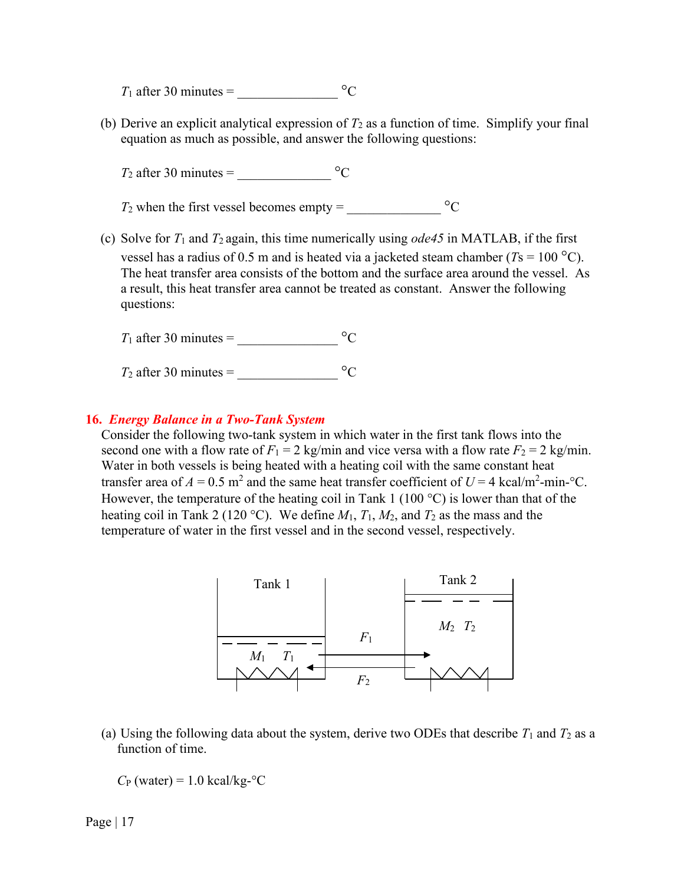$T_1$ after 30 minutes = _______________ °C

(b) Derive an explicit analytical expression of $T_2$ as a function of time. Simplify your final equation as much as possible, and answer the following questions:

$T_2$ after 30 minutes = ______________ °C

$T_2$ when the first vessel becomes empty = ______________ °C

(c) Solve for $T_1$ and $T_2$ again, this time numerically using *ode45* in MATLAB, if the first vessel has a radius of 0.5 m and is heated via a jacketed steam chamber ($T_S$ = 100 °C). The heat transfer area consists of the bottom and the surface area around the vessel. As a result, this heat transfer area cannot be treated as constant. Answer the following questions:

$T_1$ after 30 minutes = _______________ °C

$T_2$ after 30 minutes = _______________ °C

**16. *Energy Balance in a Two-Tank System***

Consider the following two-tank system in which water in the first tank flows into the second one with a flow rate of $F_1$ = 2 kg/min and vice versa with a flow rate $F_2$ = 2 kg/min. Water in both vessels is being heated with a heating coil with the same constant heat transfer area of $A$ = 0.5 m$^2$ and the same heat transfer coefficient of $U$ = 4 kcal/m$^2$-min-°C. However, the temperature of the heating coil in Tank 1 (100 °C) is lower than that of the heating coil in Tank 2 (120 °C). We define $M_1$, $T_1$, $M_2$, and $T_2$ as the mass and the temperature of water in the first vessel and in the second vessel, respectively.

Tank 1 — $M_1$ $T_1$ → $F_1$ → Tank 2 — $M_2$ $T_2$; $F_2$ ← (from Tank 2 to Tank 1)

(a) Using the following data about the system, derive two ODEs that describe $T_1$ and $T_2$ as a function of time.

$C_P$ (water) = 1.0 kcal/kg-°C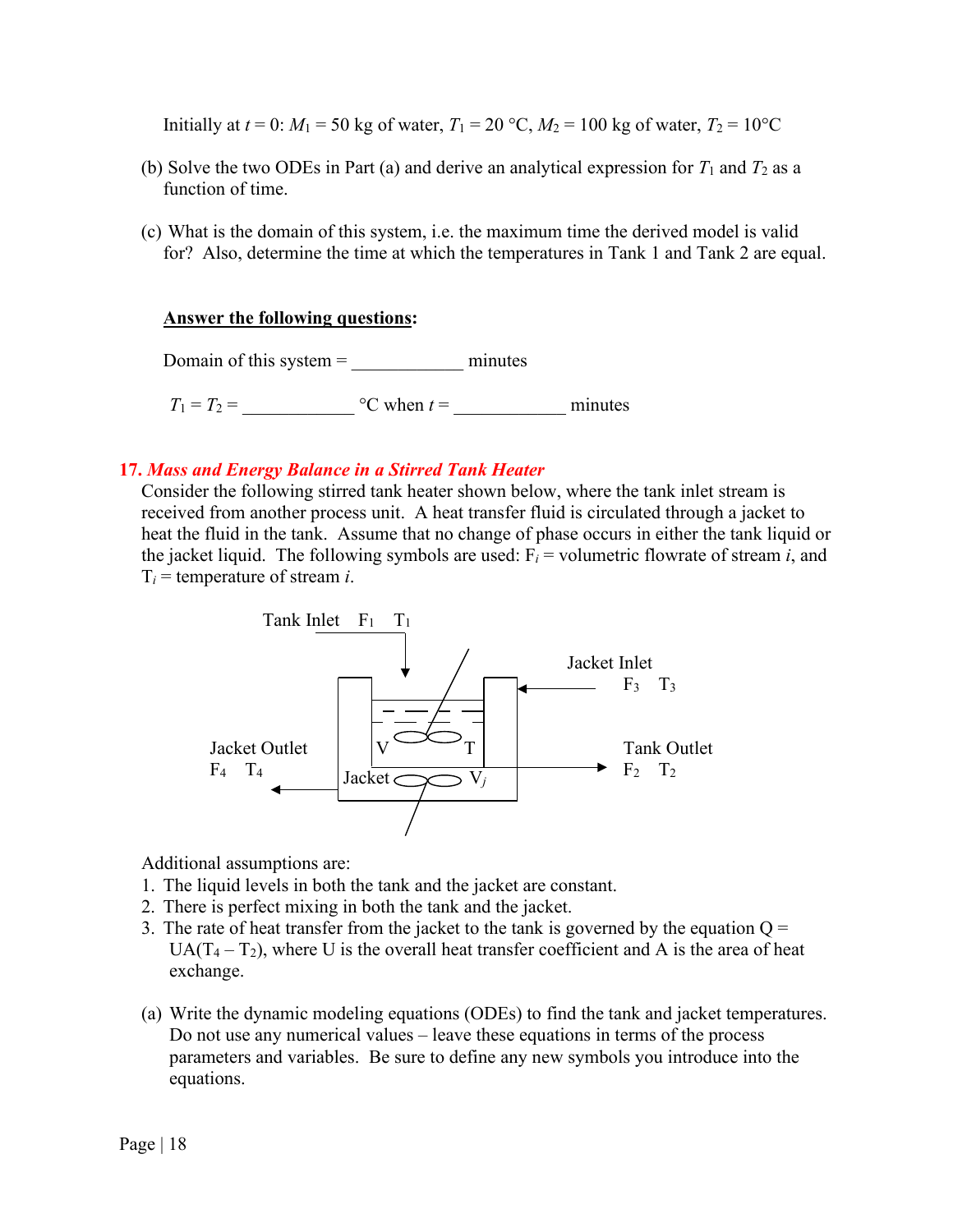Initially at $t = 0$: $M_1 = 50$ kg of water, $T_1 = 20$ °C, $M_2 = 100$ kg of water, $T_2 = 10$°C

(b) Solve the two ODEs in Part (a) and derive an analytical expression for $T_1$ and $T_2$ as a function of time.

(c) What is the domain of this system, i.e. the maximum time the derived model is valid for? Also, determine the time at which the temperatures in Tank 1 and Tank 2 are equal.

**<u>Answer the following questions</u>:**

Domain of this system = ____________ minutes

$T_1 = T_2 =$ ____________ °C when $t =$ ____________ minutes

### 17. *Mass and Energy Balance in a Stirred Tank Heater*

Consider the following stirred tank heater shown below, where the tank inlet stream is received from another process unit. A heat transfer fluid is circulated through a jacket to heat the fluid in the tank. Assume that no change of phase occurs in either the tank liquid or the jacket liquid. The following symbols are used: $F_i$ = volumetric flowrate of stream *i*, and $T_i$ = temperature of stream *i*.

Tank Inlet $F_1$ $T_1$

Jacket Inlet $F_3$ $T_3$

Jacket Outlet $F_4$ $T_4$

Tank Outlet $F_2$ $T_2$

V T

Jacket $V_j$

Additional assumptions are:

1. The liquid levels in both the tank and the jacket are constant.
2. There is perfect mixing in both the tank and the jacket.
3. The rate of heat transfer from the jacket to the tank is governed by the equation $Q = UA(T_4 - T_2)$, where U is the overall heat transfer coefficient and A is the area of heat exchange.

(a) Write the dynamic modeling equations (ODEs) to find the tank and jacket temperatures. Do not use any numerical values – leave these equations in terms of the process parameters and variables. Be sure to define any new symbols you introduce into the equations.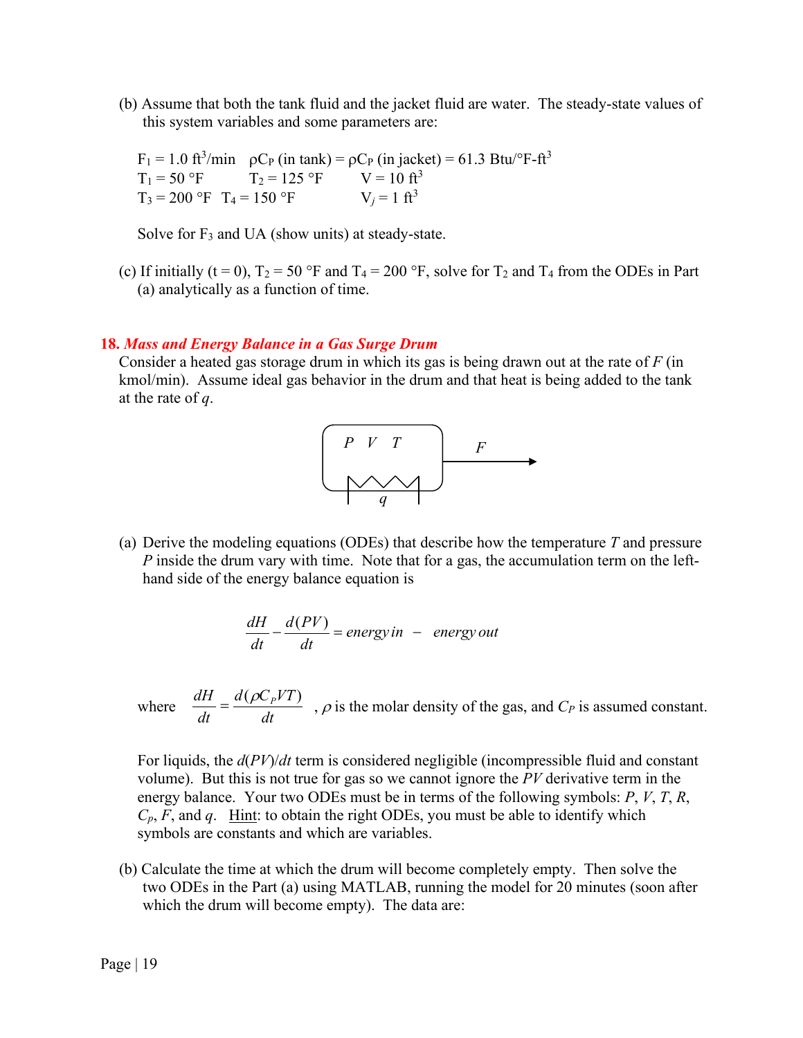(b) Assume that both the tank fluid and the jacket fluid are water. The steady-state values of this system variables and some parameters are:

$F_1 = 1.0$ ft$^3$/min $\quad \rho C_P$ (in tank) $= \rho C_P$ (in jacket) $= 61.3$ Btu/°F-ft$^3$
$T_1 = 50$ °F $\quad T_2 = 125$ °F $\quad V = 10$ ft$^3$
$T_3 = 200$ °F $\quad T_4 = 150$ °F $\quad V_j = 1$ ft$^3$

Solve for $F_3$ and UA (show units) at steady-state.

(c) If initially (t = 0), $T_2 = 50$ °F and $T_4 = 200$ °F, solve for $T_2$ and $T_4$ from the ODEs in Part (a) analytically as a function of time.

### 18. *Mass and Energy Balance in a Gas Surge Drum*

Consider a heated gas storage drum in which its gas is being drawn out at the rate of $F$ (in kmol/min). Assume ideal gas behavior in the drum and that heat is being added to the tank at the rate of $q$.

(a) Derive the modeling equations (ODEs) that describe how the temperature $T$ and pressure $P$ inside the drum vary with time. Note that for a gas, the accumulation term on the left-hand side of the energy balance equation is

$$\frac{dH}{dt} - \frac{d(PV)}{dt} = energy\,in \; - \; energy\,out$$

where $\dfrac{dH}{dt} = \dfrac{d(\rho C_P VT)}{dt}$ , $\rho$ is the molar density of the gas, and $C_P$ is assumed constant.

For liquids, the $d(PV)/dt$ term is considered negligible (incompressible fluid and constant volume). But this is not true for gas so we cannot ignore the $PV$ derivative term in the energy balance. Your two ODEs must be in terms of the following symbols: $P$, $V$, $T$, $R$, $C_p$, $F$, and $q$. Hint: to obtain the right ODEs, you must be able to identify which symbols are constants and which are variables.

(b) Calculate the time at which the drum will become completely empty. Then solve the two ODEs in the Part (a) using MATLAB, running the model for 20 minutes (soon after which the drum will become empty). The data are: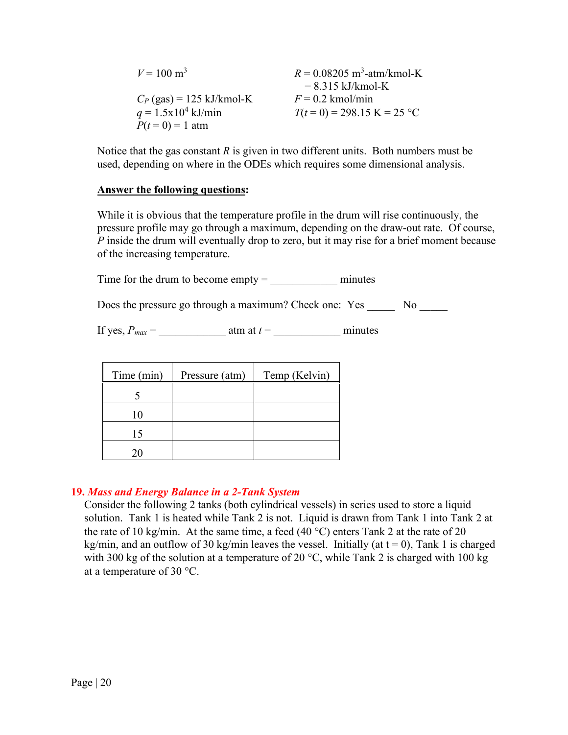$V$ = 100 m$^3$

$C_P$ (gas) = 125 kJ/kmol-K

$q$ = 1.5x10$^4$ kJ/min

$P(t = 0)$ = 1 atm

$R$ = 0.08205 m$^3$-atm/kmol-K
= 8.315 kJ/kmol-K

$F$ = 0.2 kmol/min

$T(t = 0)$ = 298.15 K = 25 °C

Notice that the gas constant $R$ is given in two different units. Both numbers must be used, depending on where in the ODEs which requires some dimensional analysis.

**Answer the following questions:**

While it is obvious that the temperature profile in the drum will rise continuously, the pressure profile may go through a maximum, depending on the draw-out rate. Of course, $P$ inside the drum will eventually drop to zero, but it may rise for a brief moment because of the increasing temperature.

Time for the drum to become empty = ____________ minutes

Does the pressure go through a maximum? Check one: Yes _____ No _____

If yes, $P_{max}$ = ____________ atm at $t$ = ____________ minutes

| Time (min) | Pressure (atm) | Temp (Kelvin) |
|---|---|---|
| 5 | | |
| 10 | | |
| 15 | | |
| 20 | | |

## 19. *Mass and Energy Balance in a 2-Tank System*

Consider the following 2 tanks (both cylindrical vessels) in series used to store a liquid solution. Tank 1 is heated while Tank 2 is not. Liquid is drawn from Tank 1 into Tank 2 at the rate of 10 kg/min. At the same time, a feed (40 °C) enters Tank 2 at the rate of 20 kg/min, and an outflow of 30 kg/min leaves the vessel. Initially (at t = 0), Tank 1 is charged with 300 kg of the solution at a temperature of 20 °C, while Tank 2 is charged with 100 kg at a temperature of 30 °C.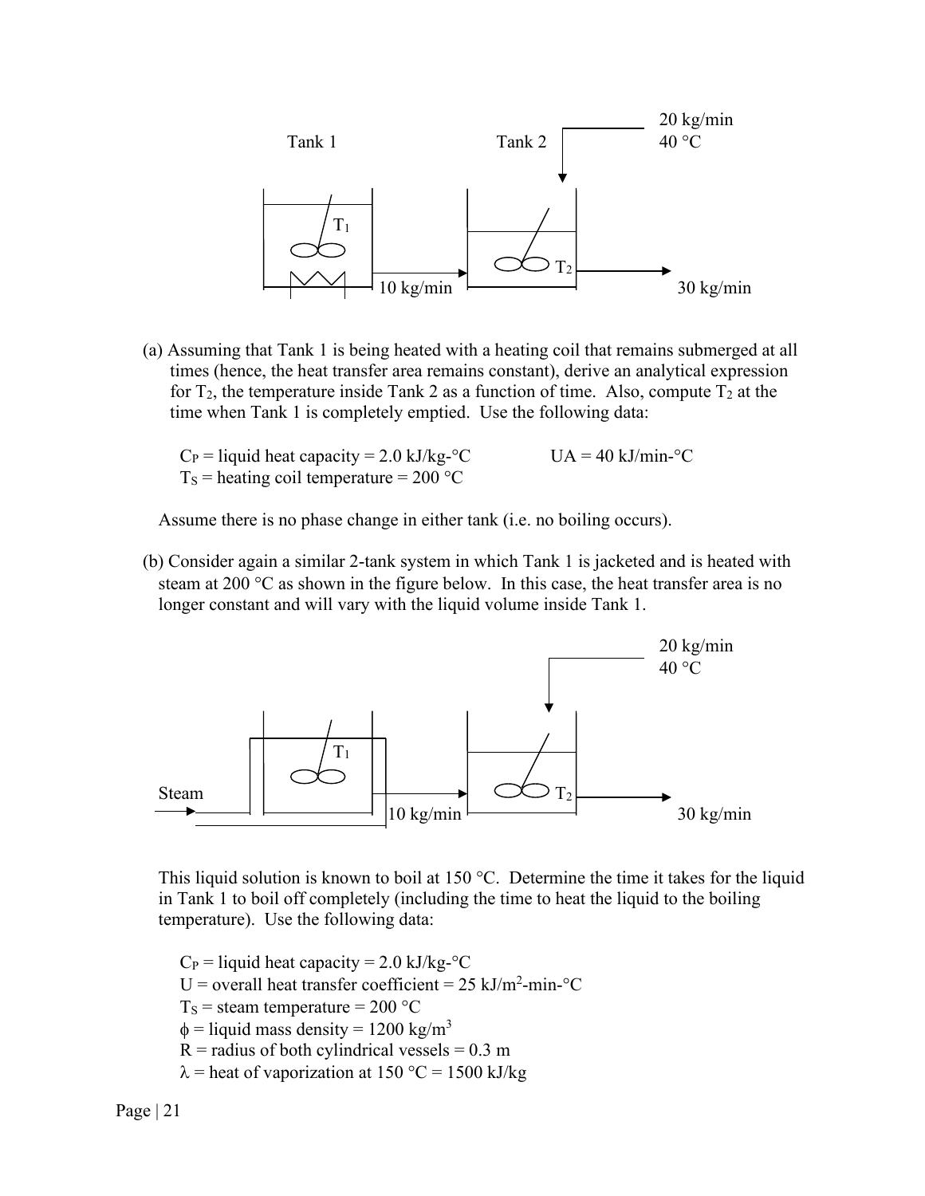Tank 1 Tank 2

20 kg/min
40 °C

$T_1$ $T_2$

10 kg/min 30 kg/min

(a) Assuming that Tank 1 is being heated with a heating coil that remains submerged at all times (hence, the heat transfer area remains constant), derive an analytical expression for $T_2$, the temperature inside Tank 2 as a function of time. Also, compute $T_2$ at the time when Tank 1 is completely emptied. Use the following data:

$C_P$ = liquid heat capacity = 2.0 kJ/kg-°C UA = 40 kJ/min-°C
$T_S$ = heating coil temperature = 200 °C

Assume there is no phase change in either tank (i.e. no boiling occurs).

(b) Consider again a similar 2-tank system in which Tank 1 is jacketed and is heated with steam at 200 °C as shown in the figure below. In this case, the heat transfer area is no longer constant and will vary with the liquid volume inside Tank 1.

20 kg/min
40 °C

$T_1$

Steam $T_2$

10 kg/min 30 kg/min

This liquid solution is known to boil at 150 °C. Determine the time it takes for the liquid in Tank 1 to boil off completely (including the time to heat the liquid to the boiling temperature). Use the following data:

$C_P$ = liquid heat capacity = 2.0 kJ/kg-°C
U = overall heat transfer coefficient = 25 kJ/m$^2$-min-°C
$T_S$ = steam temperature = 200 °C
$\phi$ = liquid mass density = 1200 kg/m$^3$
R = radius of both cylindrical vessels = 0.3 m
$\lambda$ = heat of vaporization at 150 °C = 1500 kJ/kg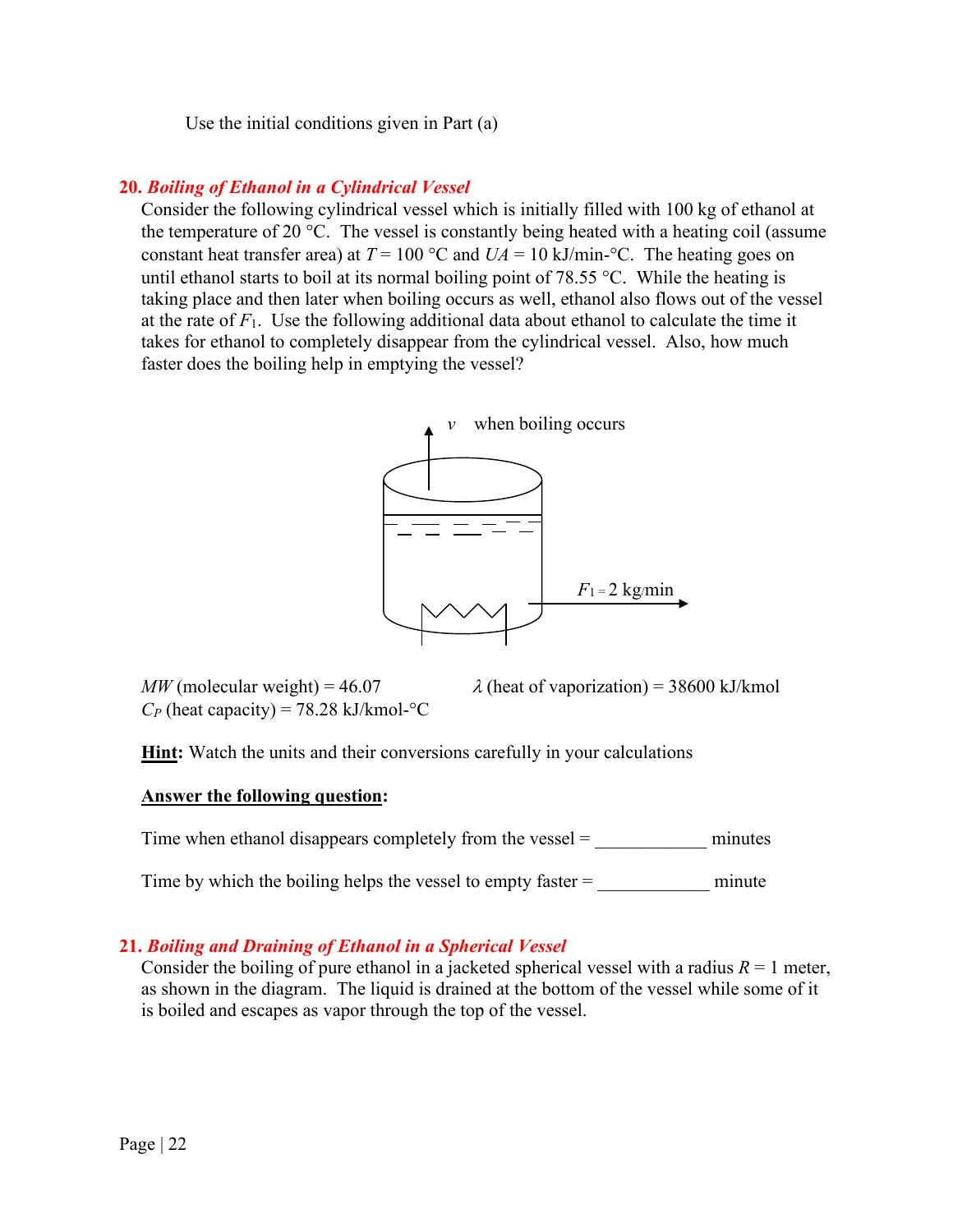Use the initial conditions given in Part (a)

**20. *Boiling of Ethanol in a Cylindrical Vessel***

Consider the following cylindrical vessel which is initially filled with 100 kg of ethanol at the temperature of 20 °C. The vessel is constantly being heated with a heating coil (assume constant heat transfer area) at $T$ = 100 °C and $UA$ = 10 kJ/min-°C. The heating goes on until ethanol starts to boil at its normal boiling point of 78.55 °C. While the heating is taking place and then later when boiling occurs as well, ethanol also flows out of the vessel at the rate of $F_1$. Use the following additional data about ethanol to calculate the time it takes for ethanol to completely disappear from the cylindrical vessel. Also, how much faster does the boiling help in emptying the vessel?

$v$ when boiling occurs

$F_1$ = 2 kg/min

$MW$ (molecular weight) = 46.07

$\lambda$ (heat of vaporization) = 38600 kJ/kmol

$C_P$ (heat capacity) = 78.28 kJ/kmol-°C

**Hint:** Watch the units and their conversions carefully in your calculations

**Answer the following question:**

Time when ethanol disappears completely from the vessel = ____________ minutes

Time by which the boiling helps the vessel to empty faster = ____________ minute

**21. *Boiling and Draining of Ethanol in a Spherical Vessel***

Consider the boiling of pure ethanol in a jacketed spherical vessel with a radius $R$ = 1 meter, as shown in the diagram. The liquid is drained at the bottom of the vessel while some of it is boiled and escapes as vapor through the top of the vessel.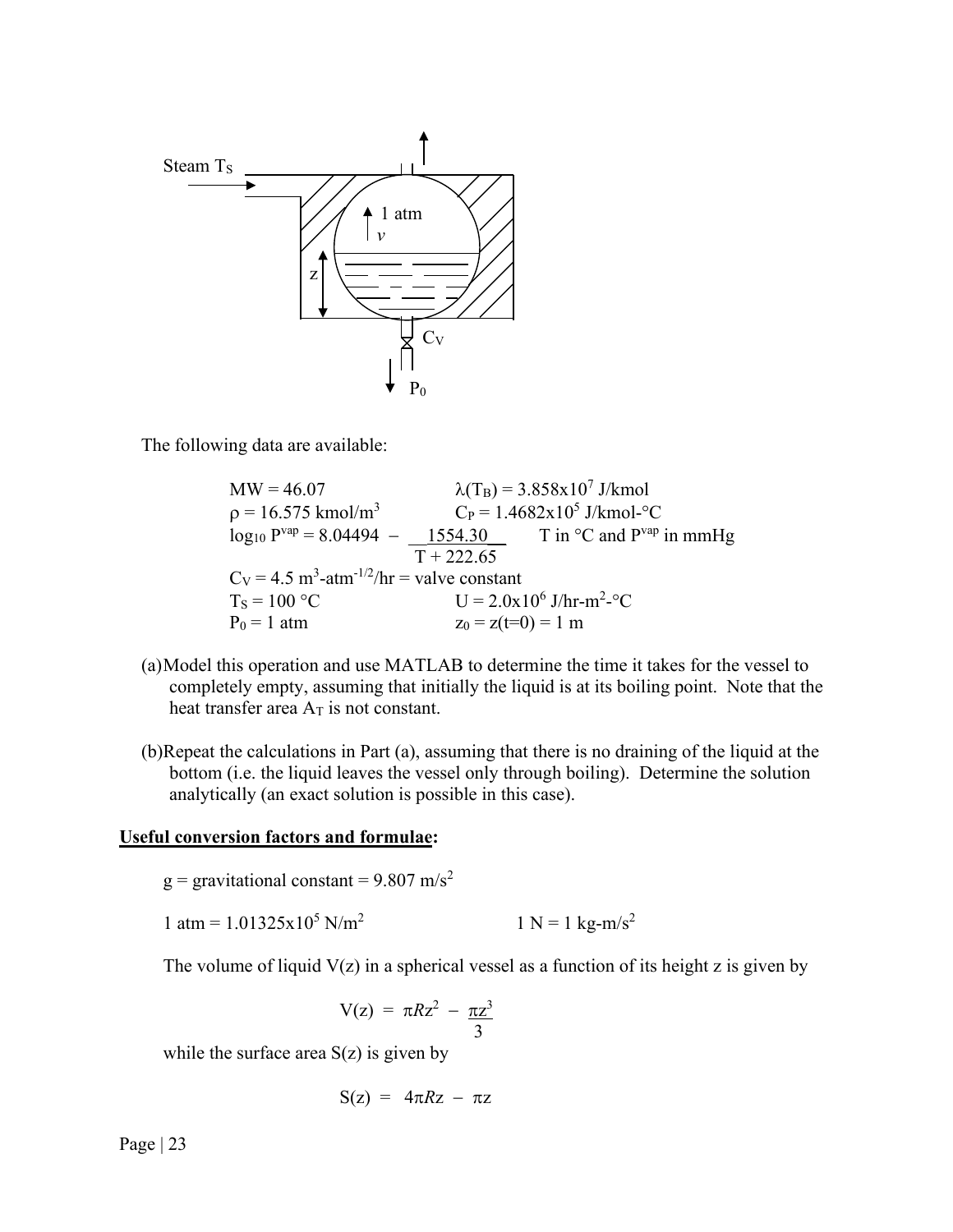Steam $T_S$

1 atm

$v$

z

$C_V$

$P_0$

The following data are available:

$MW = 46.07$ $\lambda(T_B) = 3.858\text{x}10^7$ J/kmol

$\rho = 16.575$ kmol/m$^3$ $C_P = 1.4682\text{x}10^5$ J/kmol-°C

$$\log_{10} P^{vap} = 8.04494 - \frac{1554.30}{T + 222.65} \quad \text{T in °C and } P^{vap} \text{ in mmHg}$$

$C_V = 4.5$ m$^3$-atm$^{-1/2}$/hr = valve constant

$T_S = 100$ °C $U = 2.0\text{x}10^6$ J/hr-m$^2$-°C

$P_0 = 1$ atm $z_0 = z(t=0) = 1$ m

(a) Model this operation and use MATLAB to determine the time it takes for the vessel to completely empty, assuming that initially the liquid is at its boiling point. Note that the heat transfer area $A_T$ is not constant.

(b) Repeat the calculations in Part (a), assuming that there is no draining of the liquid at the bottom (i.e. the liquid leaves the vessel only through boiling). Determine the solution analytically (an exact solution is possible in this case).

**Useful conversion factors and formulae:**

g = gravitational constant = 9.807 m/s$^2$

1 atm = $1.01325\text{x}10^5$ N/m$^2$ 1 N = 1 kg-m/s$^2$

The volume of liquid V(z) in a spherical vessel as a function of its height z is given by

$$V(z) = \pi R z^2 - \frac{\pi z^3}{3}$$

while the surface area S(z) is given by

$$S(z) = 4\pi R z - \pi z$$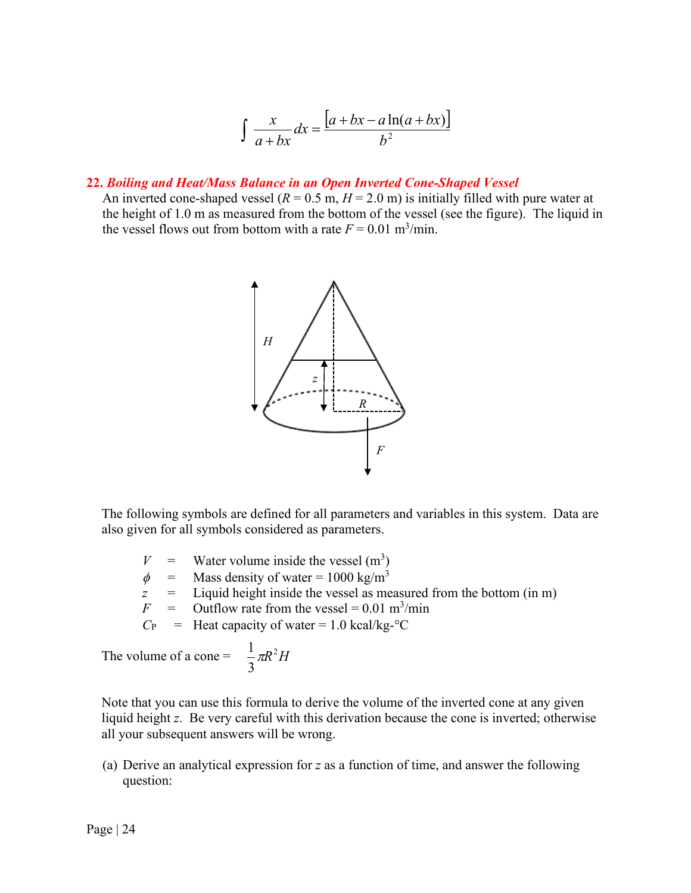$$\int \frac{x}{a+bx}dx = \frac{[a+bx-a\ln(a+bx)]}{b^2}$$

**22. *Boiling and Heat/Mass Balance in an Open Inverted Cone-Shaped Vessel***

An inverted cone-shaped vessel ($R$ = 0.5 m, $H$ = 2.0 m) is initially filled with pure water at the height of 1.0 m as measured from the bottom of the vessel (see the figure). The liquid in the vessel flows out from bottom with a rate $F$ = 0.01 $m^3$/min.

The following symbols are defined for all parameters and variables in this system. Data are also given for all symbols considered as parameters.

- $V$ = Water volume inside the vessel ($m^3$)
- $\phi$ = Mass density of water = 1000 kg/$m^3$
- $z$ = Liquid height inside the vessel as measured from the bottom (in m)
- $F$ = Outflow rate from the vessel = 0.01 $m^3$/min
- $C_P$ = Heat capacity of water = 1.0 kcal/kg-°C

The volume of a cone = $\frac{1}{3}\pi R^2 H$

Note that you can use this formula to derive the volume of the inverted cone at any given liquid height $z$. Be very careful with this derivation because the cone is inverted; otherwise all your subsequent answers will be wrong.

(a) Derive an analytical expression for $z$ as a function of time, and answer the following question: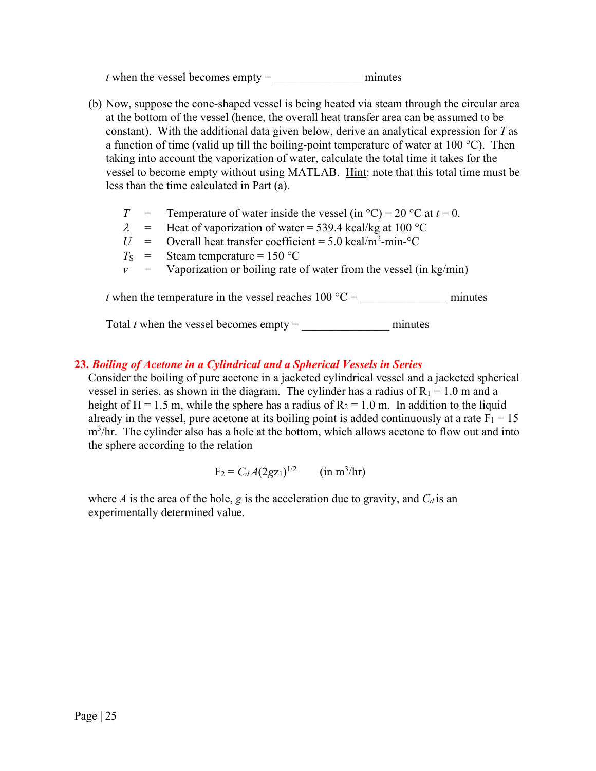$t$ when the vessel becomes empty = _______________ minutes

(b) Now, suppose the cone-shaped vessel is being heated via steam through the circular area at the bottom of the vessel (hence, the overall heat transfer area can be assumed to be constant). With the additional data given below, derive an analytical expression for $T$ as a function of time (valid up till the boiling-point temperature of water at 100 °C). Then taking into account the vaporization of water, calculate the total time it takes for the vessel to become empty without using MATLAB. Hint: note that this total time must be less than the time calculated in Part (a).

$T$ = Temperature of water inside the vessel (in °C) = 20 °C at $t = 0$.
$\lambda$ = Heat of vaporization of water = 539.4 kcal/kg at 100 °C
$U$ = Overall heat transfer coefficient = 5.0 kcal/m$^2$-min-°C
$T_S$ = Steam temperature = 150 °C
$v$ = Vaporization or boiling rate of water from the vessel (in kg/min)

$t$ when the temperature in the vessel reaches 100 °C = _______________ minutes

Total $t$ when the vessel becomes empty = _______________ minutes

## 23. *Boiling of Acetone in a Cylindrical and a Spherical Vessels in Series*

Consider the boiling of pure acetone in a jacketed cylindrical vessel and a jacketed spherical vessel in series, as shown in the diagram. The cylinder has a radius of $R_1 = 1.0$ m and a height of $H = 1.5$ m, while the sphere has a radius of $R_2 = 1.0$ m. In addition to the liquid already in the vessel, pure acetone at its boiling point is added continuously at a rate $F_1 = 15$ m$^3$/hr. The cylinder also has a hole at the bottom, which allows acetone to flow out and into the sphere according to the relation

$$F_2 = C_d A (2 g z_1)^{1/2} \qquad \text{(in m}^3\text{/hr)}$$

where $A$ is the area of the hole, $g$ is the acceleration due to gravity, and $C_d$ is an experimentally determined value.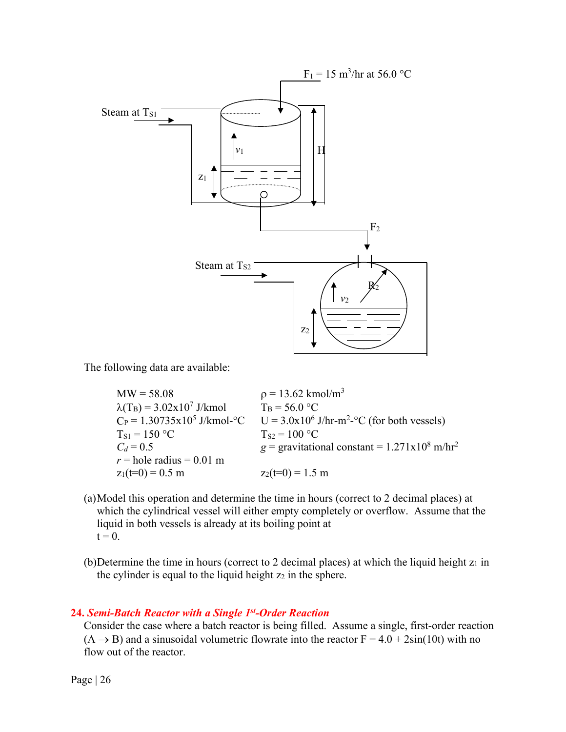The following data are available:

| | |
|---|---|
| MW = 58.08 | $\rho$ = 13.62 kmol/m$^3$ |
| $\lambda(T_B)$ = 3.02x10$^7$ J/kmol | $T_B$ = 56.0 °C |
| $C_P$ = 1.30735x10$^5$ J/kmol-°C | U = 3.0x10$^6$ J/hr-m$^2$-°C (for both vessels) |
| $T_{S1}$ = 150 °C | $T_{S2}$ = 100 °C |
| $C_d$ = 0.5 | $g$ = gravitational constant = 1.271x10$^8$ m/hr$^2$ |
| $r$ = hole radius = 0.01 m | |
| $z_1(t=0)$ = 0.5 m | $z_2(t=0)$ = 1.5 m |

(a) Model this operation and determine the time in hours (correct to 2 decimal places) at which the cylindrical vessel will either empty completely or overflow. Assume that the liquid in both vessels is already at its boiling point at t = 0.

(b) Determine the time in hours (correct to 2 decimal places) at which the liquid height $z_1$ in the cylinder is equal to the liquid height $z_2$ in the sphere.

## 24. *Semi-Batch Reactor with a Single 1st-Order Reaction*

Consider the case where a batch reactor is being filled. Assume a single, first-order reaction ($A \rightarrow B$) and a sinusoidal volumetric flowrate into the reactor $F = 4.0 + 2\sin(10t)$ with no flow out of the reactor.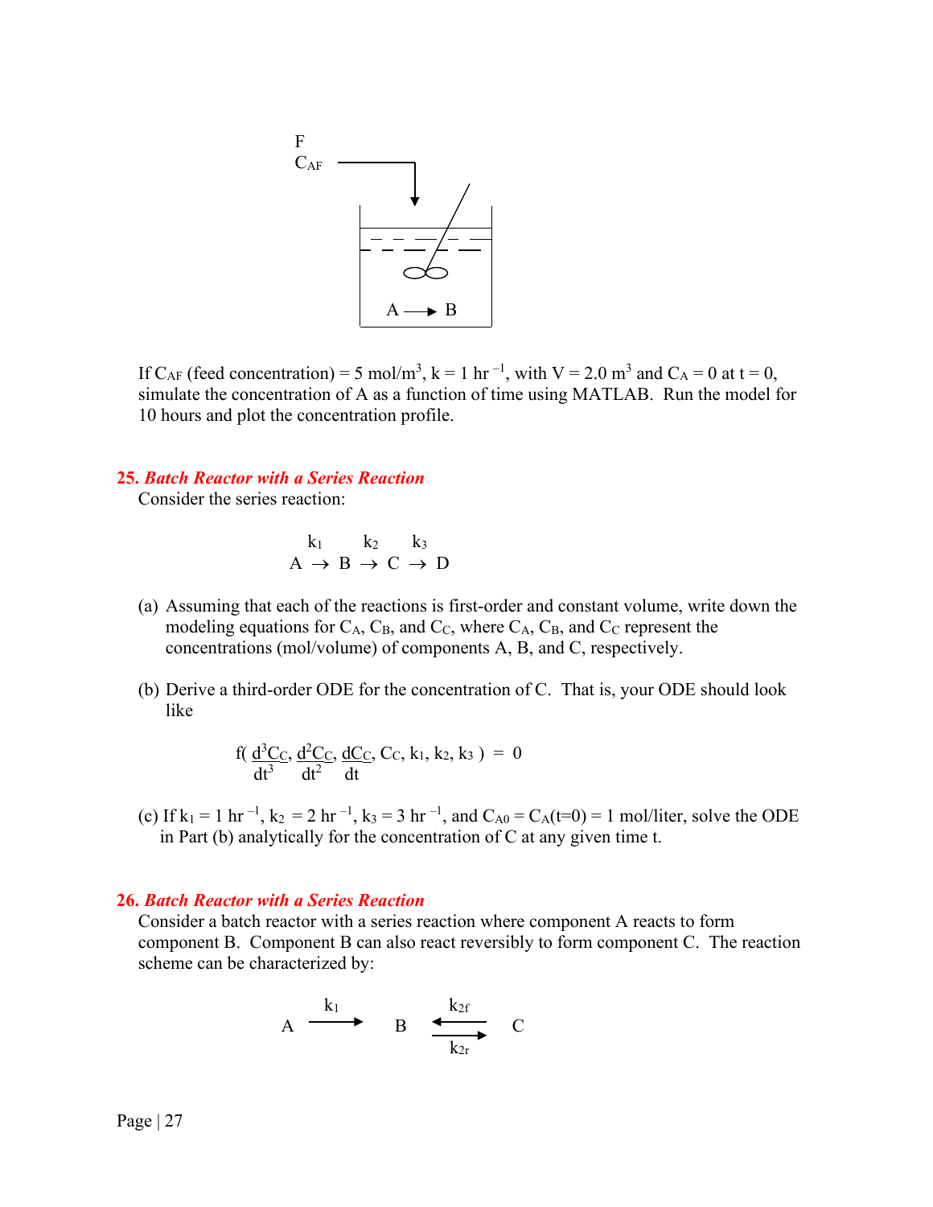If $C_{AF}$ (feed concentration) = 5 mol/m$^3$, k = 1 hr$^{-1}$, with V = 2.0 m$^3$ and $C_A = 0$ at t = 0, simulate the concentration of A as a function of time using MATLAB. Run the model for 10 hours and plot the concentration profile.

## 25. *Batch Reactor with a Series Reaction*

Consider the series reaction:

$$A \xrightarrow{k_1} B \xrightarrow{k_2} C \xrightarrow{k_3} D$$

(a) Assuming that each of the reactions is first-order and constant volume, write down the modeling equations for $C_A$, $C_B$, and $C_C$, where $C_A$, $C_B$, and $C_C$ represent the concentrations (mol/volume) of components A, B, and C, respectively.

(b) Derive a third-order ODE for the concentration of C. That is, your ODE should look like

$$f\left(\frac{d^3C_C}{dt^3}, \frac{d^2C_C}{dt^2}, \frac{dC_C}{dt}, C_C, k_1, k_2, k_3\right) = 0$$

(c) If $k_1 = 1$ hr$^{-1}$, $k_2 = 2$ hr$^{-1}$, $k_3 = 3$ hr$^{-1}$, and $C_{A0} = C_A(t{=}0) = 1$ mol/liter, solve the ODE in Part (b) analytically for the concentration of C at any given time t.

## 26. *Batch Reactor with a Series Reaction*

Consider a batch reactor with a series reaction where component A reacts to form component B. Component B can also react reversibly to form component C. The reaction scheme can be characterized by:

$$A \xrightarrow{k_1} B \underset{k_{2r}}{\overset{k_{2f}}{\rightleftharpoons}} C$$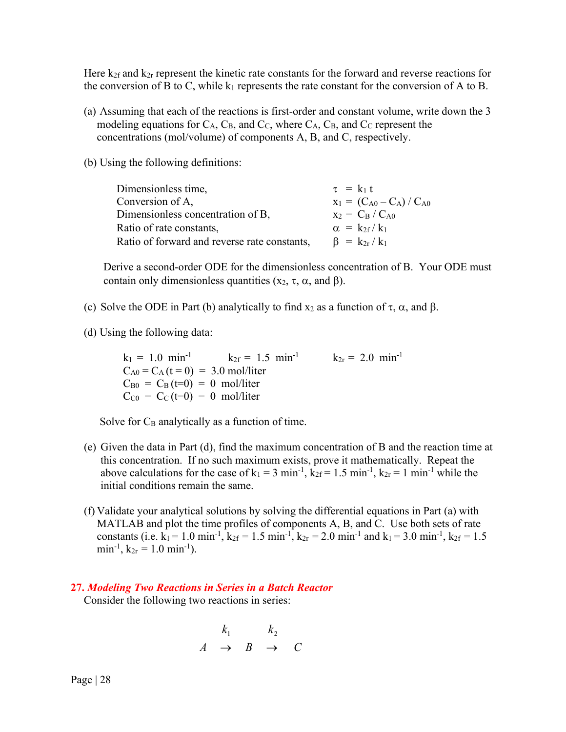Here $k_{2f}$ and $k_{2r}$ represent the kinetic rate constants for the forward and reverse reactions for the conversion of B to C, while $k_1$ represents the rate constant for the conversion of A to B.

(a) Assuming that each of the reactions is first-order and constant volume, write down the 3 modeling equations for $C_A$, $C_B$, and $C_C$, where $C_A$, $C_B$, and $C_C$ represent the concentrations (mol/volume) of components A, B, and C, respectively.

(b) Using the following definitions:

| | |
|---|---|
| Dimensionless time, | $\tau = k_1 t$ |
| Conversion of A, | $x_1 = (C_{A0} - C_A) / C_{A0}$ |
| Dimensionless concentration of B, | $x_2 = C_B / C_{A0}$ |
| Ratio of rate constants, | $\alpha = k_{2f} / k_1$ |
| Ratio of forward and reverse rate constants, | $\beta = k_{2r} / k_1$ |

Derive a second-order ODE for the dimensionless concentration of B. Your ODE must contain only dimensionless quantities ($x_2$, $\tau$, $\alpha$, and $\beta$).

(c) Solve the ODE in Part (b) analytically to find $x_2$ as a function of $\tau$, $\alpha$, and $\beta$.

(d) Using the following data:

$k_1 = 1.0 \ \text{min}^{-1}$ $\quad$ $k_{2f} = 1.5 \ \text{min}^{-1}$ $\quad$ $k_{2r} = 2.0 \ \text{min}^{-1}$

$C_{A0} = C_A(t=0) = 3.0$ mol/liter

$C_{B0} = C_B(t=0) = 0$ mol/liter

$C_{C0} = C_C(t=0) = 0$ mol/liter

Solve for $C_B$ analytically as a function of time.

(e) Given the data in Part (d), find the maximum concentration of B and the reaction time at this concentration. If no such maximum exists, prove it mathematically. Repeat the above calculations for the case of $k_1 = 3 \ \text{min}^{-1}$, $k_{2f} = 1.5 \ \text{min}^{-1}$, $k_{2r} = 1 \ \text{min}^{-1}$ while the initial conditions remain the same.

(f) Validate your analytical solutions by solving the differential equations in Part (a) with MATLAB and plot the time profiles of components A, B, and C. Use both sets of rate constants (i.e. $k_1 = 1.0 \ \text{min}^{-1}$, $k_{2f} = 1.5 \ \text{min}^{-1}$, $k_{2r} = 2.0 \ \text{min}^{-1}$ and $k_1 = 3.0 \ \text{min}^{-1}$, $k_{2f} = 1.5 \ \text{min}^{-1}$, $k_{2r} = 1.0 \ \text{min}^{-1}$).

### 27. *Modeling Two Reactions in Series in a Batch Reactor*

Consider the following two reactions in series:

$$A \xrightarrow{k_1} B \xrightarrow{k_2} C$$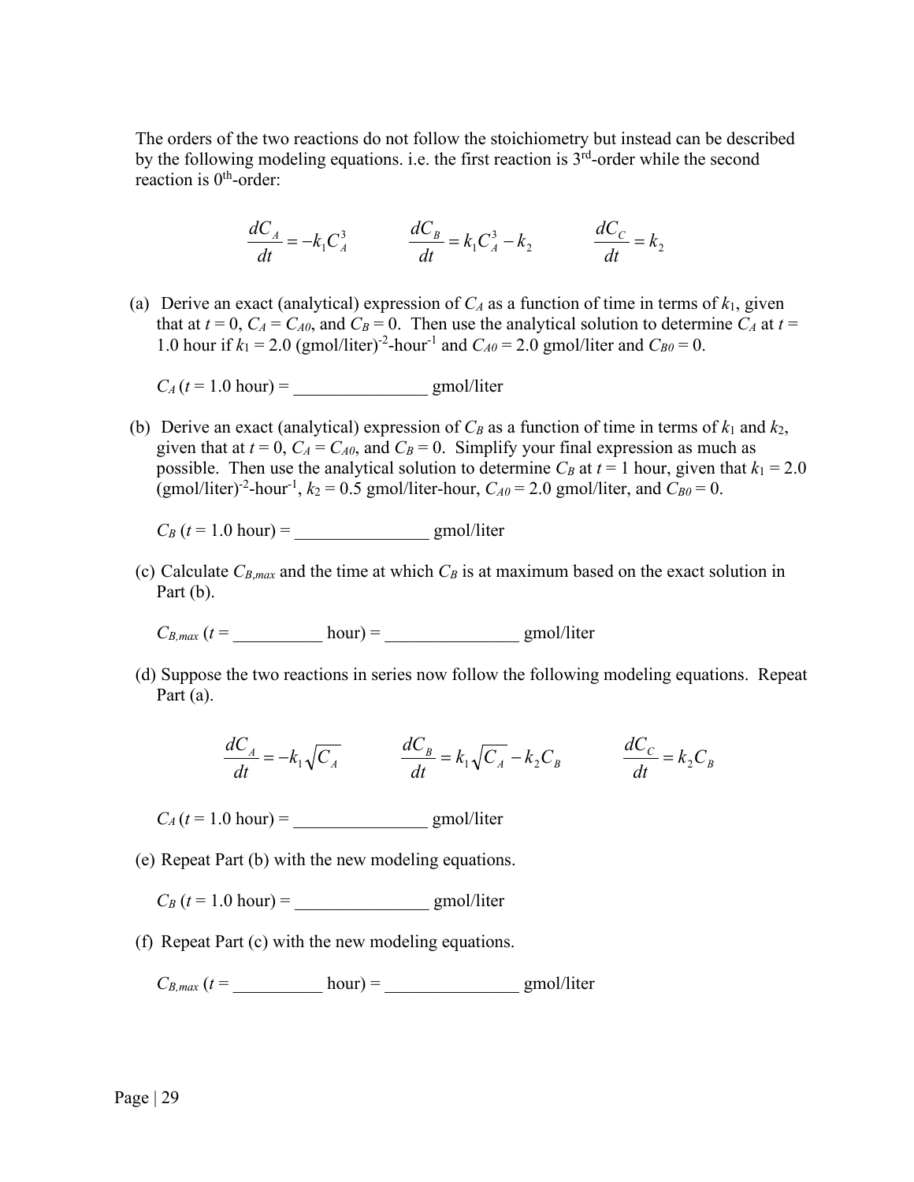The orders of the two reactions do not follow the stoichiometry but instead can be described by the following modeling equations. i.e. the first reaction is 3[rd]-order while the second reaction is 0[th]-order:

$$\frac{dC_A}{dt} = -k_1 C_A^3 \qquad \frac{dC_B}{dt} = k_1 C_A^3 - k_2 \qquad \frac{dC_C}{dt} = k_2$$

(a) Derive an exact (analytical) expression of $C_A$ as a function of time in terms of $k_1$, given that at $t = 0$, $C_A = C_{A0}$, and $C_B = 0$. Then use the analytical solution to determine $C_A$ at $t = 1.0$ hour if $k_1 = 2.0$ (gmol/liter)$^{-2}$-hour$^{-1}$ and $C_{A0} = 2.0$ gmol/liter and $C_{B0} = 0$.

$C_A$ ($t = 1.0$ hour) = _______________ gmol/liter

(b) Derive an exact (analytical) expression of $C_B$ as a function of time in terms of $k_1$ and $k_2$, given that at $t = 0$, $C_A = C_{A0}$, and $C_B = 0$. Simplify your final expression as much as possible. Then use the analytical solution to determine $C_B$ at $t = 1$ hour, given that $k_1 = 2.0$ (gmol/liter)$^{-2}$-hour$^{-1}$, $k_2 = 0.5$ gmol/liter-hour, $C_{A0} = 2.0$ gmol/liter, and $C_{B0} = 0$.

$C_B$ ($t = 1.0$ hour) = _______________ gmol/liter

(c) Calculate $C_{B,max}$ and the time at which $C_B$ is at maximum based on the exact solution in Part (b).

$C_{B,max}$ ($t =$ __________ hour) = _______________ gmol/liter

(d) Suppose the two reactions in series now follow the following modeling equations. Repeat Part (a).

$$\frac{dC_A}{dt} = -k_1 \sqrt{C_A} \qquad \frac{dC_B}{dt} = k_1 \sqrt{C_A} - k_2 C_B \qquad \frac{dC_C}{dt} = k_2 C_B$$

$C_A$ ($t = 1.0$ hour) = _______________ gmol/liter

(e) Repeat Part (b) with the new modeling equations.

$C_B$ ($t = 1.0$ hour) = _______________ gmol/liter

(f) Repeat Part (c) with the new modeling equations.

$C_{B,max}$ ($t =$ __________ hour) = _______________ gmol/liter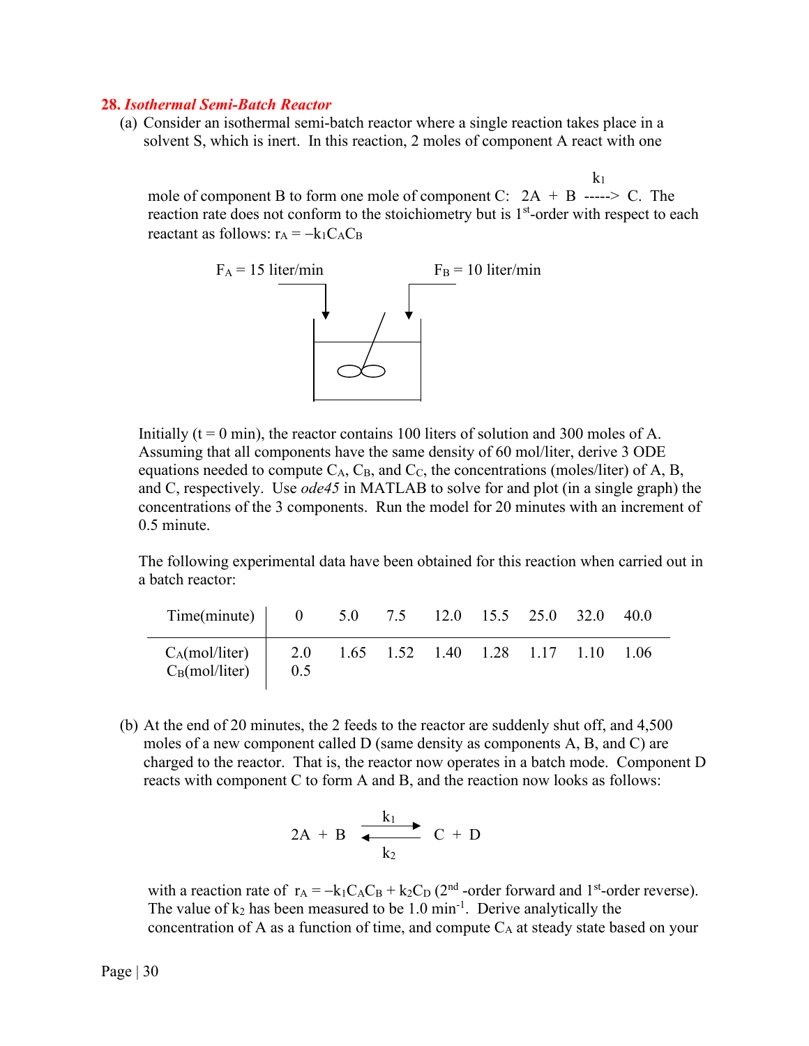**28. *Isothermal Semi-Batch Reactor***

(a) Consider an isothermal semi-batch reactor where a single reaction takes place in a solvent S, which is inert. In this reaction, 2 moles of component A react with one mole of component B to form one mole of component C: $2A + B \xrightarrow{k_1} C$. The reaction rate does not conform to the stoichiometry but is 1[st]-order with respect to each reactant as follows: $r_A = -k_1 C_A C_B$

$F_A = 15$ liter/min $\qquad F_B = 10$ liter/min

Initially (t = 0 min), the reactor contains 100 liters of solution and 300 moles of A. Assuming that all components have the same density of 60 mol/liter, derive 3 ODE equations needed to compute $C_A$, $C_B$, and $C_C$, the concentrations (moles/liter) of A, B, and C, respectively. Use *ode45* in MATLAB to solve for and plot (in a single graph) the concentrations of the 3 components. Run the model for 20 minutes with an increment of 0.5 minute.

The following experimental data have been obtained for this reaction when carried out in a batch reactor:

| Time(minute) | 0 | 5.0 | 7.5 | 12.0 | 15.5 | 25.0 | 32.0 | 40.0 |
|---|---|---|---|---|---|---|---|---|
| $C_A$(mol/liter) | 2.0 | 1.65 | 1.52 | 1.40 | 1.28 | 1.17 | 1.10 | 1.06 |
| $C_B$(mol/liter) | 0.5 | | | | | | | |

(b) At the end of 20 minutes, the 2 feeds to the reactor are suddenly shut off, and 4,500 moles of a new component called D (same density as components A, B, and C) are charged to the reactor. That is, the reactor now operates in a batch mode. Component D reacts with component C to form A and B, and the reaction now looks as follows:

$$2A + B \underset{k_2}{\overset{k_1}{\rightleftharpoons}} C + D$$

with a reaction rate of $r_A = -k_1 C_A C_B + k_2 C_D$ (2[nd] -order forward and 1[st]-order reverse). The value of $k_2$ has been measured to be 1.0 min$^{-1}$. Derive analytically the concentration of A as a function of time, and compute $C_A$ at steady state based on your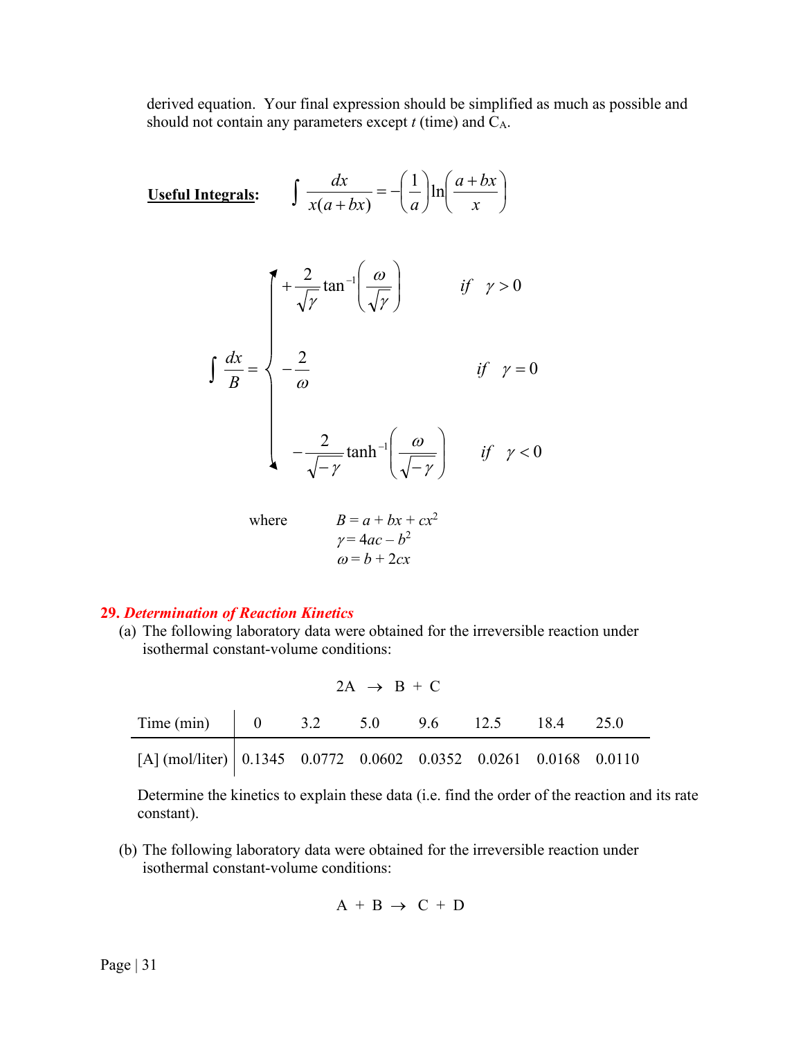derived equation. Your final expression should be simplified as much as possible and should not contain any parameters except $t$ (time) and $C_A$.

**Useful Integrals:** $$\int \frac{dx}{x(a+bx)} = -\left(\frac{1}{a}\right)\ln\left(\frac{a+bx}{x}\right)$$

$$\int \frac{dx}{B} = \begin{cases} +\dfrac{2}{\sqrt{\gamma}}\tan^{-1}\left(\dfrac{\omega}{\sqrt{\gamma}}\right) & if \quad \gamma > 0 \\[2ex] -\dfrac{2}{\omega} & if \quad \gamma = 0 \\[2ex] -\dfrac{2}{\sqrt{-\gamma}}\tanh^{-1}\left(\dfrac{\omega}{\sqrt{-\gamma}}\right) & if \quad \gamma < 0 \end{cases}$$

where $B = a + bx + cx^2$
$\gamma = 4ac - b^2$
$\omega = b + 2cx$

**29. *Determination of Reaction Kinetics***

(a) The following laboratory data were obtained for the irreversible reaction under isothermal constant-volume conditions:

$$2A \rightarrow B + C$$

| Time (min) | 0 | 3.2 | 5.0 | 9.6 | 12.5 | 18.4 | 25.0 |
|---|---|---|---|---|---|---|---|
| [A] (mol/liter) | 0.1345 | 0.0772 | 0.0602 | 0.0352 | 0.0261 | 0.0168 | 0.0110 |

Determine the kinetics to explain these data (i.e. find the order of the reaction and its rate constant).

(b) The following laboratory data were obtained for the irreversible reaction under isothermal constant-volume conditions:

$$A + B \rightarrow C + D$$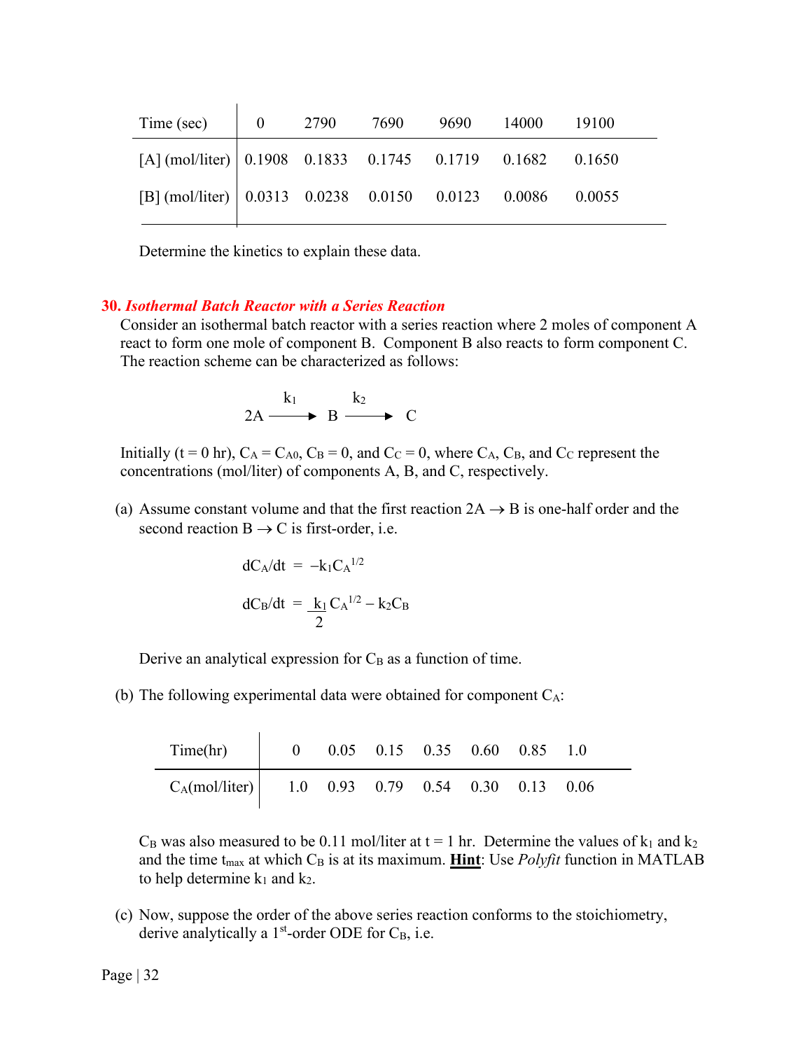| Time (sec) | 0 | 2790 | 7690 | 9690 | 14000 | 19100 |
|---|---|---|---|---|---|---|
| [A] (mol/liter) | 0.1908 | 0.1833 | 0.1745 | 0.1719 | 0.1682 | 0.1650 |
| [B] (mol/liter) | 0.0313 | 0.0238 | 0.0150 | 0.0123 | 0.0086 | 0.0055 |

Determine the kinetics to explain these data.

## 30. *Isothermal Batch Reactor with a Series Reaction*

Consider an isothermal batch reactor with a series reaction where 2 moles of component A react to form one mole of component B. Component B also reacts to form component C. The reaction scheme can be characterized as follows:

$$2A \xrightarrow{k_1} B \xrightarrow{k_2} C$$

Initially (t = 0 hr), $C_A = C_{A0}$, $C_B = 0$, and $C_C = 0$, where $C_A$, $C_B$, and $C_C$ represent the concentrations (mol/liter) of components A, B, and C, respectively.

(a) Assume constant volume and that the first reaction $2A \rightarrow B$ is one-half order and the second reaction $B \rightarrow C$ is first-order, i.e.

$$dC_A/dt = -k_1 C_A^{1/2}$$

$$dC_B/dt = \frac{k_1}{2} C_A^{1/2} - k_2 C_B$$

Derive an analytical expression for $C_B$ as a function of time.

(b) The following experimental data were obtained for component $C_A$:

| Time(hr) | 0 | 0.05 | 0.15 | 0.35 | 0.60 | 0.85 | 1.0 |
|---|---|---|---|---|---|---|---|
| $C_A$(mol/liter) | 1.0 | 0.93 | 0.79 | 0.54 | 0.30 | 0.13 | 0.06 |

$C_B$ was also measured to be 0.11 mol/liter at t = 1 hr. Determine the values of $k_1$ and $k_2$ and the time $t_{max}$ at which $C_B$ is at its maximum. **Hint**: Use *Polyfit* function in MATLAB to help determine $k_1$ and $k_2$.

(c) Now, suppose the order of the above series reaction conforms to the stoichiometry, derive analytically a 1st-order ODE for $C_B$, i.e.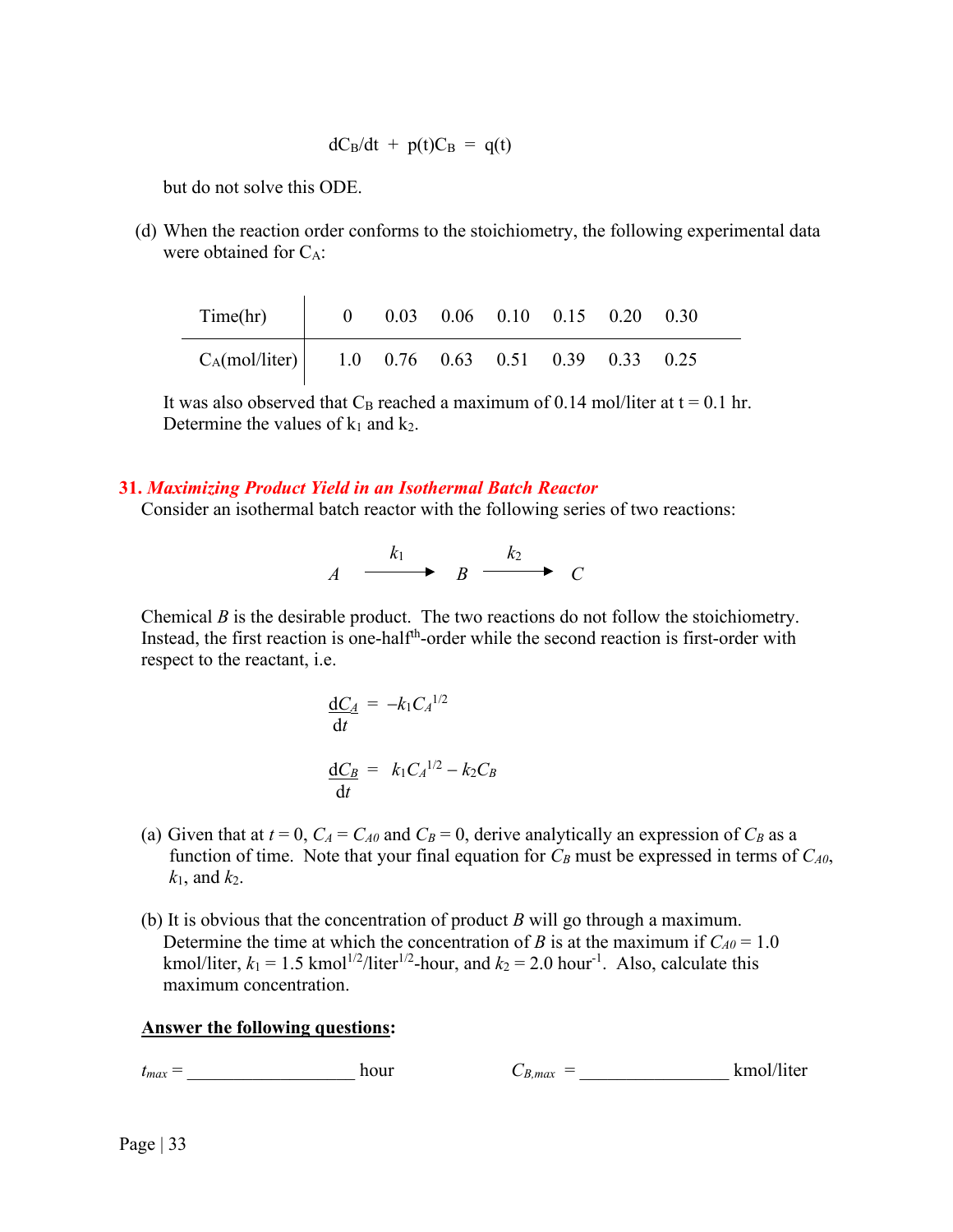$$dC_B/dt + p(t)C_B = q(t)$$

but do not solve this ODE.

(d) When the reaction order conforms to the stoichiometry, the following experimental data were obtained for $C_A$:

| Time(hr) | 0 | 0.03 | 0.06 | 0.10 | 0.15 | 0.20 | 0.30 |
|---|---|---|---|---|---|---|---|
| $C_A$(mol/liter) | 1.0 | 0.76 | 0.63 | 0.51 | 0.39 | 0.33 | 0.25 |

It was also observed that $C_B$ reached a maximum of 0.14 mol/liter at t = 0.1 hr. Determine the values of $k_1$ and $k_2$.

## 31. *Maximizing Product Yield in an Isothermal Batch Reactor*

Consider an isothermal batch reactor with the following series of two reactions:

$$A \xrightarrow{k_1} B \xrightarrow{k_2} C$$

Chemical *B* is the desirable product. The two reactions do not follow the stoichiometry. Instead, the first reaction is one-half$^{th}$-order while the second reaction is first-order with respect to the reactant, i.e.

$$\frac{dC_A}{dt} = -k_1 C_A^{1/2}$$

$$\frac{dC_B}{dt} = k_1 C_A^{1/2} - k_2 C_B$$

(a) Given that at $t = 0$, $C_A = C_{A0}$ and $C_B = 0$, derive analytically an expression of $C_B$ as a function of time. Note that your final equation for $C_B$ must be expressed in terms of $C_{A0}$, $k_1$, and $k_2$.

(b) It is obvious that the concentration of product *B* will go through a maximum. Determine the time at which the concentration of *B* is at the maximum if $C_{A0} = 1.0$ kmol/liter, $k_1 = 1.5$ kmol$^{1/2}$/liter$^{1/2}$-hour, and $k_2 = 2.0$ hour$^{-1}$. Also, calculate this maximum concentration.

**<u>Answer the following questions</u>:**

$t_{max}$ = __________________ hour $\qquad\qquad$ $C_{B,max}$ = ________________ kmol/liter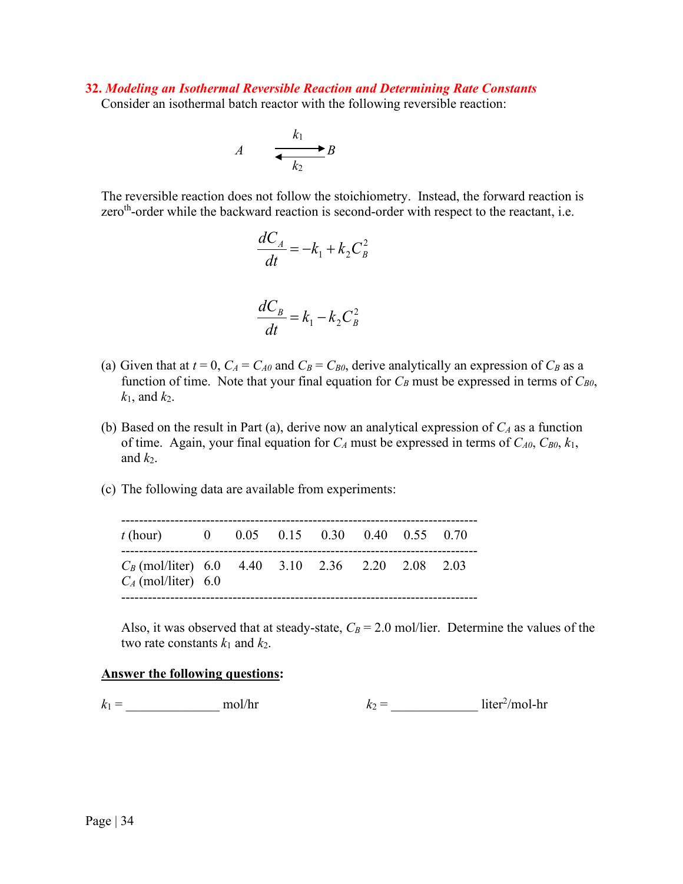## 32. *Modeling an Isothermal Reversible Reaction and Determining Rate Constants*

Consider an isothermal batch reactor with the following reversible reaction:

$$A \underset{k_2}{\overset{k_1}{\rightleftarrows}} B$$

The reversible reaction does not follow the stoichiometry. Instead, the forward reaction is zero$^{th}$-order while the backward reaction is second-order with respect to the reactant, i.e.

$$\frac{dC_A}{dt} = -k_1 + k_2 C_B^2$$

$$\frac{dC_B}{dt} = k_1 - k_2 C_B^2$$

(a) Given that at $t = 0$, $C_A = C_{A0}$ and $C_B = C_{B0}$, derive analytically an expression of $C_B$ as a function of time. Note that your final equation for $C_B$ must be expressed in terms of $C_{B0}$, $k_1$, and $k_2$.

(b) Based on the result in Part (a), derive now an analytical expression of $C_A$ as a function of time. Again, your final equation for $C_A$ must be expressed in terms of $C_{A0}$, $C_{B0}$, $k_1$, and $k_2$.

(c) The following data are available from experiments:

| $t$ (hour) | 0 | 0.05 | 0.15 | 0.30 | 0.40 | 0.55 | 0.70 |
|---|---|---|---|---|---|---|---|
| $C_B$ (mol/liter) | 6.0 | 4.40 | 3.10 | 2.36 | 2.20 | 2.08 | 2.03 |
| $C_A$ (mol/liter) | 6.0 | | | | | | |

Also, it was observed that at steady-state, $C_B$ = 2.0 mol/lier. Determine the values of the two rate constants $k_1$ and $k_2$.

**<u>Answer the following questions</u>:**

$k_1$ = ______________ mol/hr $\qquad$ $k_2$ = _____________ liter$^2$/mol-hr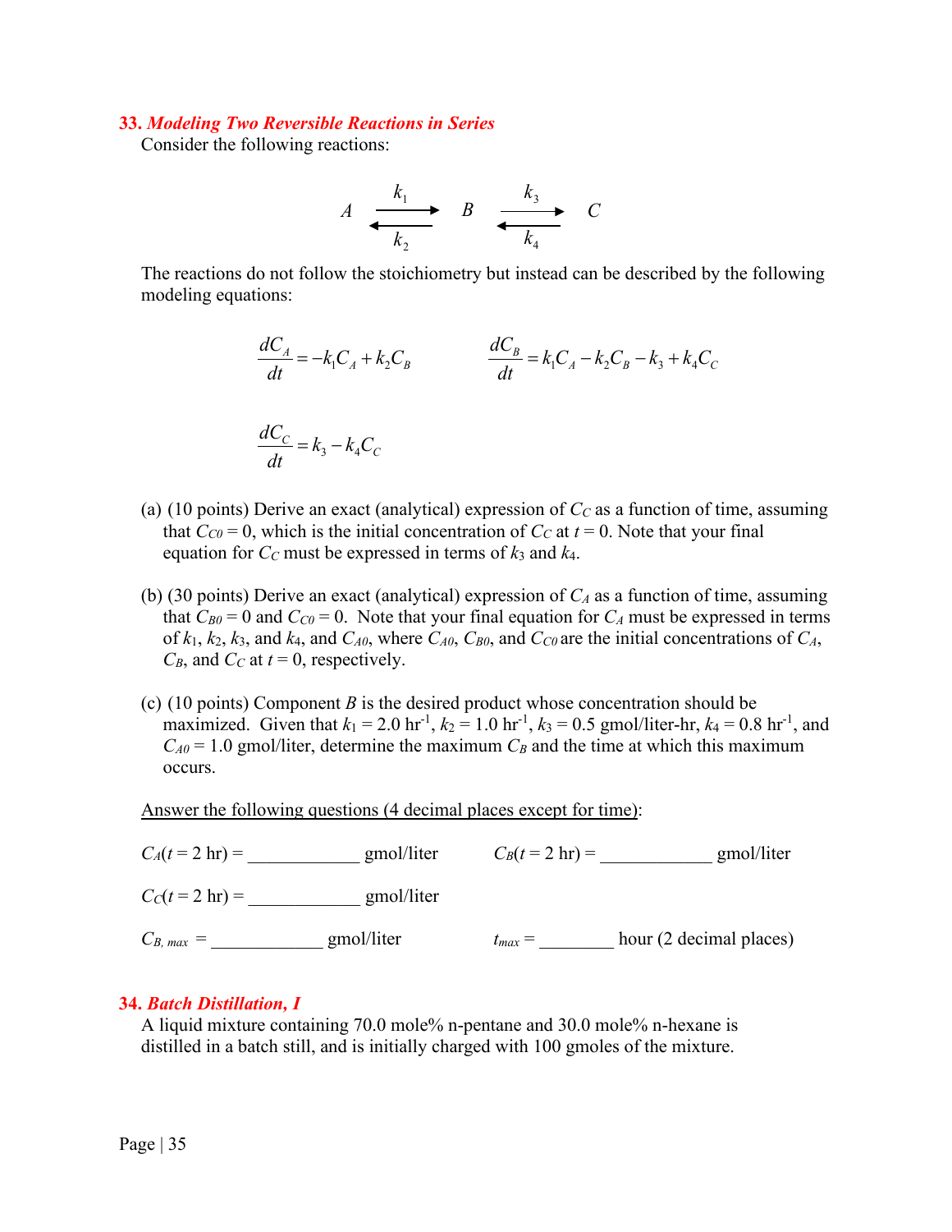## 33. *Modeling Two Reversible Reactions in Series*

Consider the following reactions:

$$A \underset{k_2}{\overset{k_1}{\rightleftarrows}} B \underset{k_4}{\overset{k_3}{\rightleftarrows}} C$$

The reactions do not follow the stoichiometry but instead can be described by the following modeling equations:

$$\frac{dC_A}{dt} = -k_1 C_A + k_2 C_B \qquad \frac{dC_B}{dt} = k_1 C_A - k_2 C_B - k_3 + k_4 C_C$$

$$\frac{dC_C}{dt} = k_3 - k_4 C_C$$

(a) (10 points) Derive an exact (analytical) expression of $C_C$ as a function of time, assuming that $C_{C0} = 0$, which is the initial concentration of $C_C$ at $t = 0$. Note that your final equation for $C_C$ must be expressed in terms of $k_3$ and $k_4$.

(b) (30 points) Derive an exact (analytical) expression of $C_A$ as a function of time, assuming that $C_{B0} = 0$ and $C_{C0} = 0$. Note that your final equation for $C_A$ must be expressed in terms of $k_1$, $k_2$, $k_3$, and $k_4$, and $C_{A0}$, where $C_{A0}$, $C_{B0}$, and $C_{C0}$ are the initial concentrations of $C_A$, $C_B$, and $C_C$ at $t = 0$, respectively.

(c) (10 points) Component $B$ is the desired product whose concentration should be maximized. Given that $k_1 = 2.0$ hr$^{-1}$, $k_2 = 1.0$ hr$^{-1}$, $k_3 = 0.5$ gmol/liter-hr, $k_4 = 0.8$ hr$^{-1}$, and $C_{A0} = 1.0$ gmol/liter, determine the maximum $C_B$ and the time at which this maximum occurs.

<u>Answer the following questions (4 decimal places except for time)</u>:

$C_A(t = 2 \text{ hr})$ = ____________ gmol/liter $\qquad$ $C_B(t = 2 \text{ hr})$ = ____________ gmol/liter

$C_C(t = 2 \text{ hr})$ = ____________ gmol/liter

$C_{B,\,max}$ = ____________ gmol/liter $\qquad$ $t_{max}$ = ________ hour (2 decimal places)

## 34. *Batch Distillation, I*

A liquid mixture containing 70.0 mole% n-pentane and 30.0 mole% n-hexane is distilled in a batch still, and is initially charged with 100 gmoles of the mixture.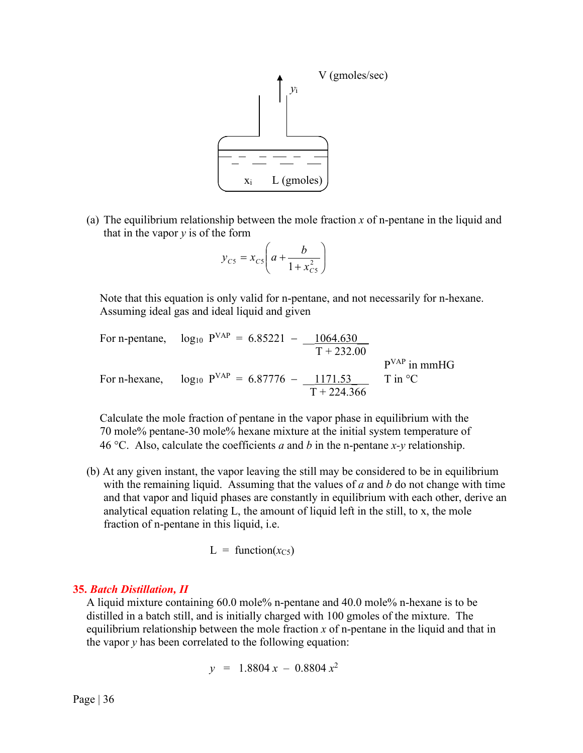V (gmoles/sec)

$y_i$

$x_i$ L (gmoles)

(a) The equilibrium relationship between the mole fraction $x$ of n-pentane in the liquid and that in the vapor $y$ is of the form

$$y_{C5} = x_{C5}\left(a + \frac{b}{1 + x_{C5}^2}\right)$$

Note that this equation is only valid for n-pentane, and not necessarily for n-hexane. Assuming ideal gas and ideal liquid and given

For n-pentane, $\log_{10} P^{VAP} = 6.85221 - \dfrac{1064.630}{T + 232.00}$

For n-hexane, $\log_{10} P^{VAP} = 6.87776 - \dfrac{1171.53}{T + 224.366}$

$P^{VAP}$ in mmHG
T in °C

Calculate the mole fraction of pentane in the vapor phase in equilibrium with the 70 mole% pentane-30 mole% hexane mixture at the initial system temperature of 46 °C. Also, calculate the coefficients $a$ and $b$ in the n-pentane $x$-$y$ relationship.

(b) At any given instant, the vapor leaving the still may be considered to be in equilibrium with the remaining liquid. Assuming that the values of $a$ and $b$ do not change with time and that vapor and liquid phases are constantly in equilibrium with each other, derive an analytical equation relating L, the amount of liquid left in the still, to x, the mole fraction of n-pentane in this liquid, i.e.

$$L = \text{function}(x_{C5})$$

### 35. *Batch Distillation, II*

A liquid mixture containing 60.0 mole% n-pentane and 40.0 mole% n-hexane is to be distilled in a batch still, and is initially charged with 100 gmoles of the mixture. The equilibrium relationship between the mole fraction $x$ of n-pentane in the liquid and that in the vapor $y$ has been correlated to the following equation:

$$y = 1.8804\,x - 0.8804\,x^2$$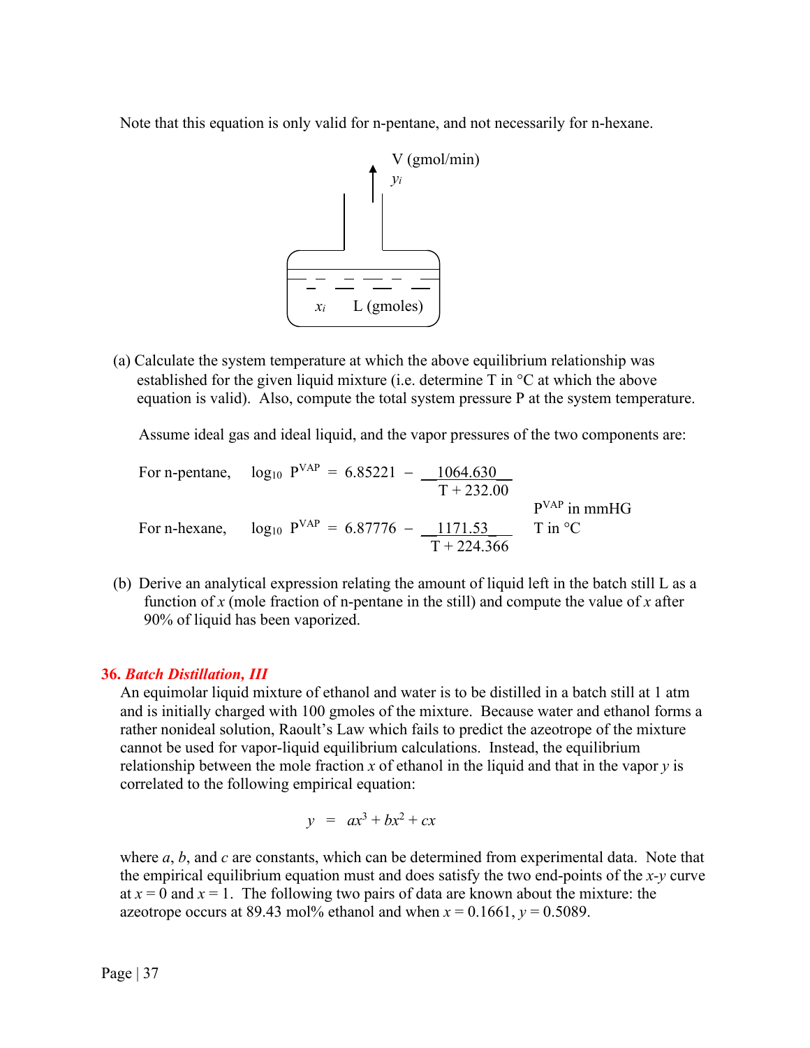Note that this equation is only valid for n-pentane, and not necessarily for n-hexane.

(a) Calculate the system temperature at which the above equilibrium relationship was established for the given liquid mixture (i.e. determine T in °C at which the above equation is valid). Also, compute the total system pressure P at the system temperature.

Assume ideal gas and ideal liquid, and the vapor pressures of the two components are:

For n-pentane, $$\log_{10} P^{VAP} = 6.85221 - \frac{1064.630}{T + 232.00}$$

For n-hexane, $$\log_{10} P^{VAP} = 6.87776 - \frac{1171.53}{T + 224.366}$$

$P^{VAP}$ in mmHG
T in °C

(b) Derive an analytical expression relating the amount of liquid left in the batch still L as a function of $x$ (mole fraction of n-pentane in the still) and compute the value of $x$ after 90% of liquid has been vaporized.

## 36. *Batch Distillation, III*

An equimolar liquid mixture of ethanol and water is to be distilled in a batch still at 1 atm and is initially charged with 100 gmoles of the mixture. Because water and ethanol forms a rather nonideal solution, Raoult's Law which fails to predict the azeotrope of the mixture cannot be used for vapor-liquid equilibrium calculations. Instead, the equilibrium relationship between the mole fraction $x$ of ethanol in the liquid and that in the vapor $y$ is correlated to the following empirical equation:

$$y = ax^3 + bx^2 + cx$$

where $a$, $b$, and $c$ are constants, which can be determined from experimental data. Note that the empirical equilibrium equation must and does satisfy the two end-points of the $x$-$y$ curve at $x = 0$ and $x = 1$. The following two pairs of data are known about the mixture: the azeotrope occurs at 89.43 mol% ethanol and when $x = 0.1661$, $y = 0.5089$.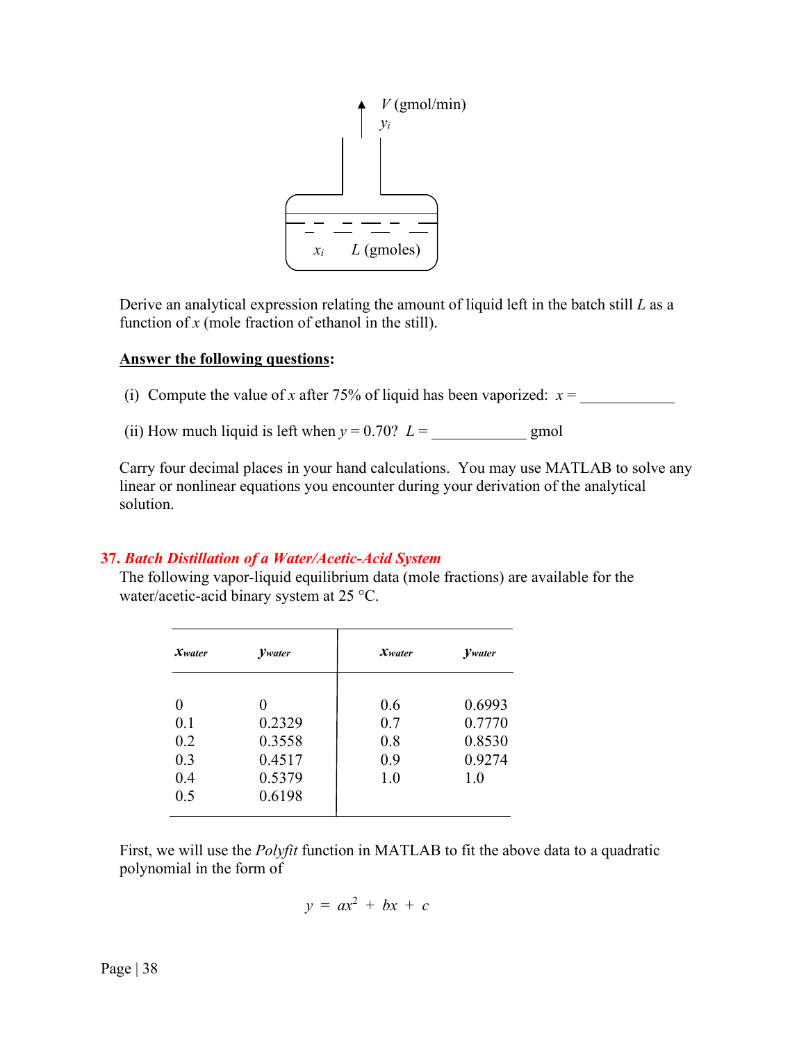Derive an analytical expression relating the amount of liquid left in the batch still $L$ as a function of $x$ (mole fraction of ethanol in the still).

**Answer the following questions:**

(i) Compute the value of $x$ after 75% of liquid has been vaporized: $x$ = ____________

(ii) How much liquid is left when $y = 0.70$? $L$ = ____________ gmol

Carry four decimal places in your hand calculations. You may use MATLAB to solve any linear or nonlinear equations you encounter during your derivation of the analytical solution.

## 37. *Batch Distillation of a Water/Acetic-Acid System*

The following vapor-liquid equilibrium data (mole fractions) are available for the water/acetic-acid binary system at 25 °C.

| $x_{water}$ | $y_{water}$ | $x_{water}$ | $y_{water}$ |
|---|---|---|---|
| 0 | 0 | 0.6 | 0.6993 |
| 0.1 | 0.2329 | 0.7 | 0.7770 |
| 0.2 | 0.3558 | 0.8 | 0.8530 |
| 0.3 | 0.4517 | 0.9 | 0.9274 |
| 0.4 | 0.5379 | 1.0 | 1.0 |
| 0.5 | 0.6198 | | |

First, we will use the *Polyfit* function in MATLAB to fit the above data to a quadratic polynomial in the form of

$$y = ax^2 + bx + c$$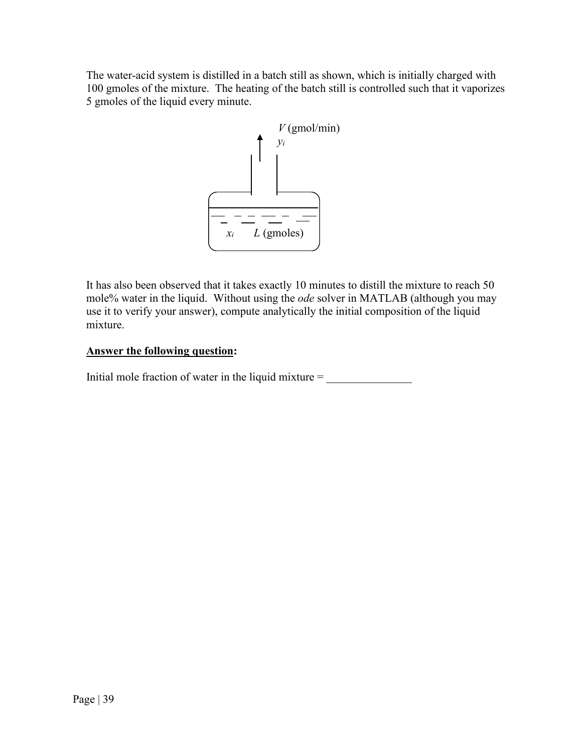The water-acid system is distilled in a batch still as shown, which is initially charged with 100 gmoles of the mixture. The heating of the batch still is controlled such that it vaporizes 5 gmoles of the liquid every minute.

$V$ (gmol/min)
$y_i$

$x_i$ $L$ (gmoles)

It has also been observed that it takes exactly 10 minutes to distill the mixture to reach 50 mole% water in the liquid. Without using the *ode* solver in MATLAB (although you may use it to verify your answer), compute analytically the initial composition of the liquid mixture.

**<u>Answer the following question</u>:**

Initial mole fraction of water in the liquid mixture = _______________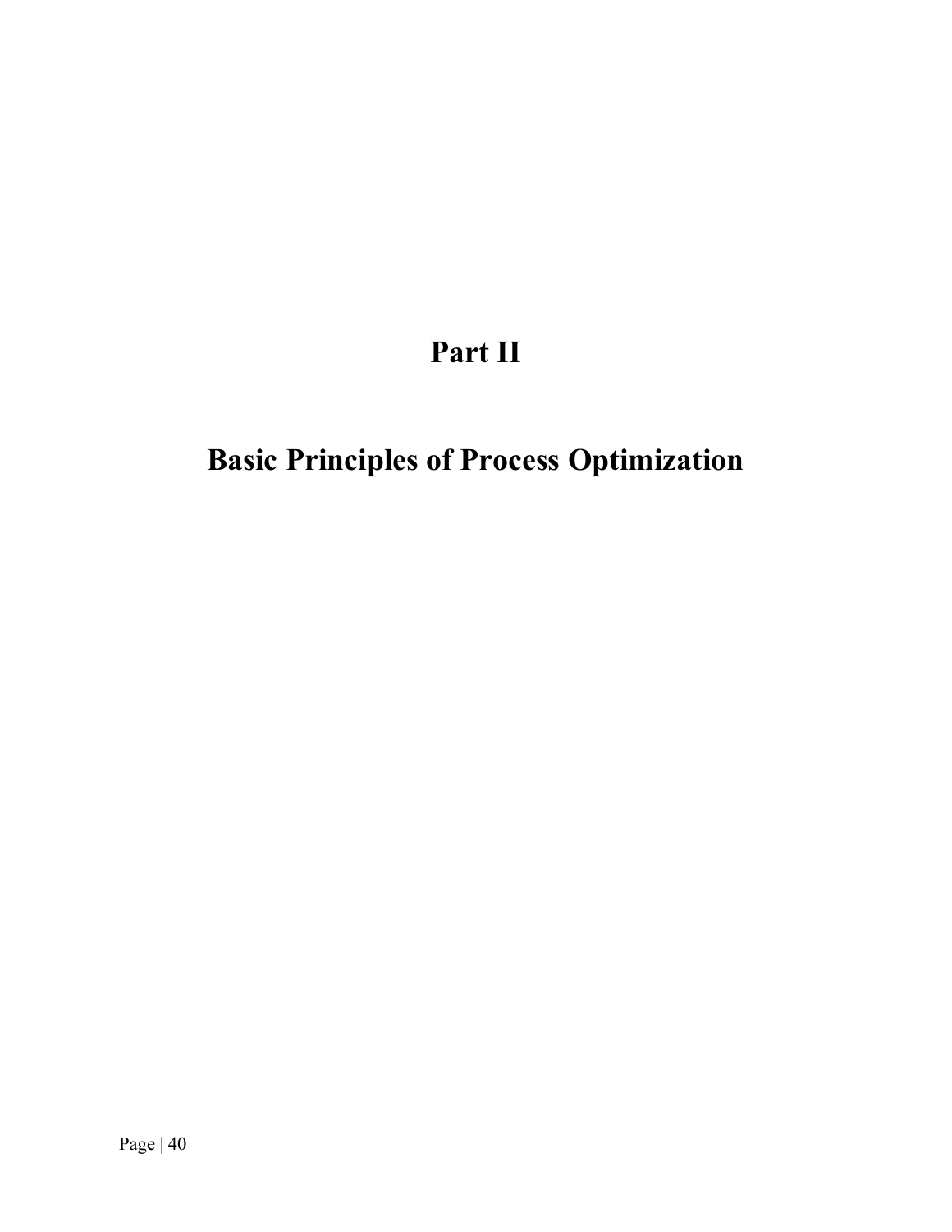# Part II

# Basic Principles of Process Optimization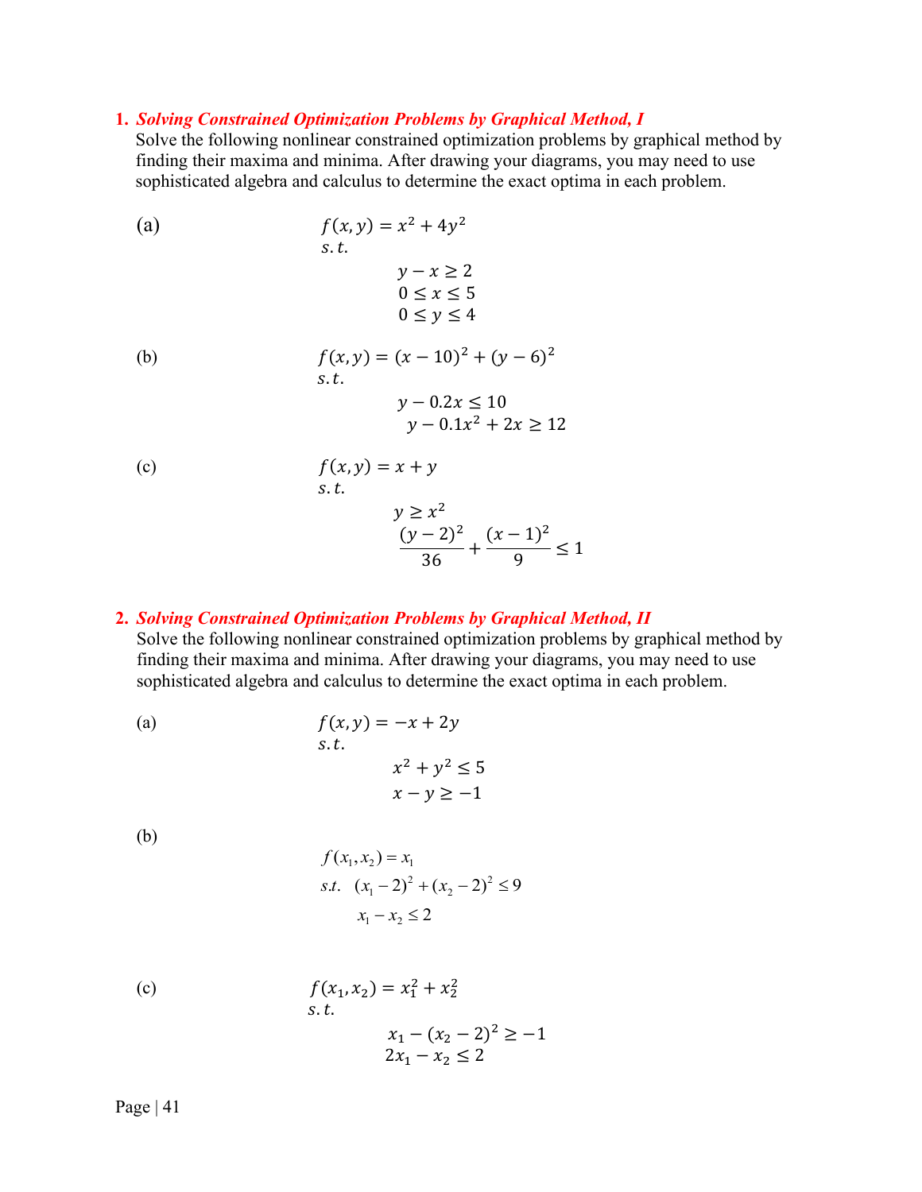1. ***Solving Constrained Optimization Problems by Graphical Method, I***

   Solve the following nonlinear constrained optimization problems by graphical method by finding their maxima and minima. After drawing your diagrams, you may need to use sophisticated algebra and calculus to determine the exact optima in each problem.

   (a)
   $$f(x,y) = x^2 + 4y^2$$
   $$s.t.$$
   $$y - x \geq 2$$
   $$0 \leq x \leq 5$$
   $$0 \leq y \leq 4$$

   (b)
   $$f(x,y) = (x-10)^2 + (y-6)^2$$
   $$s.t.$$
   $$y - 0.2x \leq 10$$
   $$y - 0.1x^2 + 2x \geq 12$$

   (c)
   $$f(x,y) = x + y$$
   $$s.t.$$
   $$y \geq x^2$$
   $$\frac{(y-2)^2}{36} + \frac{(x-1)^2}{9} \leq 1$$

2. ***Solving Constrained Optimization Problems by Graphical Method, II***

   Solve the following nonlinear constrained optimization problems by graphical method by finding their maxima and minima. After drawing your diagrams, you may need to use sophisticated algebra and calculus to determine the exact optima in each problem.

   (a)
   $$f(x,y) = -x + 2y$$
   $$s.t.$$
   $$x^2 + y^2 \leq 5$$
   $$x - y \geq -1$$

   (b)
   $$f(x_1, x_2) = x_1$$
   $$s.t. \quad (x_1 - 2)^2 + (x_2 - 2)^2 \leq 9$$
   $$x_1 - x_2 \leq 2$$

   (c)
   $$f(x_1, x_2) = x_1^2 + x_2^2$$
   $$s.t.$$
   $$x_1 - (x_2 - 2)^2 \geq -1$$
   $$2x_1 - x_2 \leq 2$$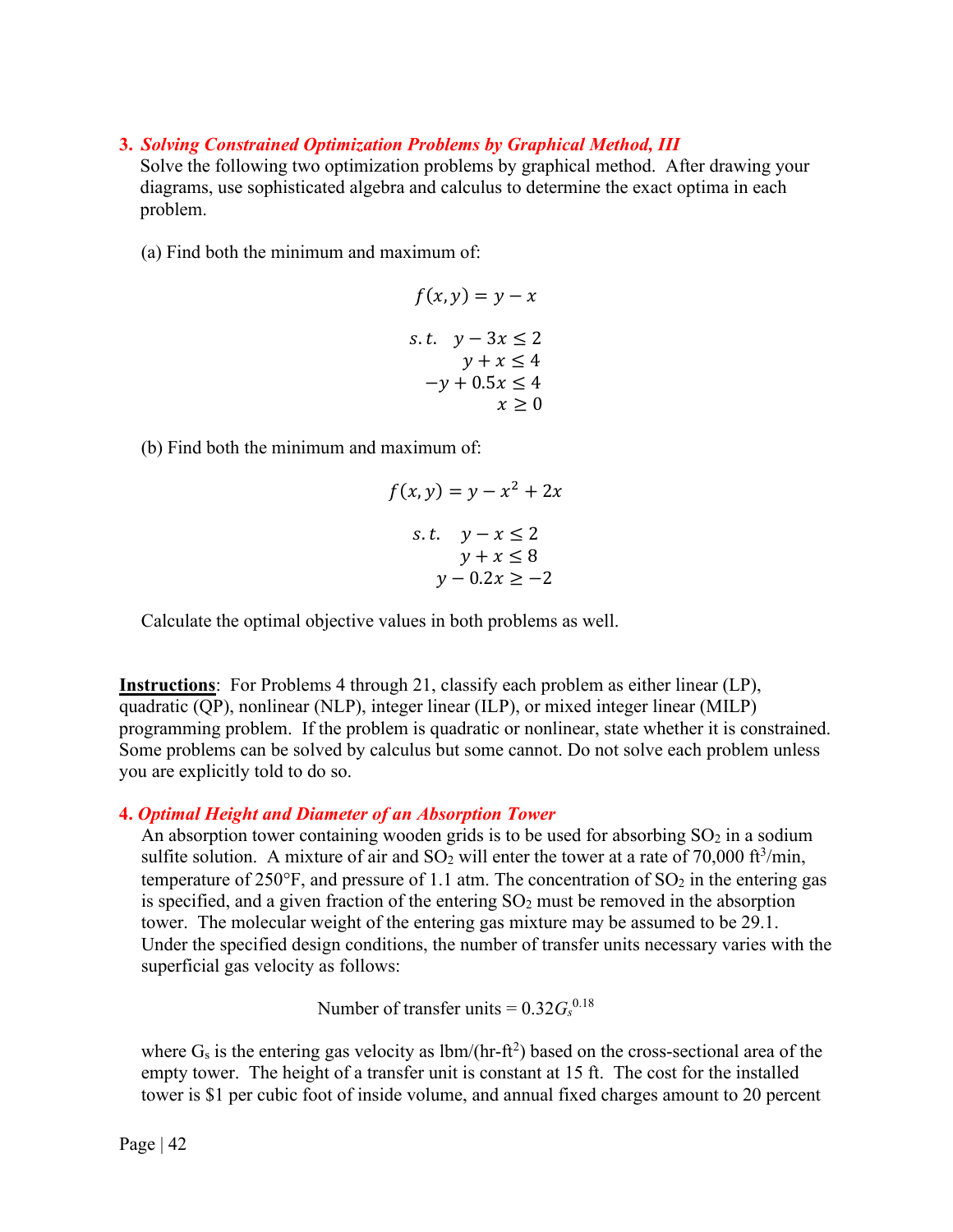### 3. *Solving Constrained Optimization Problems by Graphical Method, III*

Solve the following two optimization problems by graphical method. After drawing your diagrams, use sophisticated algebra and calculus to determine the exact optima in each problem.

(a) Find both the minimum and maximum of:

$$f(x, y) = y - x$$

$$\begin{aligned} s.t. \quad y - 3x &\leq 2 \\ y + x &\leq 4 \\ -y + 0.5x &\leq 4 \\ x &\geq 0 \end{aligned}$$

(b) Find both the minimum and maximum of:

$$f(x, y) = y - x^2 + 2x$$

$$\begin{aligned} s.t. \quad y - x &\leq 2 \\ y + x &\leq 8 \\ y - 0.2x &\geq -2 \end{aligned}$$

Calculate the optimal objective values in both problems as well.

**Instructions**: For Problems 4 through 21, classify each problem as either linear (LP), quadratic (QP), nonlinear (NLP), integer linear (ILP), or mixed integer linear (MILP) programming problem. If the problem is quadratic or nonlinear, state whether it is constrained. Some problems can be solved by calculus but some cannot. Do not solve each problem unless you are explicitly told to do so.

### 4. *Optimal Height and Diameter of an Absorption Tower*

An absorption tower containing wooden grids is to be used for absorbing $SO_2$ in a sodium sulfite solution. A mixture of air and $SO_2$ will enter the tower at a rate of 70,000 $ft^3$/min, temperature of 250°F, and pressure of 1.1 atm. The concentration of $SO_2$ in the entering gas is specified, and a given fraction of the entering $SO_2$ must be removed in the absorption tower. The molecular weight of the entering gas mixture may be assumed to be 29.1. Under the specified design conditions, the number of transfer units necessary varies with the superficial gas velocity as follows:

$$\text{Number of transfer units} = 0.32 G_s^{0.18}$$

where $G_s$ is the entering gas velocity as lbm/(hr-$ft^2$) based on the cross-sectional area of the empty tower. The height of a transfer unit is constant at 15 ft. The cost for the installed tower is \$1 per cubic foot of inside volume, and annual fixed charges amount to 20 percent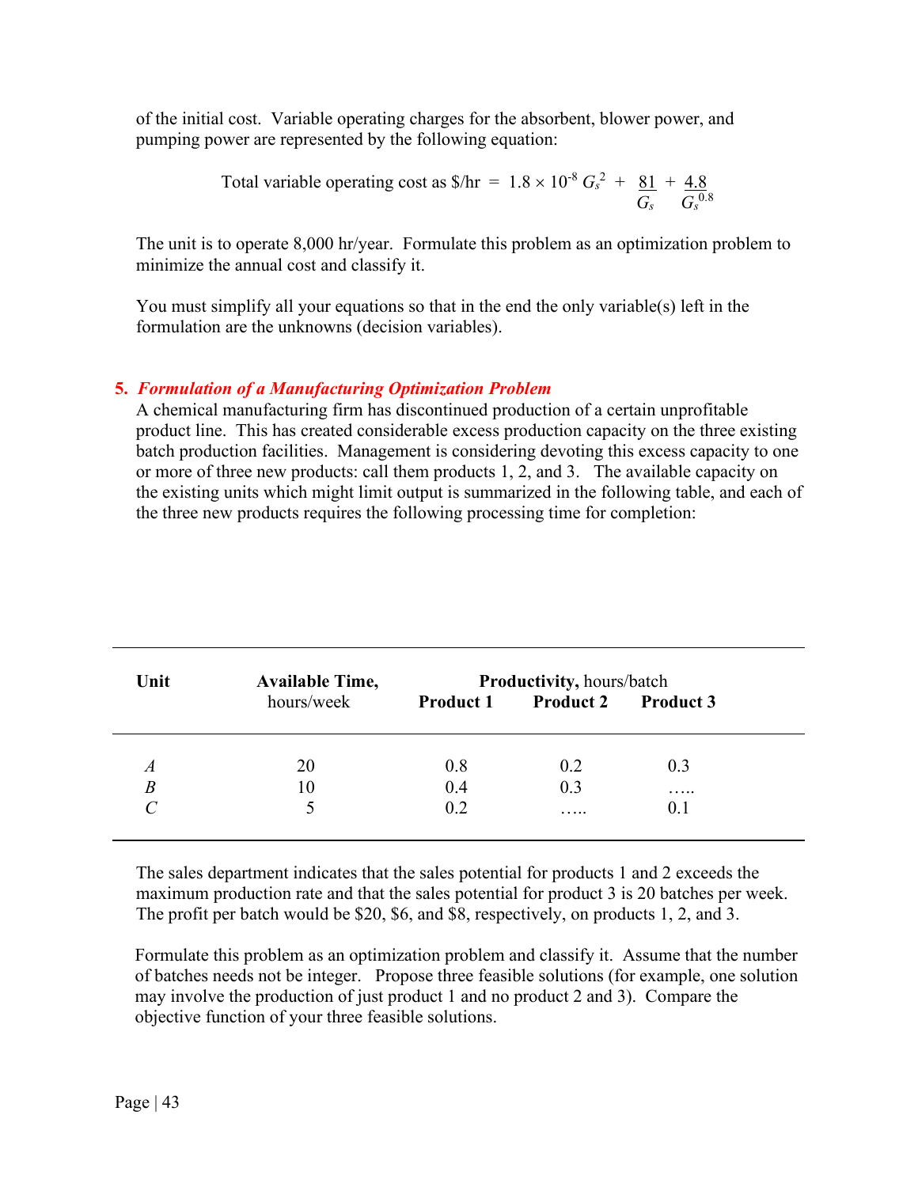of the initial cost. Variable operating charges for the absorbent, blower power, and pumping power are represented by the following equation:

$$\text{Total variable operating cost as \$/hr} = 1.8 \times 10^{-8}\, G_s^2 + \frac{81}{G_s} + \frac{4.8}{G_s^{0.8}}$$

The unit is to operate 8,000 hr/year. Formulate this problem as an optimization problem to minimize the annual cost and classify it.

You must simplify all your equations so that in the end the only variable(s) left in the formulation are the unknowns (decision variables).

### 5. *Formulation of a Manufacturing Optimization Problem*

A chemical manufacturing firm has discontinued production of a certain unprofitable product line. This has created considerable excess production capacity on the three existing batch production facilities. Management is considering devoting this excess capacity to one or more of three new products: call them products 1, 2, and 3. The available capacity on the existing units which might limit output is summarized in the following table, and each of the three new products requires the following processing time for completion:

| **Unit** | **Available Time,** hours/week | **Productivity,** hours/batch | | |
|---|---|---|---|---|
| | | **Product 1** | **Product 2** | **Product 3** |
| *A* | 20 | 0.8 | 0.2 | 0.3 |
| *B* | 10 | 0.4 | 0.3 | ….. |
| *C* | 5 | 0.2 | ….. | 0.1 |

The sales department indicates that the sales potential for products 1 and 2 exceeds the maximum production rate and that the sales potential for product 3 is 20 batches per week. The profit per batch would be \$20, \$6, and \$8, respectively, on products 1, 2, and 3.

Formulate this problem as an optimization problem and classify it. Assume that the number of batches needs not be integer. Propose three feasible solutions (for example, one solution may involve the production of just product 1 and no product 2 and 3). Compare the objective function of your three feasible solutions.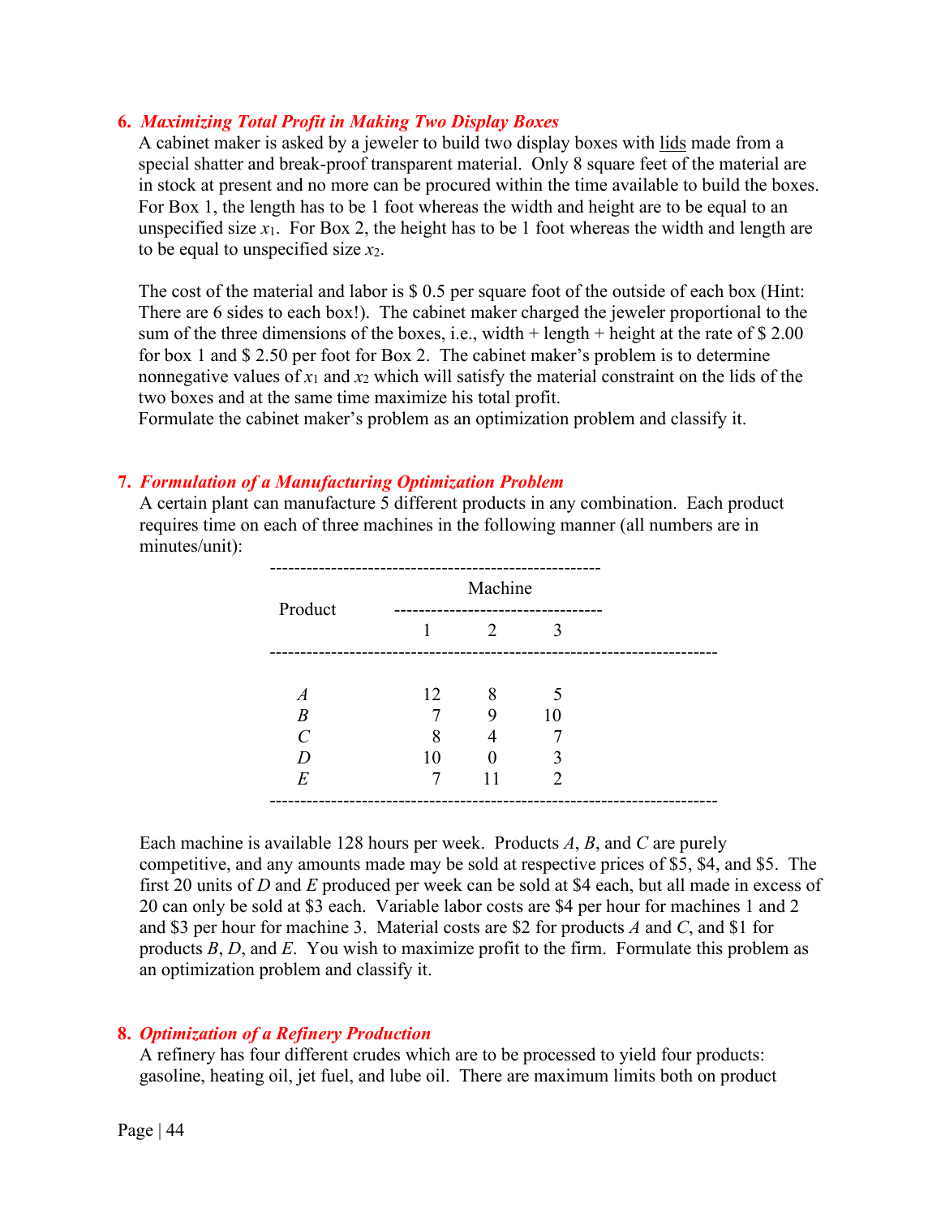### 6. *Maximizing Total Profit in Making Two Display Boxes*

A cabinet maker is asked by a jeweler to build two display boxes with lids made from a special shatter and break-proof transparent material. Only 8 square feet of the material are in stock at present and no more can be procured within the time available to build the boxes. For Box 1, the length has to be 1 foot whereas the width and height are to be equal to an unspecified size $x_1$. For Box 2, the height has to be 1 foot whereas the width and length are to be equal to unspecified size $x_2$.

The cost of the material and labor is \$ 0.5 per square foot of the outside of each box (Hint: There are 6 sides to each box!). The cabinet maker charged the jeweler proportional to the sum of the three dimensions of the boxes, i.e., width + length + height at the rate of \$ 2.00 for box 1 and \$ 2.50 per foot for Box 2. The cabinet maker's problem is to determine nonnegative values of $x_1$ and $x_2$ which will satisfy the material constraint on the lids of the two boxes and at the same time maximize his total profit.

Formulate the cabinet maker's problem as an optimization problem and classify it.

### 7. *Formulation of a Manufacturing Optimization Problem*

A certain plant can manufacture 5 different products in any combination. Each product requires time on each of three machines in the following manner (all numbers are in minutes/unit):

| Product | Machine 1 | Machine 2 | Machine 3 |
|---|---|---|---|
| *A* | 12 | 8 | 5 |
| *B* | 7 | 9 | 10 |
| *C* | 8 | 4 | 7 |
| *D* | 10 | 0 | 3 |
| *E* | 7 | 11 | 2 |

Each machine is available 128 hours per week. Products *A*, *B*, and *C* are purely competitive, and any amounts made may be sold at respective prices of \$5, \$4, and \$5. The first 20 units of *D* and *E* produced per week can be sold at \$4 each, but all made in excess of 20 can only be sold at \$3 each. Variable labor costs are \$4 per hour for machines 1 and 2 and \$3 per hour for machine 3. Material costs are \$2 for products *A* and *C*, and \$1 for products *B*, *D*, and *E*. You wish to maximize profit to the firm. Formulate this problem as an optimization problem and classify it.

### 8. *Optimization of a Refinery Production*

A refinery has four different crudes which are to be processed to yield four products: gasoline, heating oil, jet fuel, and lube oil. There are maximum limits both on product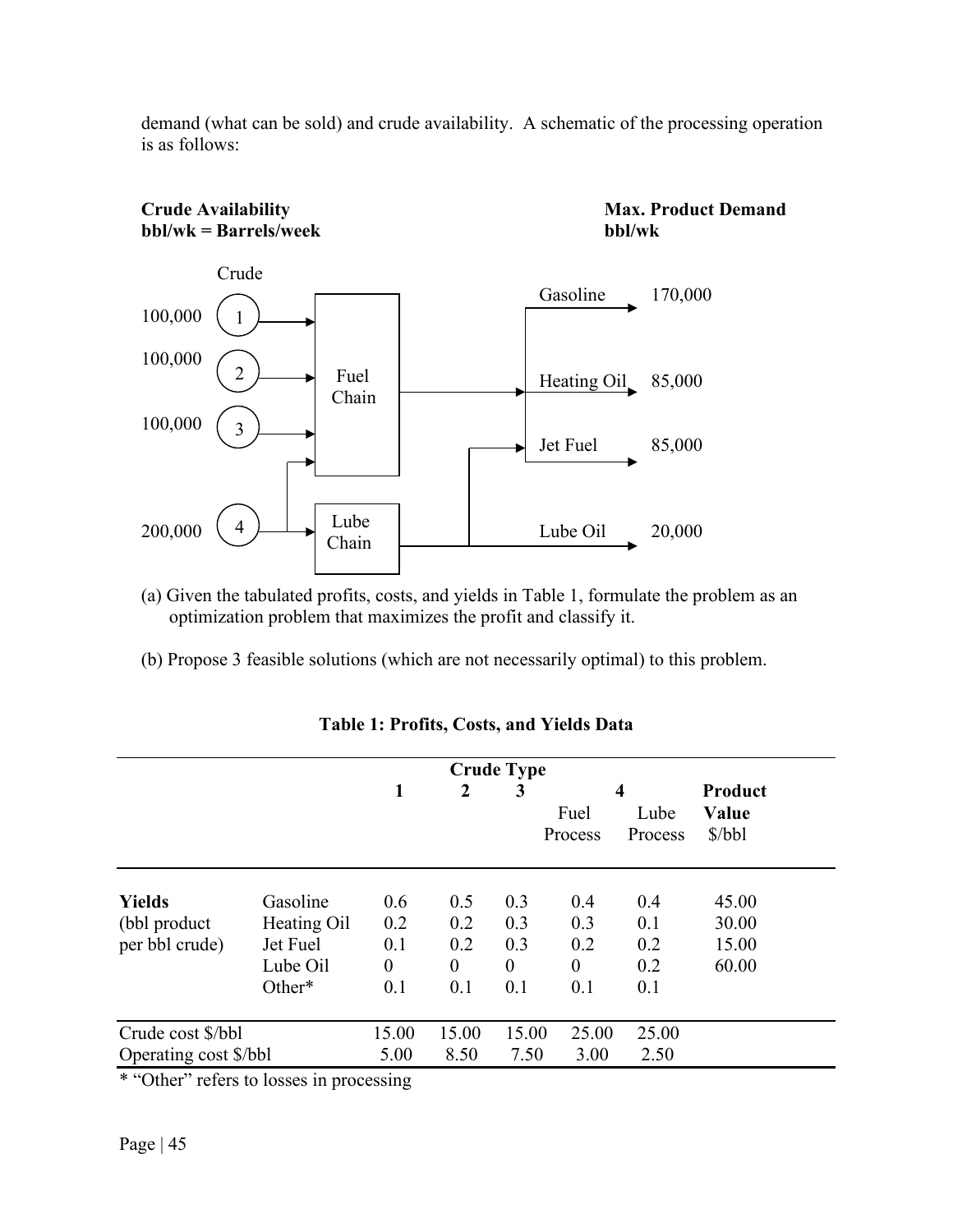demand (what can be sold) and crude availability. A schematic of the processing operation is as follows:

**Crude Availability**
**bbl/wk = Barrels/week**

**Max. Product Demand**
**bbl/wk**

| Crude | Availability (bbl/wk) | Chain |
|---|---|---|
| 1 | 100,000 | Fuel Chain |
| 2 | 100,000 | Fuel Chain |
| 3 | 100,000 | Fuel Chain |
| 4 | 200,000 | Fuel Chain / Lube Chain |

| Product | Max. Product Demand (bbl/wk) |
|---|---|
| Gasoline | 170,000 |
| Heating Oil | 85,000 |
| Jet Fuel | 85,000 |
| Lube Oil | 20,000 |

(a) Given the tabulated profits, costs, and yields in Table 1, formulate the problem as an optimization problem that maximizes the profit and classify it.

(b) Propose 3 feasible solutions (which are not necessarily optimal) to this problem.

**Table 1: Profits, Costs, and Yields Data**

| | | Crude Type | | | | | |
|---|---|---|---|---|---|---|---|
| | | **1** | **2** | **3** | **4** Fuel Process | **4** Lube Process | **Product Value** $/bbl |
| **Yields** | Gasoline | 0.6 | 0.5 | 0.3 | 0.4 | 0.4 | 45.00 |
| (bbl product | Heating Oil | 0.2 | 0.2 | 0.3 | 0.3 | 0.1 | 30.00 |
| per bbl crude) | Jet Fuel | 0.1 | 0.2 | 0.3 | 0.2 | 0.2 | 15.00 |
| | Lube Oil | 0 | 0 | 0 | 0 | 0.2 | 60.00 |
| | Other* | 0.1 | 0.1 | 0.1 | 0.1 | 0.1 | |
| Crude cost $/bbl | | 15.00 | 15.00 | 15.00 | 25.00 | 25.00 | |
| Operating cost $/bbl | | 5.00 | 8.50 | 7.50 | 3.00 | 2.50 | |

* "Other" refers to losses in processing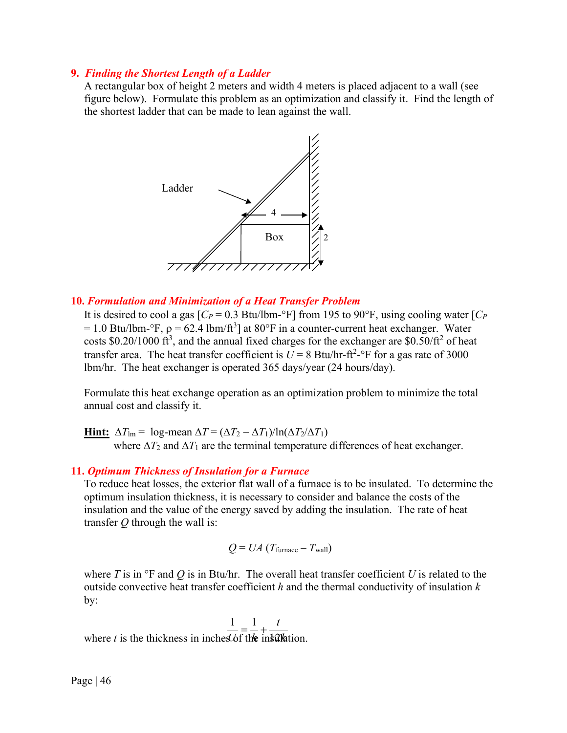**9. *Finding the Shortest Length of a Ladder***

A rectangular box of height 2 meters and width 4 meters is placed adjacent to a wall (see figure below). Formulate this problem as an optimization and classify it. Find the length of the shortest ladder that can be made to lean against the wall.

**10. *Formulation and Minimization of a Heat Transfer Problem***

It is desired to cool a gas [$C_P$ = 0.3 Btu/lbm-°F] from 195 to 90°F, using cooling water [$C_P$ = 1.0 Btu/lbm-°F, $\rho$ = 62.4 lbm/ft$^3$] at 80°F in a counter-current heat exchanger. Water costs \$0.20/1000 ft$^3$, and the annual fixed charges for the exchanger are \$0.50/ft$^2$ of heat transfer area. The heat transfer coefficient is $U$ = 8 Btu/hr-ft$^2$-°F for a gas rate of 3000 lbm/hr. The heat exchanger is operated 365 days/year (24 hours/day).

Formulate this heat exchange operation as an optimization problem to minimize the total annual cost and classify it.

**Hint:** $\Delta T_{\text{lm}}$ = log-mean $\Delta T = (\Delta T_2 - \Delta T_1)/\ln(\Delta T_2/\Delta T_1)$
where $\Delta T_2$ and $\Delta T_1$ are the terminal temperature differences of heat exchanger.

**11. *Optimum Thickness of Insulation for a Furnace***

To reduce heat losses, the exterior flat wall of a furnace is to be insulated. To determine the optimum insulation thickness, it is necessary to consider and balance the costs of the insulation and the value of the energy saved by adding the insulation. The rate of heat transfer $Q$ through the wall is:

$$Q = UA\,(T_{\text{furnace}} - T_{\text{wall}})$$

where $T$ is in °F and $Q$ is in Btu/hr. The overall heat transfer coefficient $U$ is related to the outside convective heat transfer coefficient $h$ and the thermal conductivity of insulation $k$ by:

$$\frac{1}{U} = \frac{1}{h} + \frac{t}{12k}$$

where $t$ is the thickness in inches of the insulation.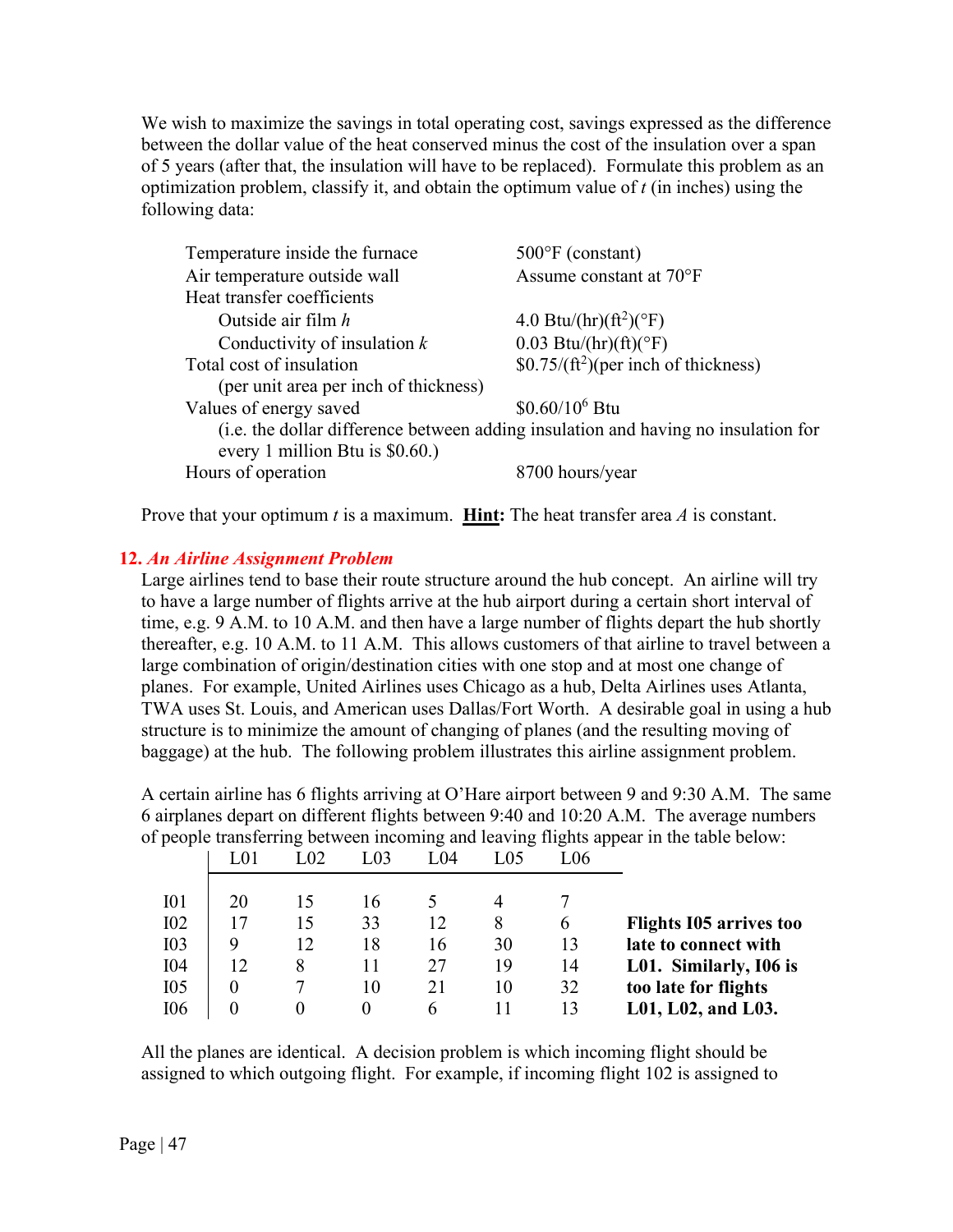We wish to maximize the savings in total operating cost, savings expressed as the difference between the dollar value of the heat conserved minus the cost of the insulation over a span of 5 years (after that, the insulation will have to be replaced). Formulate this problem as an optimization problem, classify it, and obtain the optimum value of $t$ (in inches) using the following data:

| | |
|---|---|
| Temperature inside the furnace | 500°F (constant) |
| Air temperature outside wall | Assume constant at 70°F |
| Heat transfer coefficients | |
| Outside air film $h$ | 4.0 Btu/(hr)(ft$^2$)(°F) |
| Conductivity of insulation $k$ | 0.03 Btu/(hr)(ft)(°F) |
| Total cost of insulation (per unit area per inch of thickness) | \$0.75/(ft$^2$)(per inch of thickness) |
| Values of energy saved | \$0.60/10$^6$ Btu |
| (i.e. the dollar difference between adding insulation and having no insulation for every 1 million Btu is \$0.60.) | |
| Hours of operation | 8700 hours/year |

Prove that your optimum $t$ is a maximum. **Hint:** The heat transfer area $A$ is constant.

**12. *An Airline Assignment Problem***

Large airlines tend to base their route structure around the hub concept. An airline will try to have a large number of flights arrive at the hub airport during a certain short interval of time, e.g. 9 A.M. to 10 A.M. and then have a large number of flights depart the hub shortly thereafter, e.g. 10 A.M. to 11 A.M. This allows customers of that airline to travel between a large combination of origin/destination cities with one stop and at most one change of planes. For example, United Airlines uses Chicago as a hub, Delta Airlines uses Atlanta, TWA uses St. Louis, and American uses Dallas/Fort Worth. A desirable goal in using a hub structure is to minimize the amount of changing of planes (and the resulting moving of baggage) at the hub. The following problem illustrates this airline assignment problem.

A certain airline has 6 flights arriving at O'Hare airport between 9 and 9:30 A.M. The same 6 airplanes depart on different flights between 9:40 and 10:20 A.M. The average numbers of people transferring between incoming and leaving flights appear in the table below:

| | L01 | L02 | L03 | L04 | L05 | L06 |
|---|---|---|---|---|---|---|
| I01 | 20 | 15 | 16 | 5 | 4 | 7 |
| I02 | 17 | 15 | 33 | 12 | 8 | 6 |
| I03 | 9 | 12 | 18 | 16 | 30 | 13 |
| I04 | 12 | 8 | 11 | 27 | 19 | 14 |
| I05 | 0 | 7 | 10 | 21 | 10 | 32 |
| I06 | 0 | 0 | 0 | 6 | 11 | 13 |

**Flights I05 arrives too late to connect with L01. Similarly, I06 is too late for flights L01, L02, and L03.**

All the planes are identical. A decision problem is which incoming flight should be assigned to which outgoing flight. For example, if incoming flight 102 is assigned to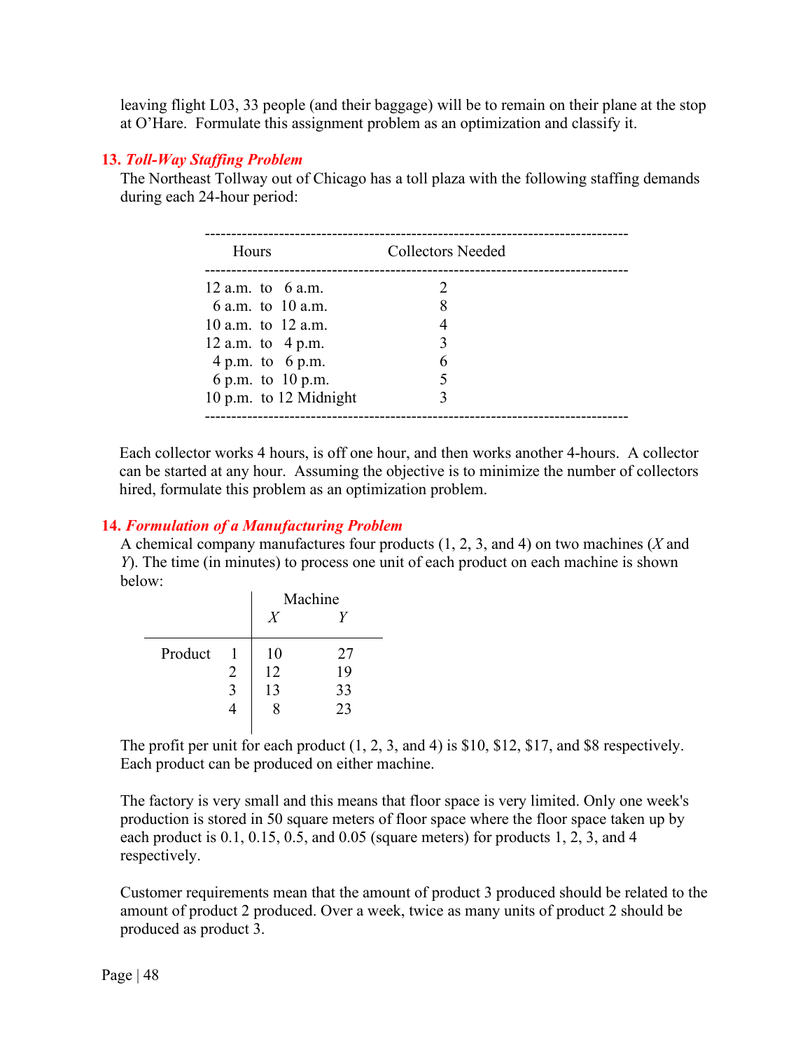leaving flight L03, 33 people (and their baggage) will be to remain on their plane at the stop at O'Hare. Formulate this assignment problem as an optimization and classify it.

### 13. *Toll-Way Staffing Problem*

The Northeast Tollway out of Chicago has a toll plaza with the following staffing demands during each 24-hour period:

| Hours | Collectors Needed |
|---|---|
| 12 a.m. to 6 a.m. | 2 |
| 6 a.m. to 10 a.m. | 8 |
| 10 a.m. to 12 a.m. | 4 |
| 12 a.m. to 4 p.m. | 3 |
| 4 p.m. to 6 p.m. | 6 |
| 6 p.m. to 10 p.m. | 5 |
| 10 p.m. to 12 Midnight | 3 |

Each collector works 4 hours, is off one hour, and then works another 4-hours. A collector can be started at any hour. Assuming the objective is to minimize the number of collectors hired, formulate this problem as an optimization problem.

### 14. *Formulation of a Manufacturing Problem*

A chemical company manufactures four products (1, 2, 3, and 4) on two machines (*X* and *Y*). The time (in minutes) to process one unit of each product on each machine is shown below:

| | | Machine | |
|---|---|---|---|
| | | *X* | *Y* |
| Product | 1 | 10 | 27 |
| | 2 | 12 | 19 |
| | 3 | 13 | 33 |
| | 4 | 8 | 23 |

The profit per unit for each product (1, 2, 3, and 4) is \$10, \$12, \$17, and \$8 respectively. Each product can be produced on either machine.

The factory is very small and this means that floor space is very limited. Only one week's production is stored in 50 square meters of floor space where the floor space taken up by each product is 0.1, 0.15, 0.5, and 0.05 (square meters) for products 1, 2, 3, and 4 respectively.

Customer requirements mean that the amount of product 3 produced should be related to the amount of product 2 produced. Over a week, twice as many units of product 2 should be produced as product 3.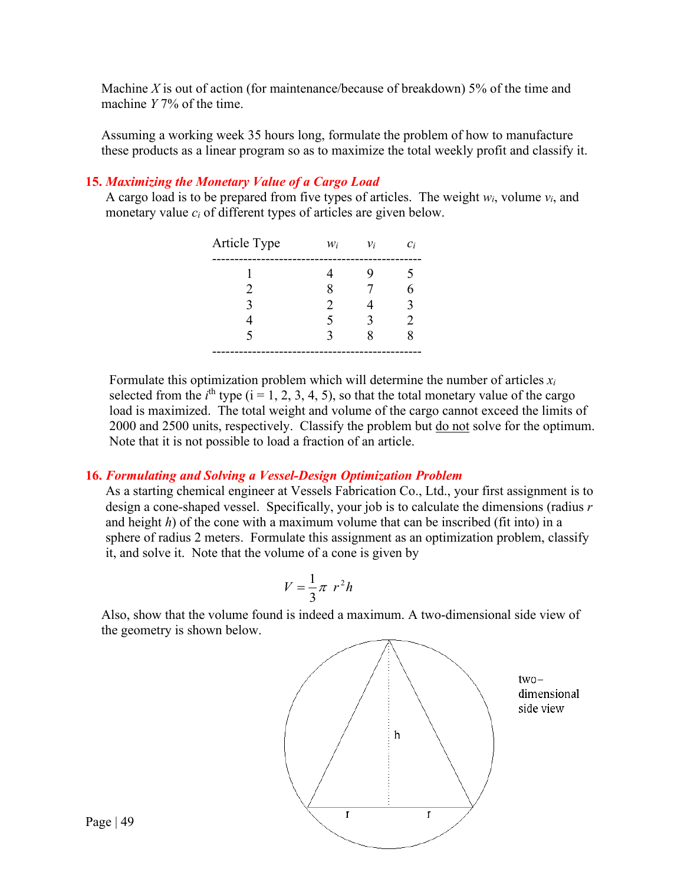Machine $X$ is out of action (for maintenance/because of breakdown) 5% of the time and machine $Y$ 7% of the time.

Assuming a working week 35 hours long, formulate the problem of how to manufacture these products as a linear program so as to maximize the total weekly profit and classify it.

### 15. *Maximizing the Monetary Value of a Cargo Load*

A cargo load is to be prepared from five types of articles. The weight $w_i$, volume $v_i$, and monetary value $c_i$ of different types of articles are given below.

| Article Type | $w_i$ | $v_i$ | $c_i$ |
|---|---|---|---|
| 1 | 4 | 9 | 5 |
| 2 | 8 | 7 | 6 |
| 3 | 2 | 4 | 3 |
| 4 | 5 | 3 | 2 |
| 5 | 3 | 8 | 8 |

Formulate this optimization problem which will determine the number of articles $x_i$ selected from the $i^{th}$ type (i = 1, 2, 3, 4, 5), so that the total monetary value of the cargo load is maximized. The total weight and volume of the cargo cannot exceed the limits of 2000 and 2500 units, respectively. Classify the problem but do not solve for the optimum. Note that it is not possible to load a fraction of an article.

### 16. *Formulating and Solving a Vessel-Design Optimization Problem*

As a starting chemical engineer at Vessels Fabrication Co., Ltd., your first assignment is to design a cone-shaped vessel. Specifically, your job is to calculate the dimensions (radius $r$ and height $h$) of the cone with a maximum volume that can be inscribed (fit into) in a sphere of radius 2 meters. Formulate this assignment as an optimization problem, classify it, and solve it. Note that the volume of a cone is given by

$$V = \frac{1}{3}\pi \ r^2 h$$

Also, show that the volume found is indeed a maximum. A two-dimensional side view of the geometry is shown below.

two-dimensional side view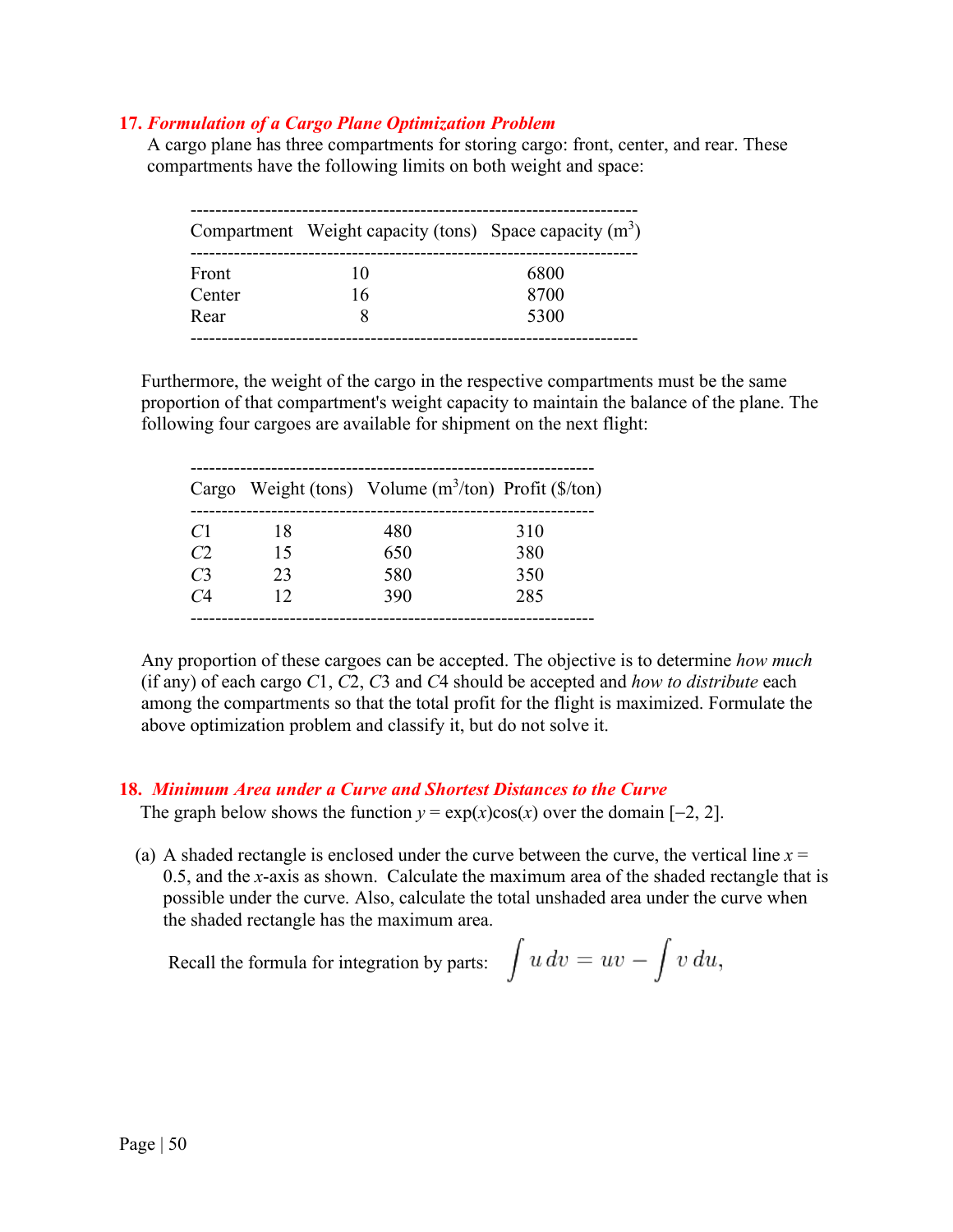### 17. *Formulation of a Cargo Plane Optimization Problem*

A cargo plane has three compartments for storing cargo: front, center, and rear. These compartments have the following limits on both weight and space:

| Compartment | Weight capacity (tons) | Space capacity ($m^3$) |
|---|---|---|
| Front | 10 | 6800 |
| Center | 16 | 8700 |
| Rear | 8 | 5300 |

Furthermore, the weight of the cargo in the respective compartments must be the same proportion of that compartment's weight capacity to maintain the balance of the plane. The following four cargoes are available for shipment on the next flight:

| Cargo | Weight (tons) | Volume ($m^3$/ton) | Profit ($/ton) |
|---|---|---|---|
| $C1$ | 18 | 480 | 310 |
| $C2$ | 15 | 650 | 380 |
| $C3$ | 23 | 580 | 350 |
| $C4$ | 12 | 390 | 285 |

Any proportion of these cargoes can be accepted. The objective is to determine *how much* (if any) of each cargo $C1$, $C2$, $C3$ and $C4$ should be accepted and *how to distribute* each among the compartments so that the total profit for the flight is maximized. Formulate the above optimization problem and classify it, but do not solve it.

### 18. *Minimum Area under a Curve and Shortest Distances to the Curve*

The graph below shows the function $y = \exp(x)\cos(x)$ over the domain $[-2, 2]$.

(a) A shaded rectangle is enclosed under the curve between the curve, the vertical line $x = 0.5$, and the $x$-axis as shown. Calculate the maximum area of the shaded rectangle that is possible under the curve. Also, calculate the total unshaded area under the curve when the shaded rectangle has the maximum area.

Recall the formula for integration by parts: $\displaystyle \int u\,dv = uv - \int v\,du,$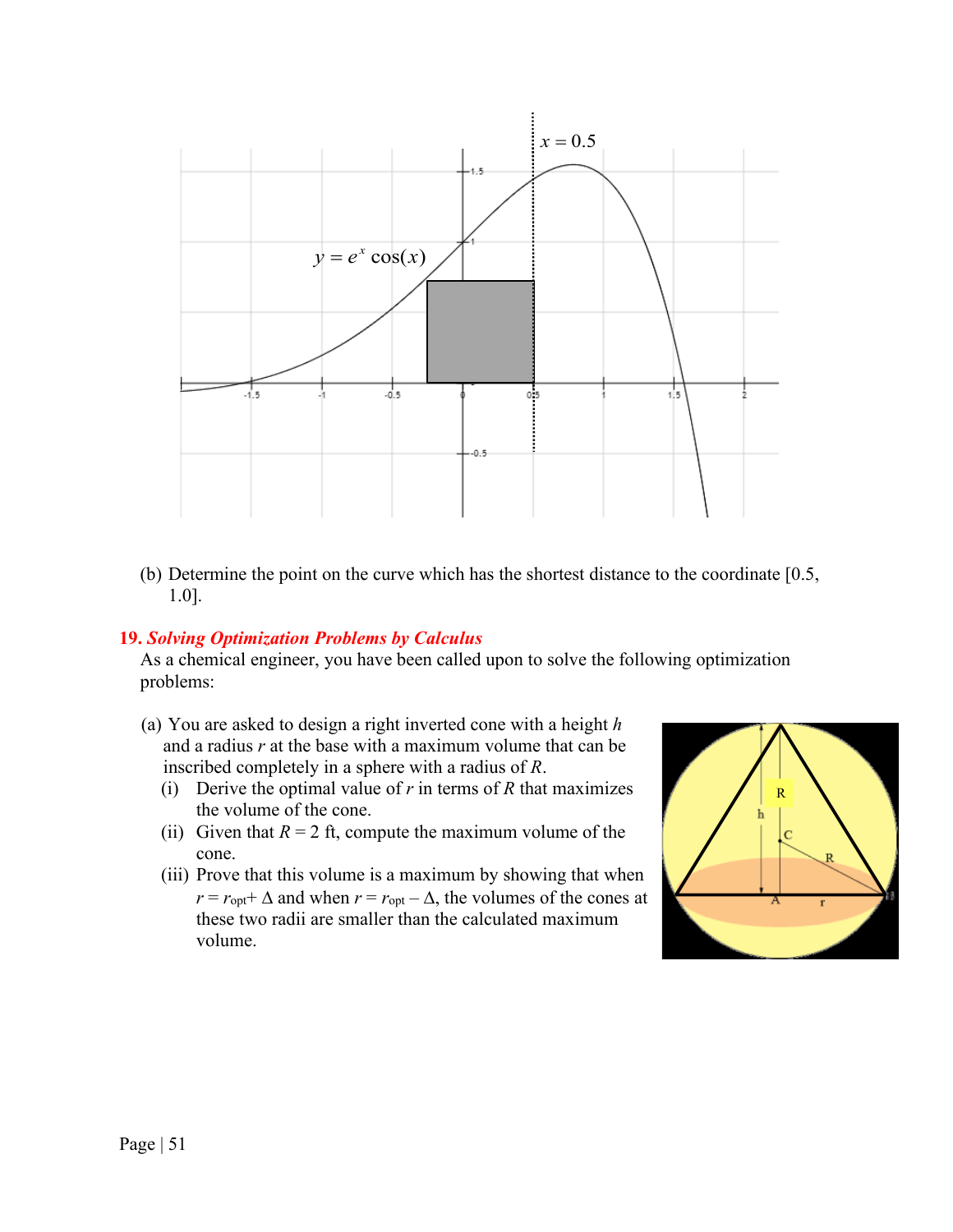(b) Determine the point on the curve which has the shortest distance to the coordinate [0.5, 1.0].

## 19. *Solving Optimization Problems by Calculus*

As a chemical engineer, you have been called upon to solve the following optimization problems:

(a) You are asked to design a right inverted cone with a height $h$ and a radius $r$ at the base with a maximum volume that can be inscribed completely in a sphere with a radius of $R$.

  (i) Derive the optimal value of $r$ in terms of $R$ that maximizes the volume of the cone.

  (ii) Given that $R = 2$ ft, compute the maximum volume of the cone.

  (iii) Prove that this volume is a maximum by showing that when $r = r_{opt} + \Delta$ and when $r = r_{opt} - \Delta$, the volumes of the cones at these two radii are smaller than the calculated maximum volume.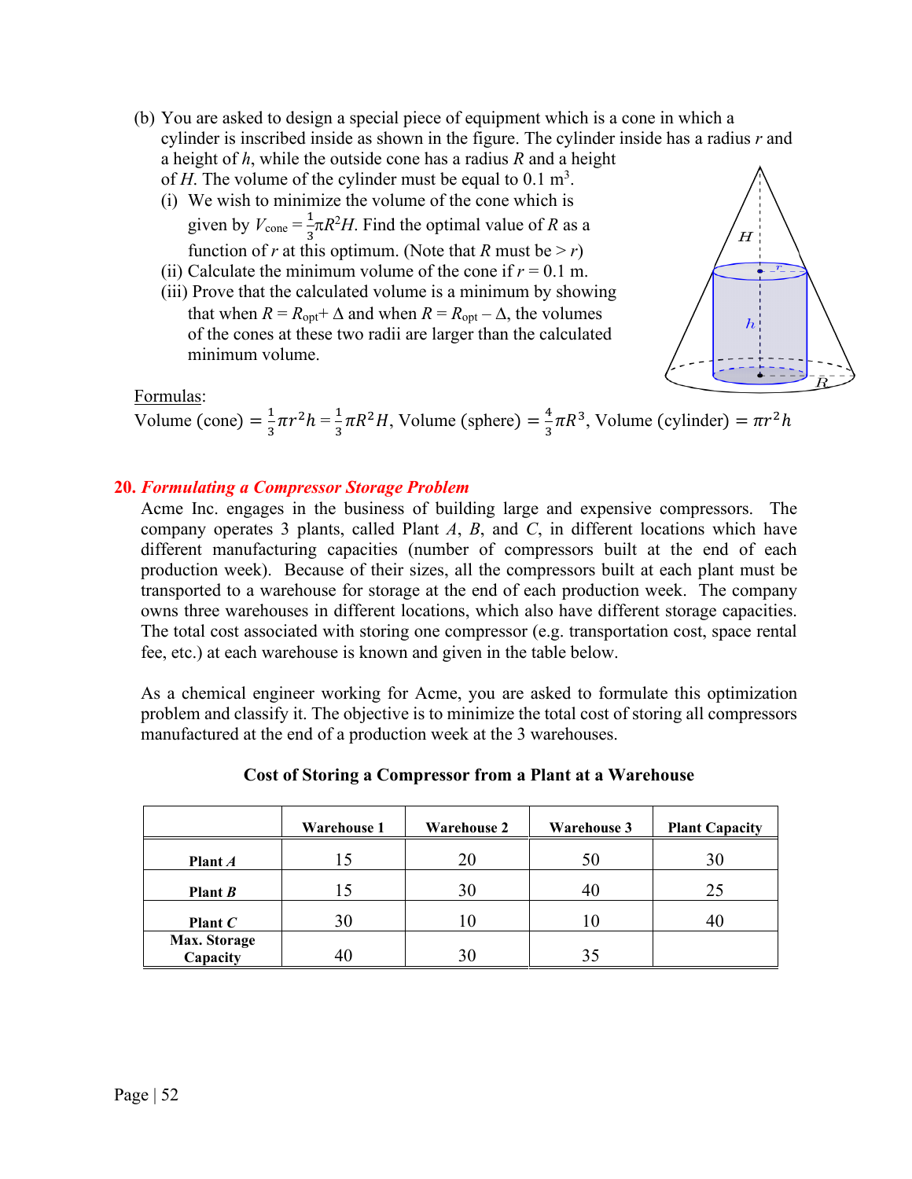(b) You are asked to design a special piece of equipment which is a cone in which a cylinder is inscribed inside as shown in the figure. The cylinder inside has a radius $r$ and a height of $h$, while the outside cone has a radius $R$ and a height of $H$. The volume of the cylinder must be equal to 0.1 m$^3$.

(i) We wish to minimize the volume of the cone which is given by $V_{\text{cone}} = \frac{1}{3}\pi R^2 H$. Find the optimal value of $R$ as a function of $r$ at this optimum. (Note that $R$ must be $> r$)

(ii) Calculate the minimum volume of the cone if $r = 0.1$ m.

(iii) Prove that the calculated volume is a minimum by showing that when $R = R_{\text{opt}} + \Delta$ and when $R = R_{\text{opt}} - \Delta$, the volumes of the cones at these two radii are larger than the calculated minimum volume.

Formulas:

Volume (cone) $= \frac{1}{3}\pi r^2 h = \frac{1}{3}\pi R^2 H$, Volume (sphere) $= \frac{4}{3}\pi R^3$, Volume (cylinder) $= \pi r^2 h$

## 20. *Formulating a Compressor Storage Problem*

Acme Inc. engages in the business of building large and expensive compressors. The company operates 3 plants, called Plant $A$, $B$, and $C$, in different locations which have different manufacturing capacities (number of compressors built at the end of each production week). Because of their sizes, all the compressors built at each plant must be transported to a warehouse for storage at the end of each production week. The company owns three warehouses in different locations, which also have different storage capacities. The total cost associated with storing one compressor (e.g. transportation cost, space rental fee, etc.) at each warehouse is known and given in the table below.

As a chemical engineer working for Acme, you are asked to formulate this optimization problem and classify it. The objective is to minimize the total cost of storing all compressors manufactured at the end of a production week at the 3 warehouses.

**Cost of Storing a Compressor from a Plant at a Warehouse**

| | **Warehouse 1** | **Warehouse 2** | **Warehouse 3** | **Plant Capacity** |
|---|---|---|---|---|
| **Plant *A*** | 15 | 20 | 50 | 30 |
| **Plant *B*** | 15 | 30 | 40 | 25 |
| **Plant *C*** | 30 | 10 | 10 | 40 |
| **Max. Storage Capacity** | 40 | 30 | 35 | |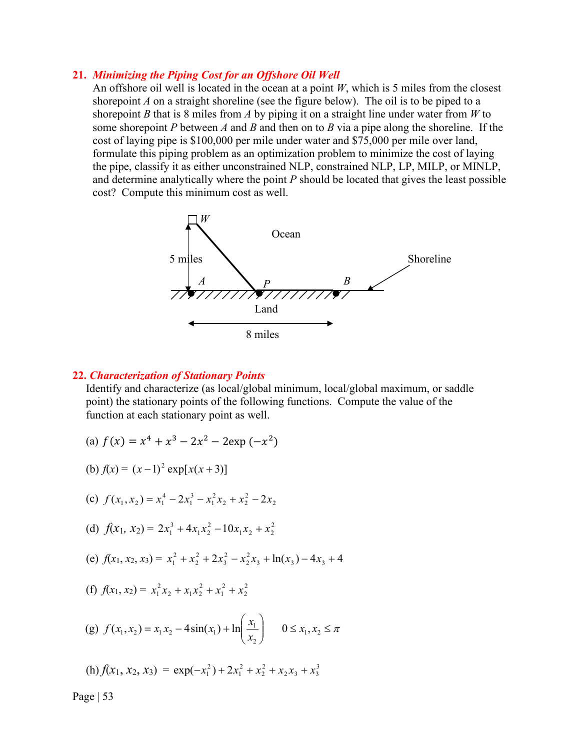**21. *Minimizing the Piping Cost for an Offshore Oil Well***

An offshore oil well is located in the ocean at a point *W*, which is 5 miles from the closest shorepoint *A* on a straight shoreline (see the figure below). The oil is to be piped to a shorepoint *B* that is 8 miles from *A* by piping it on a straight line under water from *W* to some shorepoint *P* between *A* and *B* and then on to *B* via a pipe along the shoreline. If the cost of laying pipe is $100,000 per mile under water and $75,000 per mile over land, formulate this piping problem as an optimization problem to minimize the cost of laying the pipe, classify it as either unconstrained NLP, constrained NLP, LP, MILP, or MINLP, and determine analytically where the point *P* should be located that gives the least possible cost? Compute this minimum cost as well.

W

Ocean

5 miles

Shoreline

A

P

B

Land

8 miles

**22. *Characterization of Stationary Points***

Identify and characterize (as local/global minimum, local/global maximum, or saddle point) the stationary points of the following functions. Compute the value of the function at each stationary point as well.

(a) $f(x) = x^4 + x^3 - 2x^2 - 2\exp(-x^2)$

(b) $f(x) = (x-1)^2 \exp[x(x+3)]$

(c) $f(x_1, x_2) = x_1^4 - 2x_1^3 - x_1^2 x_2 + x_2^2 - 2x_2$

(d) $f(x_1, x_2) = 2x_1^3 + 4x_1 x_2^2 - 10x_1 x_2 + x_2^2$

(e) $f(x_1, x_2, x_3) = x_1^2 + x_2^2 + 2x_3^2 - x_2^2 x_3 + \ln(x_3) - 4x_3 + 4$

(f) $f(x_1, x_2) = x_1^2 x_2 + x_1 x_2^2 + x_1^2 + x_2^2$

(g) $f(x_1, x_2) = x_1 x_2 - 4\sin(x_1) + \ln\left(\dfrac{x_1}{x_2}\right) \qquad 0 \le x_1, x_2 \le \pi$

(h) $f(x_1, x_2, x_3) = \exp(-x_1^2) + 2x_1^2 + x_2^2 + x_2 x_3 + x_3^3$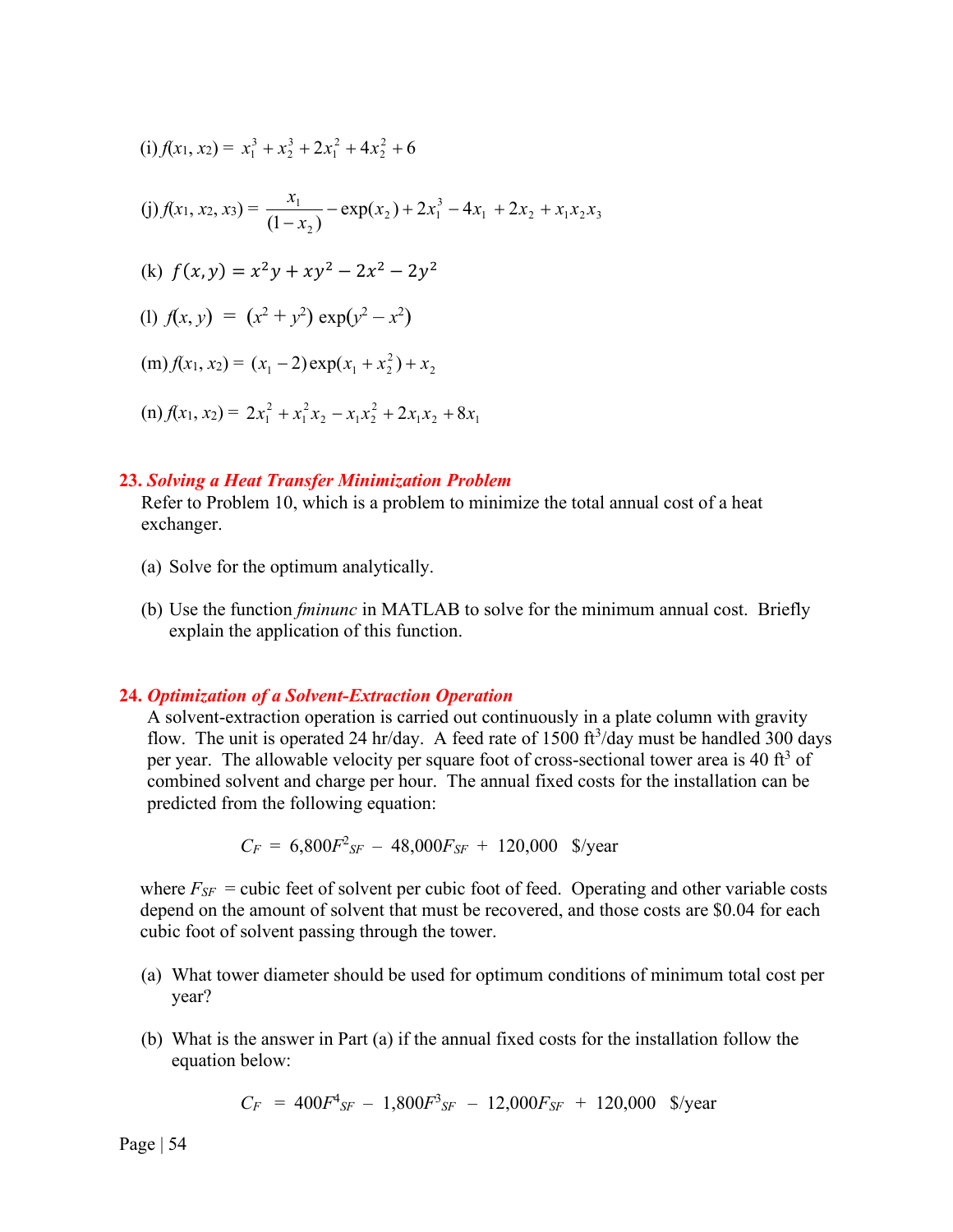(i) $f(x_1, x_2) = x_1^3 + x_2^3 + 2x_1^2 + 4x_2^2 + 6$

(j) $f(x_1, x_2, x_3) = \dfrac{x_1}{(1 - x_2)} - \exp(x_2) + 2x_1^3 - 4x_1 + 2x_2 + x_1 x_2 x_3$

(k) $f(x, y) = x^2 y + xy^2 - 2x^2 - 2y^2$

(l) $f(x, y) = (x^2 + y^2)\exp(y^2 - x^2)$

(m) $f(x_1, x_2) = (x_1 - 2)\exp(x_1 + x_2^2) + x_2$

(n) $f(x_1, x_2) = 2x_1^2 + x_1^2 x_2 - x_1 x_2^2 + 2x_1 x_2 + 8x_1$

**23. *Solving a Heat Transfer Minimization Problem***

Refer to Problem 10, which is a problem to minimize the total annual cost of a heat exchanger.

(a) Solve for the optimum analytically.

(b) Use the function *fminunc* in MATLAB to solve for the minimum annual cost. Briefly explain the application of this function.

**24. *Optimization of a Solvent-Extraction Operation***

A solvent-extraction operation is carried out continuously in a plate column with gravity flow. The unit is operated 24 hr/day. A feed rate of 1500 ft$^3$/day must be handled 300 days per year. The allowable velocity per square foot of cross-sectional tower area is 40 ft$^3$ of combined solvent and charge per hour. The annual fixed costs for the installation can be predicted from the following equation:

$$C_F = 6{,}800F_{SF}^2 - 48{,}000F_{SF} + 120{,}000 \quad \text{\$/year}$$

where $F_{SF}$ = cubic feet of solvent per cubic foot of feed. Operating and other variable costs depend on the amount of solvent that must be recovered, and those costs are \$0.04 for each cubic foot of solvent passing through the tower.

(a) What tower diameter should be used for optimum conditions of minimum total cost per year?

(b) What is the answer in Part (a) if the annual fixed costs for the installation follow the equation below:

$$C_F = 400F_{SF}^4 - 1{,}800F_{SF}^3 - 12{,}000F_{SF} + 120{,}000 \quad \text{\$/year}$$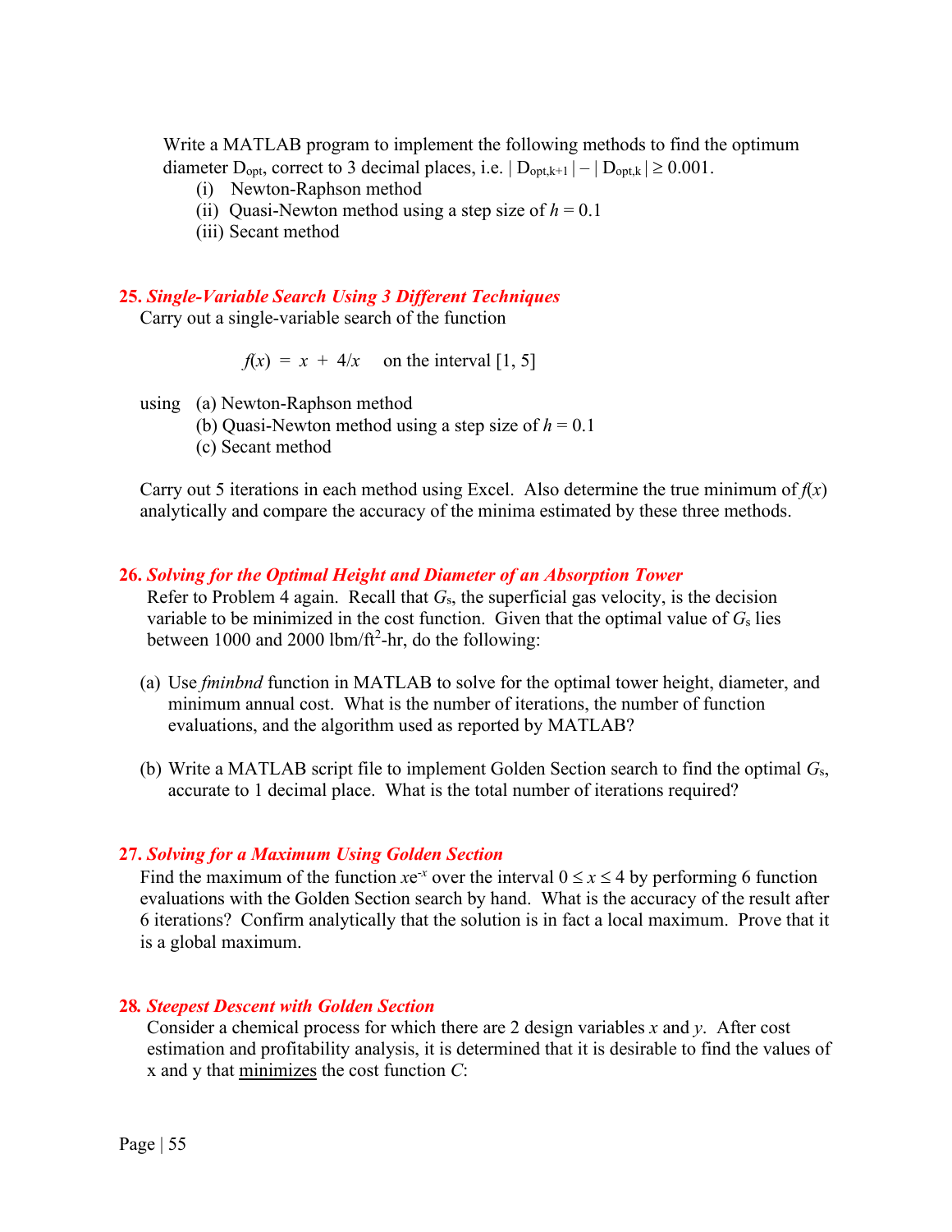Write a MATLAB program to implement the following methods to find the optimum diameter $D_{opt}$, correct to 3 decimal places, i.e. $| D_{opt,k+1} | - | D_{opt,k} | \geq 0.001$.

(i) Newton-Raphson method
(ii) Quasi-Newton method using a step size of $h = 0.1$
(iii) Secant method

### 25. *Single-Variable Search Using 3 Different Techniques*

Carry out a single-variable search of the function

$$f(x) = x + 4/x \quad \text{on the interval } [1, 5]$$

using
(a) Newton-Raphson method
(b) Quasi-Newton method using a step size of $h = 0.1$
(c) Secant method

Carry out 5 iterations in each method using Excel. Also determine the true minimum of $f(x)$ analytically and compare the accuracy of the minima estimated by these three methods.

### 26. *Solving for the Optimal Height and Diameter of an Absorption Tower*

Refer to Problem 4 again. Recall that $G_s$, the superficial gas velocity, is the decision variable to be minimized in the cost function. Given that the optimal value of $G_s$ lies between 1000 and 2000 lbm/ft$^2$-hr, do the following:

(a) Use *fminbnd* function in MATLAB to solve for the optimal tower height, diameter, and minimum annual cost. What is the number of iterations, the number of function evaluations, and the algorithm used as reported by MATLAB?

(b) Write a MATLAB script file to implement Golden Section search to find the optimal $G_s$, accurate to 1 decimal place. What is the total number of iterations required?

### 27. *Solving for a Maximum Using Golden Section*

Find the maximum of the function $xe^{-x}$ over the interval $0 \leq x \leq 4$ by performing 6 function evaluations with the Golden Section search by hand. What is the accuracy of the result after 6 iterations? Confirm analytically that the solution is in fact a local maximum. Prove that it is a global maximum.

### 28. *Steepest Descent with Golden Section*

Consider a chemical process for which there are 2 design variables $x$ and $y$. After cost estimation and profitability analysis, it is determined that it is desirable to find the values of x and y that <u>minimizes</u> the cost function $C$: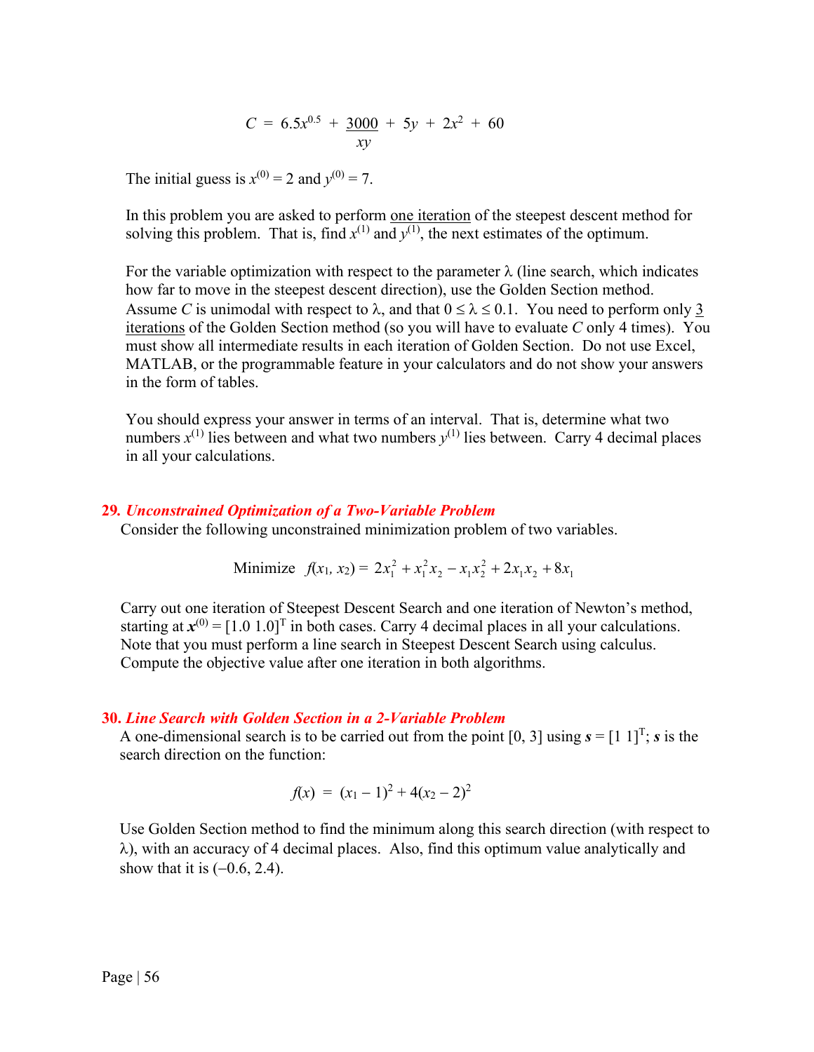$$C = 6.5x^{0.5} + \frac{3000}{xy} + 5y + 2x^2 + 60$$

The initial guess is $x^{(0)} = 2$ and $y^{(0)} = 7$.

In this problem you are asked to perform one iteration of the steepest descent method for solving this problem. That is, find $x^{(1)}$ and $y^{(1)}$, the next estimates of the optimum.

For the variable optimization with respect to the parameter $\lambda$ (line search, which indicates how far to move in the steepest descent direction), use the Golden Section method. Assume $C$ is unimodal with respect to $\lambda$, and that $0 \leq \lambda \leq 0.1$. You need to perform only 3 iterations of the Golden Section method (so you will have to evaluate $C$ only 4 times). You must show all intermediate results in each iteration of Golden Section. Do not use Excel, MATLAB, or the programmable feature in your calculators and do not show your answers in the form of tables.

You should express your answer in terms of an interval. That is, determine what two numbers $x^{(1)}$ lies between and what two numbers $y^{(1)}$ lies between. Carry 4 decimal places in all your calculations.

### 29. *Unconstrained Optimization of a Two-Variable Problem*

Consider the following unconstrained minimization problem of two variables.

$$\text{Minimize} \quad f(x_1, x_2) = 2x_1^2 + x_1^2 x_2 - x_1 x_2^2 + 2x_1 x_2 + 8x_1$$

Carry out one iteration of Steepest Descent Search and one iteration of Newton's method, starting at $\boldsymbol{x}^{(0)} = [1.0 \ 1.0]^T$ in both cases. Carry 4 decimal places in all your calculations. Note that you must perform a line search in Steepest Descent Search using calculus. Compute the objective value after one iteration in both algorithms.

### 30. *Line Search with Golden Section in a 2-Variable Problem*

A one-dimensional search is to be carried out from the point [0, 3] using $\boldsymbol{s} = [1 \ 1]^T$; $\boldsymbol{s}$ is the search direction on the function:

$$f(x) = (x_1 - 1)^2 + 4(x_2 - 2)^2$$

Use Golden Section method to find the minimum along this search direction (with respect to $\lambda$), with an accuracy of 4 decimal places. Also, find this optimum value analytically and show that it is (–0.6, 2.4).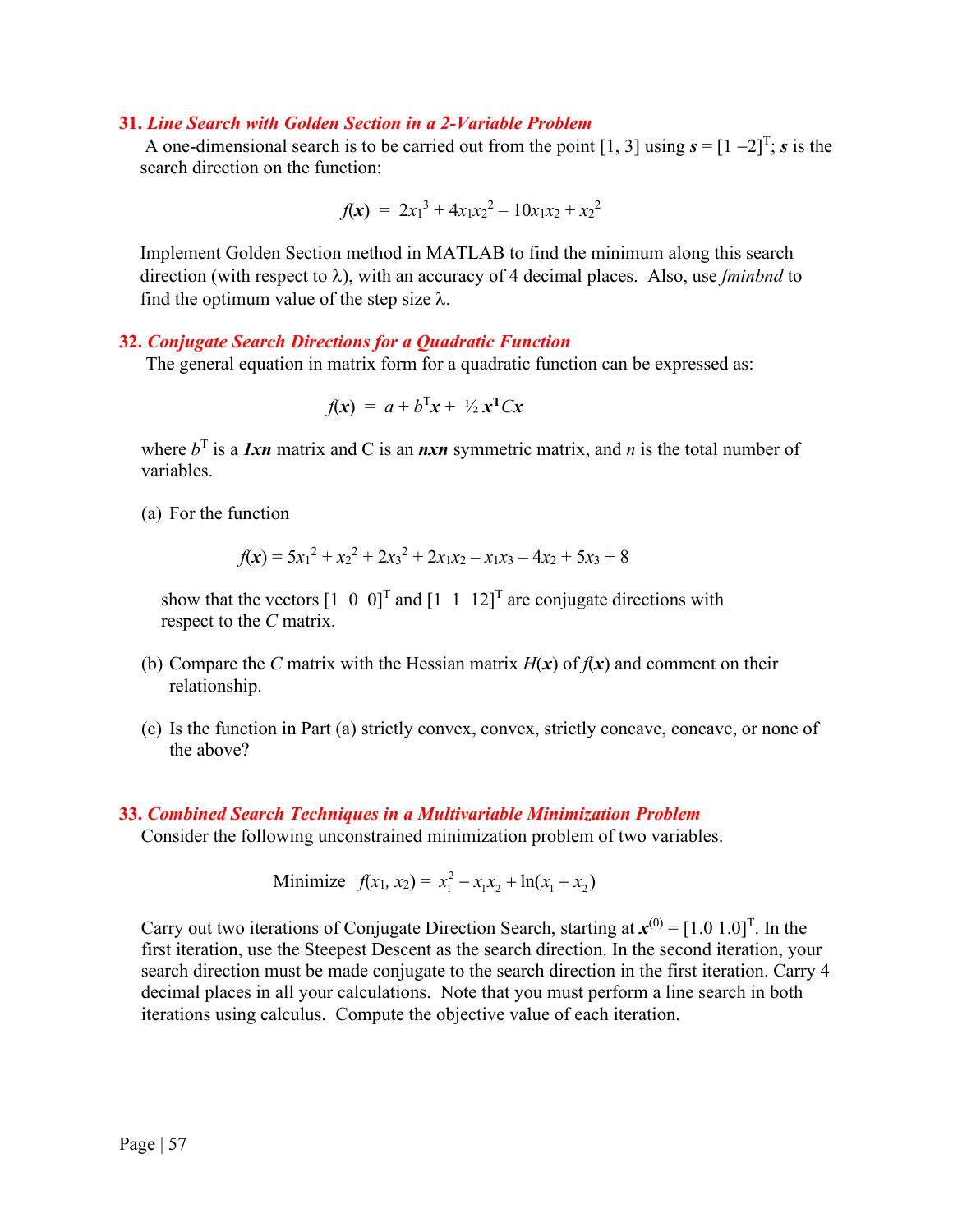### 31. *Line Search with Golden Section in a 2-Variable Problem*

A one-dimensional search is to be carried out from the point [1, 3] using $\boldsymbol{s} = [1\ {-2}]^T$; $\boldsymbol{s}$ is the search direction on the function:

$$f(\boldsymbol{x}) = 2x_1^3 + 4x_1x_2^2 - 10x_1x_2 + x_2^2$$

Implement Golden Section method in MATLAB to find the minimum along this search direction (with respect to $\lambda$), with an accuracy of 4 decimal places. Also, use *fminbnd* to find the optimum value of the step size $\lambda$.

### 32. *Conjugate Search Directions for a Quadratic Function*

The general equation in matrix form for a quadratic function can be expressed as:

$$f(\boldsymbol{x}) = a + b^T\boldsymbol{x} + \tfrac{1}{2}\,\boldsymbol{x}^T C\boldsymbol{x}$$

where $b^T$ is a ***1xn*** matrix and C is an ***nxn*** symmetric matrix, and $n$ is the total number of variables.

(a) For the function

$$f(\boldsymbol{x}) = 5x_1^2 + x_2^2 + 2x_3^2 + 2x_1x_2 - x_1x_3 - 4x_2 + 5x_3 + 8$$

show that the vectors $[1\ \ 0\ \ 0]^T$ and $[1\ \ 1\ \ 12]^T$ are conjugate directions with respect to the $C$ matrix.

(b) Compare the $C$ matrix with the Hessian matrix $H(\boldsymbol{x})$ of $f(\boldsymbol{x})$ and comment on their relationship.

(c) Is the function in Part (a) strictly convex, convex, strictly concave, concave, or none of the above?

### 33. *Combined Search Techniques in a Multivariable Minimization Problem*

Consider the following unconstrained minimization problem of two variables.

$$\text{Minimize} \quad f(x_1, x_2) = x_1^2 - x_1x_2 + \ln(x_1 + x_2)$$

Carry out two iterations of Conjugate Direction Search, starting at $\boldsymbol{x}^{(0)} = [1.0\ 1.0]^T$. In the first iteration, use the Steepest Descent as the search direction. In the second iteration, your search direction must be made conjugate to the search direction in the first iteration. Carry 4 decimal places in all your calculations. Note that you must perform a line search in both iterations using calculus. Compute the objective value of each iteration.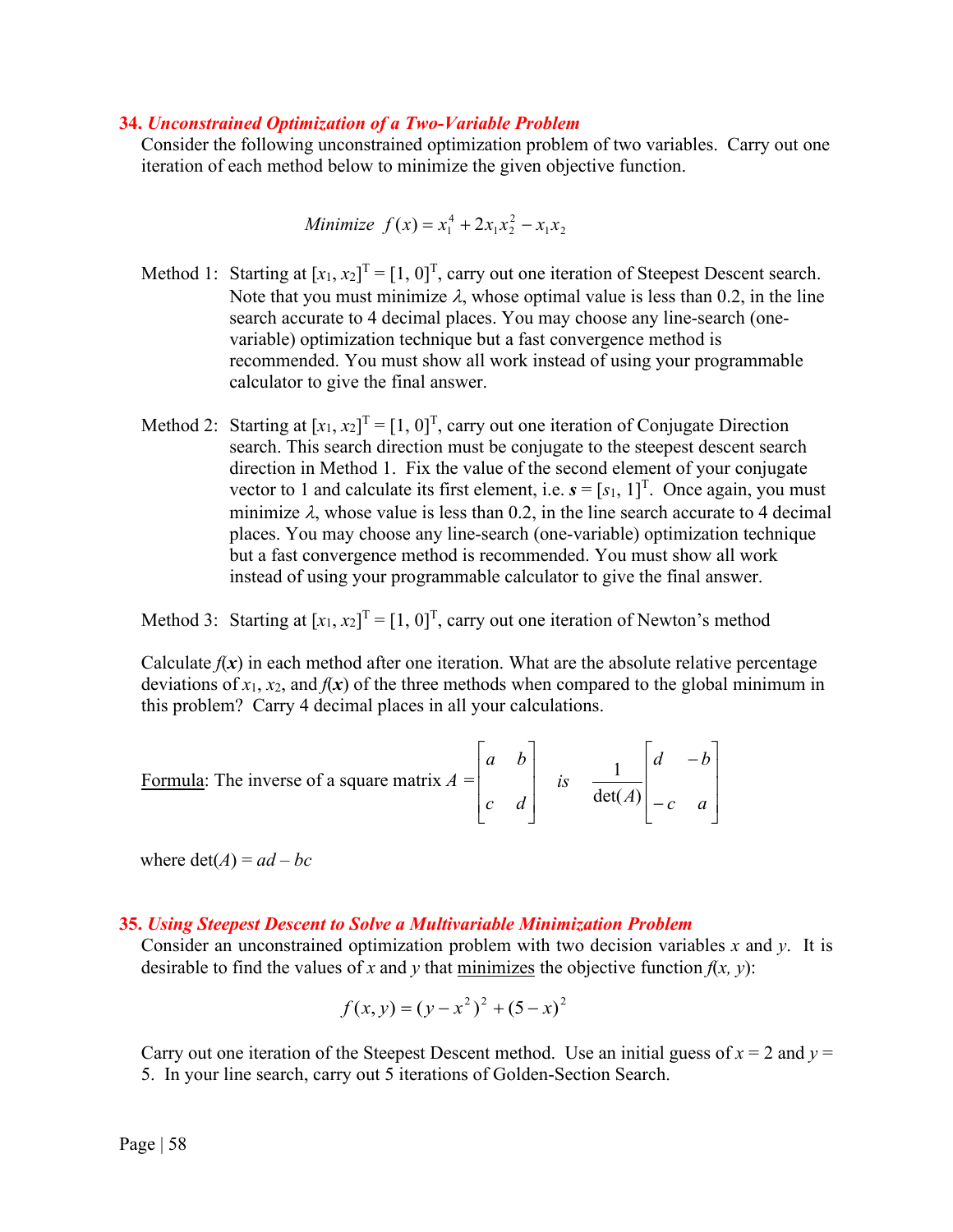### 34. *Unconstrained Optimization of a Two-Variable Problem*

Consider the following unconstrained optimization problem of two variables. Carry out one iteration of each method below to minimize the given objective function.

$$Minimize\ \ f(x) = x_1^4 + 2x_1x_2^2 - x_1x_2$$

Method 1: Starting at $[x_1, x_2]^T = [1, 0]^T$, carry out one iteration of Steepest Descent search. Note that you must minimize $\lambda$, whose optimal value is less than 0.2, in the line search accurate to 4 decimal places. You may choose any line-search (one-variable) optimization technique but a fast convergence method is recommended. You must show all work instead of using your programmable calculator to give the final answer.

Method 2: Starting at $[x_1, x_2]^T = [1, 0]^T$, carry out one iteration of Conjugate Direction search. This search direction must be conjugate to the steepest descent search direction in Method 1. Fix the value of the second element of your conjugate vector to 1 and calculate its first element, i.e. $\boldsymbol{s} = [s_1, 1]^T$. Once again, you must minimize $\lambda$, whose value is less than 0.2, in the line search accurate to 4 decimal places. You may choose any line-search (one-variable) optimization technique but a fast convergence method is recommended. You must show all work instead of using your programmable calculator to give the final answer.

Method 3: Starting at $[x_1, x_2]^T = [1, 0]^T$, carry out one iteration of Newton's method

Calculate $f(\boldsymbol{x})$ in each method after one iteration. What are the absolute relative percentage deviations of $x_1$, $x_2$, and $f(\boldsymbol{x})$ of the three methods when compared to the global minimum in this problem? Carry 4 decimal places in all your calculations.

<u>Formula</u>: The inverse of a square matrix $A = \begin{bmatrix} a & b \\ c & d \end{bmatrix}$ is $\dfrac{1}{\det(A)}\begin{bmatrix} d & -b \\ -c & a \end{bmatrix}$

where $\det(A) = ad - bc$

### 35. *Using Steepest Descent to Solve a Multivariable Minimization Problem*

Consider an unconstrained optimization problem with two decision variables $x$ and $y$. It is desirable to find the values of $x$ and $y$ that <u>minimizes</u> the objective function $f(x, y)$:

$$f(x, y) = (y - x^2)^2 + (5 - x)^2$$

Carry out one iteration of the Steepest Descent method. Use an initial guess of $x = 2$ and $y = 5$. In your line search, carry out 5 iterations of Golden-Section Search.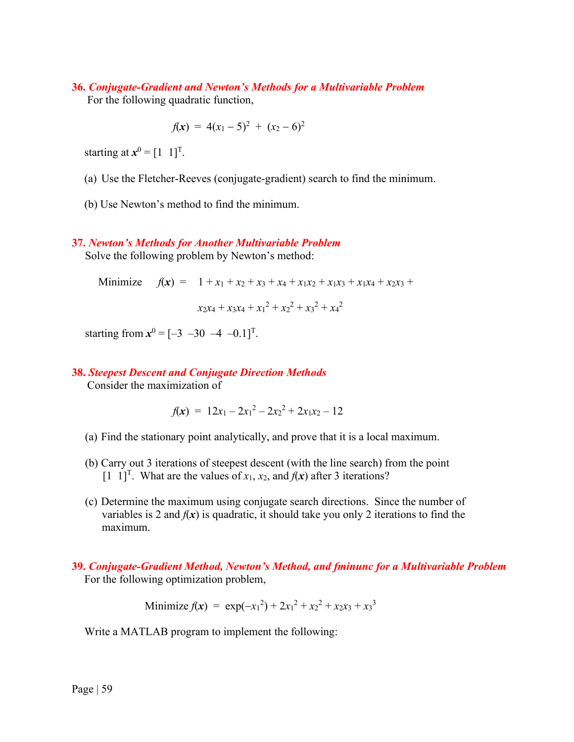**36.** ***Conjugate-Gradient and Newton's Methods for a Multivariable Problem***

For the following quadratic function,

$$f(\boldsymbol{x}) = 4(x_1 - 5)^2 + (x_2 - 6)^2$$

starting at $\boldsymbol{x}^0 = [1 \;\; 1]^T$.

(a) Use the Fletcher-Reeves (conjugate-gradient) search to find the minimum.

(b) Use Newton's method to find the minimum.

**37.** ***Newton's Methods for Another Multivariable Problem***

Solve the following problem by Newton's method:

$$\text{Minimize} \quad f(\boldsymbol{x}) = 1 + x_1 + x_2 + x_3 + x_4 + x_1x_2 + x_1x_3 + x_1x_4 + x_2x_3 + x_2x_4 + x_3x_4 + x_1^2 + x_2^2 + x_3^2 + x_4^2$$

starting from $\boldsymbol{x}^0 = [-3 \;\; -30 \;\; -4 \;\; -0.1]^T$.

**38.** ***Steepest Descent and Conjugate Direction Methods***

Consider the maximization of

$$f(\boldsymbol{x}) = 12x_1 - 2x_1^2 - 2x_2^2 + 2x_1x_2 - 12$$

(a) Find the stationary point analytically, and prove that it is a local maximum.

(b) Carry out 3 iterations of steepest descent (with the line search) from the point $[1 \;\; 1]^T$. What are the values of $x_1$, $x_2$, and $f(\boldsymbol{x})$ after 3 iterations?

(c) Determine the maximum using conjugate search directions. Since the number of variables is 2 and $f(\boldsymbol{x})$ is quadratic, it should take you only 2 iterations to find the maximum.

**39.** ***Conjugate-Gradient Method, Newton's Method, and fminunc for a Multivariable Problem***

For the following optimization problem,

$$\text{Minimize } f(\boldsymbol{x}) = \exp(-x_1^2) + 2x_1^2 + x_2^2 + x_2x_3 + x_3^3$$

Write a MATLAB program to implement the following: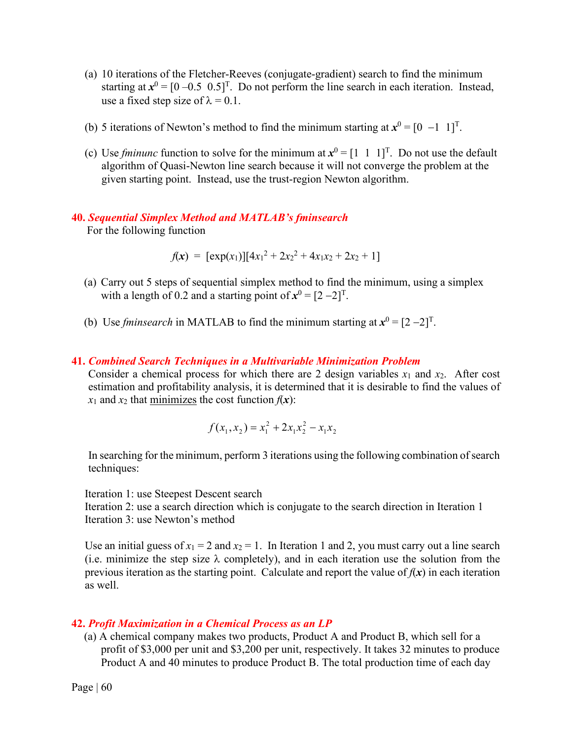(a) 10 iterations of the Fletcher-Reeves (conjugate-gradient) search to find the minimum starting at $\boldsymbol{x}^0 = [0\ {-0.5}\ \ 0.5]^T$. Do not perform the line search in each iteration. Instead, use a fixed step size of $\lambda = 0.1$.

(b) 5 iterations of Newton's method to find the minimum starting at $\boldsymbol{x}^0 = [0\ \ {-1}\ \ 1]^T$.

(c) Use *fminunc* function to solve for the minimum at $\boldsymbol{x}^0 = [1\ \ 1\ \ 1]^T$. Do not use the default algorithm of Quasi-Newton line search because it will not converge the problem at the given starting point. Instead, use the trust-region Newton algorithm.

**40. *Sequential Simplex Method and MATLAB's fminsearch***

For the following function

$$f(\boldsymbol{x}) = [\exp(x_1)][4x_1^2 + 2x_2^2 + 4x_1x_2 + 2x_2 + 1]$$

(a) Carry out 5 steps of sequential simplex method to find the minimum, using a simplex with a length of 0.2 and a starting point of $\boldsymbol{x}^0 = [2\ {-2}]^T$.

(b) Use *fminsearch* in MATLAB to find the minimum starting at $\boldsymbol{x}^0 = [2\ {-2}]^T$.

**41. *Combined Search Techniques in a Multivariable Minimization Problem***

Consider a chemical process for which there are 2 design variables $x_1$ and $x_2$. After cost estimation and profitability analysis, it is determined that it is desirable to find the values of $x_1$ and $x_2$ that minimizes the cost function $f(\boldsymbol{x})$:

$$f(x_1, x_2) = x_1^2 + 2x_1x_2^2 - x_1x_2$$

In searching for the minimum, perform 3 iterations using the following combination of search techniques:

Iteration 1: use Steepest Descent search
Iteration 2: use a search direction which is conjugate to the search direction in Iteration 1
Iteration 3: use Newton's method

Use an initial guess of $x_1 = 2$ and $x_2 = 1$. In Iteration 1 and 2, you must carry out a line search (i.e. minimize the step size $\lambda$ completely), and in each iteration use the solution from the previous iteration as the starting point. Calculate and report the value of $f(\boldsymbol{x})$ in each iteration as well.

**42. *Profit Maximization in a Chemical Process as an LP***

(a) A chemical company makes two products, Product A and Product B, which sell for a profit of \$3,000 per unit and \$3,200 per unit, respectively. It takes 32 minutes to produce Product A and 40 minutes to produce Product B. The total production time of each day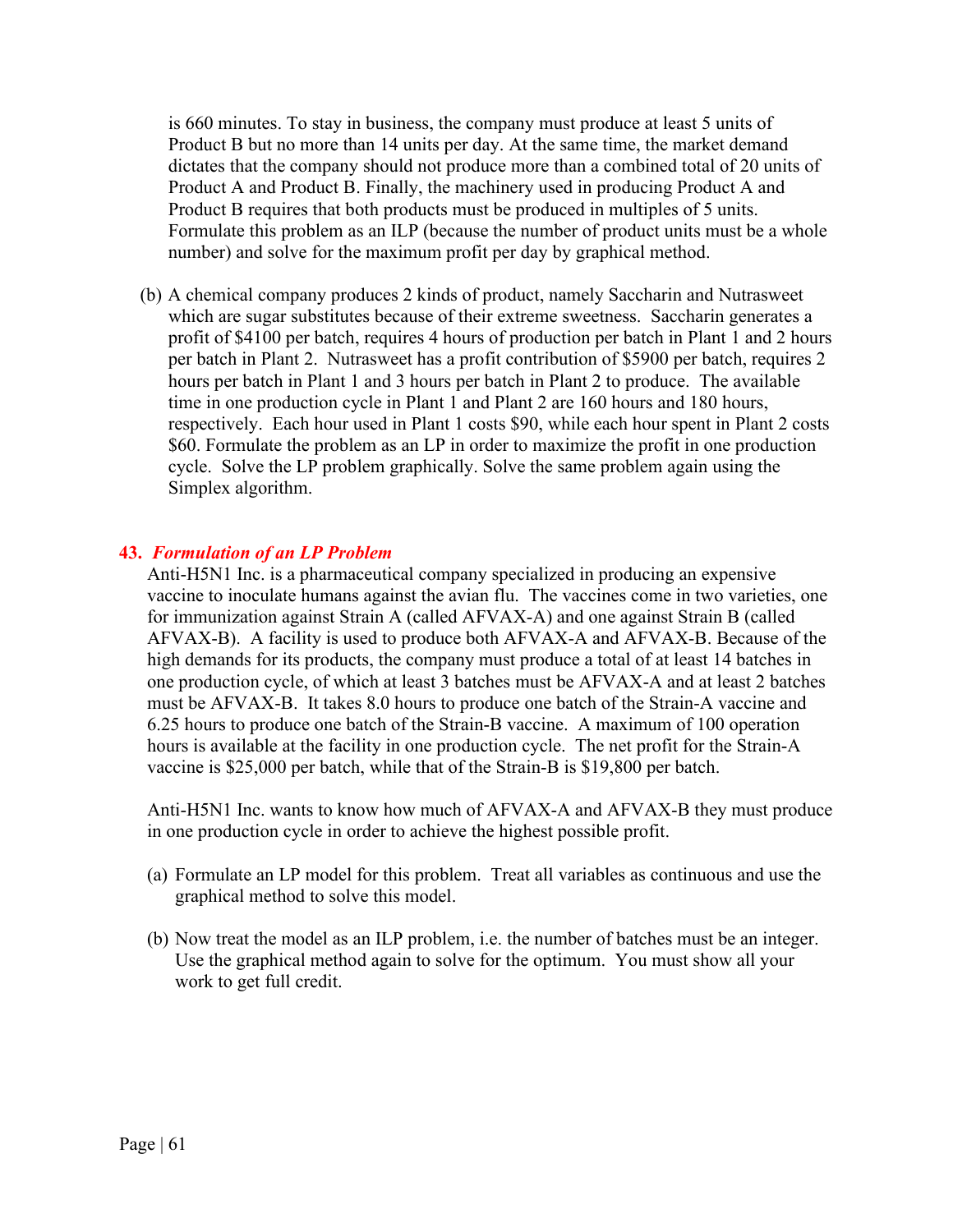is 660 minutes. To stay in business, the company must produce at least 5 units of Product B but no more than 14 units per day. At the same time, the market demand dictates that the company should not produce more than a combined total of 20 units of Product A and Product B. Finally, the machinery used in producing Product A and Product B requires that both products must be produced in multiples of 5 units. Formulate this problem as an ILP (because the number of product units must be a whole number) and solve for the maximum profit per day by graphical method.

(b) A chemical company produces 2 kinds of product, namely Saccharin and Nutrasweet which are sugar substitutes because of their extreme sweetness. Saccharin generates a profit of $4100 per batch, requires 4 hours of production per batch in Plant 1 and 2 hours per batch in Plant 2. Nutrasweet has a profit contribution of $5900 per batch, requires 2 hours per batch in Plant 1 and 3 hours per batch in Plant 2 to produce. The available time in one production cycle in Plant 1 and Plant 2 are 160 hours and 180 hours, respectively. Each hour used in Plant 1 costs $90, while each hour spent in Plant 2 costs $60. Formulate the problem as an LP in order to maximize the profit in one production cycle. Solve the LP problem graphically. Solve the same problem again using the Simplex algorithm.

**43.** ***Formulation of an LP Problem***

Anti-H5N1 Inc. is a pharmaceutical company specialized in producing an expensive vaccine to inoculate humans against the avian flu. The vaccines come in two varieties, one for immunization against Strain A (called AFVAX-A) and one against Strain B (called AFVAX-B). A facility is used to produce both AFVAX-A and AFVAX-B. Because of the high demands for its products, the company must produce a total of at least 14 batches in one production cycle, of which at least 3 batches must be AFVAX-A and at least 2 batches must be AFVAX-B. It takes 8.0 hours to produce one batch of the Strain-A vaccine and 6.25 hours to produce one batch of the Strain-B vaccine. A maximum of 100 operation hours is available at the facility in one production cycle. The net profit for the Strain-A vaccine is $25,000 per batch, while that of the Strain-B is $19,800 per batch.

Anti-H5N1 Inc. wants to know how much of AFVAX-A and AFVAX-B they must produce in one production cycle in order to achieve the highest possible profit.

(a) Formulate an LP model for this problem. Treat all variables as continuous and use the graphical method to solve this model.

(b) Now treat the model as an ILP problem, i.e. the number of batches must be an integer. Use the graphical method again to solve for the optimum. You must show all your work to get full credit.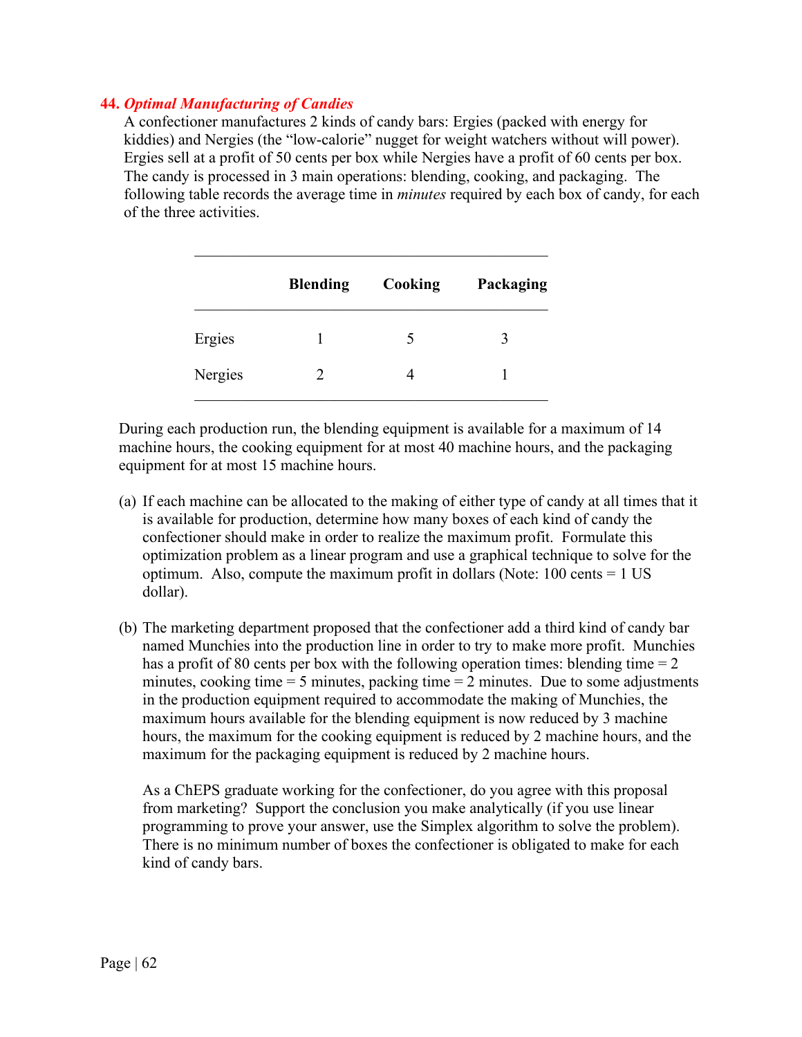### 44. *Optimal Manufacturing of Candies*

A confectioner manufactures 2 kinds of candy bars: Ergies (packed with energy for kiddies) and Nergies (the "low-calorie" nugget for weight watchers without will power). Ergies sell at a profit of 50 cents per box while Nergies have a profit of 60 cents per box. The candy is processed in 3 main operations: blending, cooking, and packaging. The following table records the average time in *minutes* required by each box of candy, for each of the three activities.

| | **Blending** | **Cooking** | **Packaging** |
|---|---|---|---|
| Ergies | 1 | 5 | 3 |
| Nergies | 2 | 4 | 1 |

During each production run, the blending equipment is available for a maximum of 14 machine hours, the cooking equipment for at most 40 machine hours, and the packaging equipment for at most 15 machine hours.

(a) If each machine can be allocated to the making of either type of candy at all times that it is available for production, determine how many boxes of each kind of candy the confectioner should make in order to realize the maximum profit. Formulate this optimization problem as a linear program and use a graphical technique to solve for the optimum. Also, compute the maximum profit in dollars (Note: 100 cents = 1 US dollar).

(b) The marketing department proposed that the confectioner add a third kind of candy bar named Munchies into the production line in order to try to make more profit. Munchies has a profit of 80 cents per box with the following operation times: blending time = 2 minutes, cooking time = 5 minutes, packing time = 2 minutes. Due to some adjustments in the production equipment required to accommodate the making of Munchies, the maximum hours available for the blending equipment is now reduced by 3 machine hours, the maximum for the cooking equipment is reduced by 2 machine hours, and the maximum for the packaging equipment is reduced by 2 machine hours.

As a ChEPS graduate working for the confectioner, do you agree with this proposal from marketing? Support the conclusion you make analytically (if you use linear programming to prove your answer, use the Simplex algorithm to solve the problem). There is no minimum number of boxes the confectioner is obligated to make for each kind of candy bars.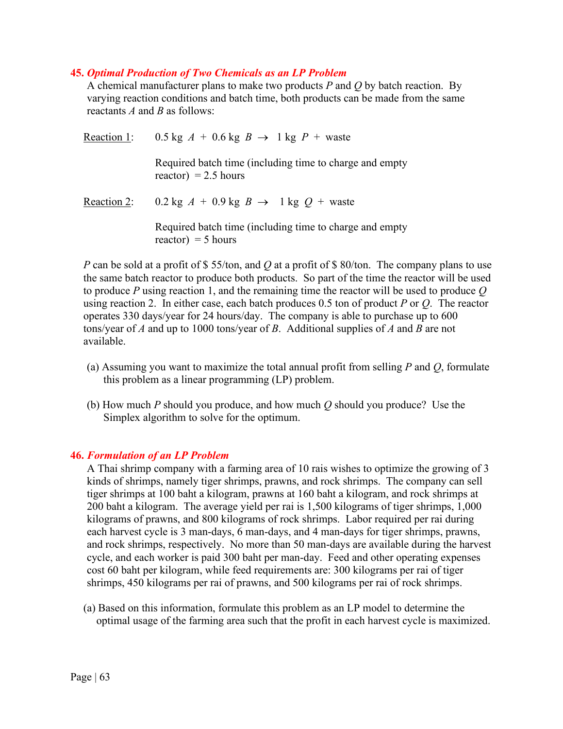### 45. *Optimal Production of Two Chemicals as an LP Problem*

A chemical manufacturer plans to make two products $P$ and $Q$ by batch reaction. By varying reaction conditions and batch time, both products can be made from the same reactants $A$ and $B$ as follows:

Reaction 1: $0.5 \text{ kg } A + 0.6 \text{ kg } B \rightarrow 1 \text{ kg } P + \text{waste}$

Required batch time (including time to charge and empty reactor) $= 2.5$ hours

Reaction 2: $0.2 \text{ kg } A + 0.9 \text{ kg } B \rightarrow 1 \text{ kg } Q + \text{waste}$

Required batch time (including time to charge and empty reactor) $= 5$ hours

$P$ can be sold at a profit of \$ 55/ton, and $Q$ at a profit of \$ 80/ton. The company plans to use the same batch reactor to produce both products. So part of the time the reactor will be used to produce $P$ using reaction 1, and the remaining time the reactor will be used to produce $Q$ using reaction 2. In either case, each batch produces 0.5 ton of product $P$ or $Q$. The reactor operates 330 days/year for 24 hours/day. The company is able to purchase up to 600 tons/year of $A$ and up to 1000 tons/year of $B$. Additional supplies of $A$ and $B$ are not available.

(a) Assuming you want to maximize the total annual profit from selling $P$ and $Q$, formulate this problem as a linear programming (LP) problem.

(b) How much $P$ should you produce, and how much $Q$ should you produce? Use the Simplex algorithm to solve for the optimum.

### 46. *Formulation of an LP Problem*

A Thai shrimp company with a farming area of 10 rais wishes to optimize the growing of 3 kinds of shrimps, namely tiger shrimps, prawns, and rock shrimps. The company can sell tiger shrimps at 100 baht a kilogram, prawns at 160 baht a kilogram, and rock shrimps at 200 baht a kilogram. The average yield per rai is 1,500 kilograms of tiger shrimps, 1,000 kilograms of prawns, and 800 kilograms of rock shrimps. Labor required per rai during each harvest cycle is 3 man-days, 6 man-days, and 4 man-days for tiger shrimps, prawns, and rock shrimps, respectively. No more than 50 man-days are available during the harvest cycle, and each worker is paid 300 baht per man-day. Feed and other operating expenses cost 60 baht per kilogram, while feed requirements are: 300 kilograms per rai of tiger shrimps, 450 kilograms per rai of prawns, and 500 kilograms per rai of rock shrimps.

(a) Based on this information, formulate this problem as an LP model to determine the optimal usage of the farming area such that the profit in each harvest cycle is maximized.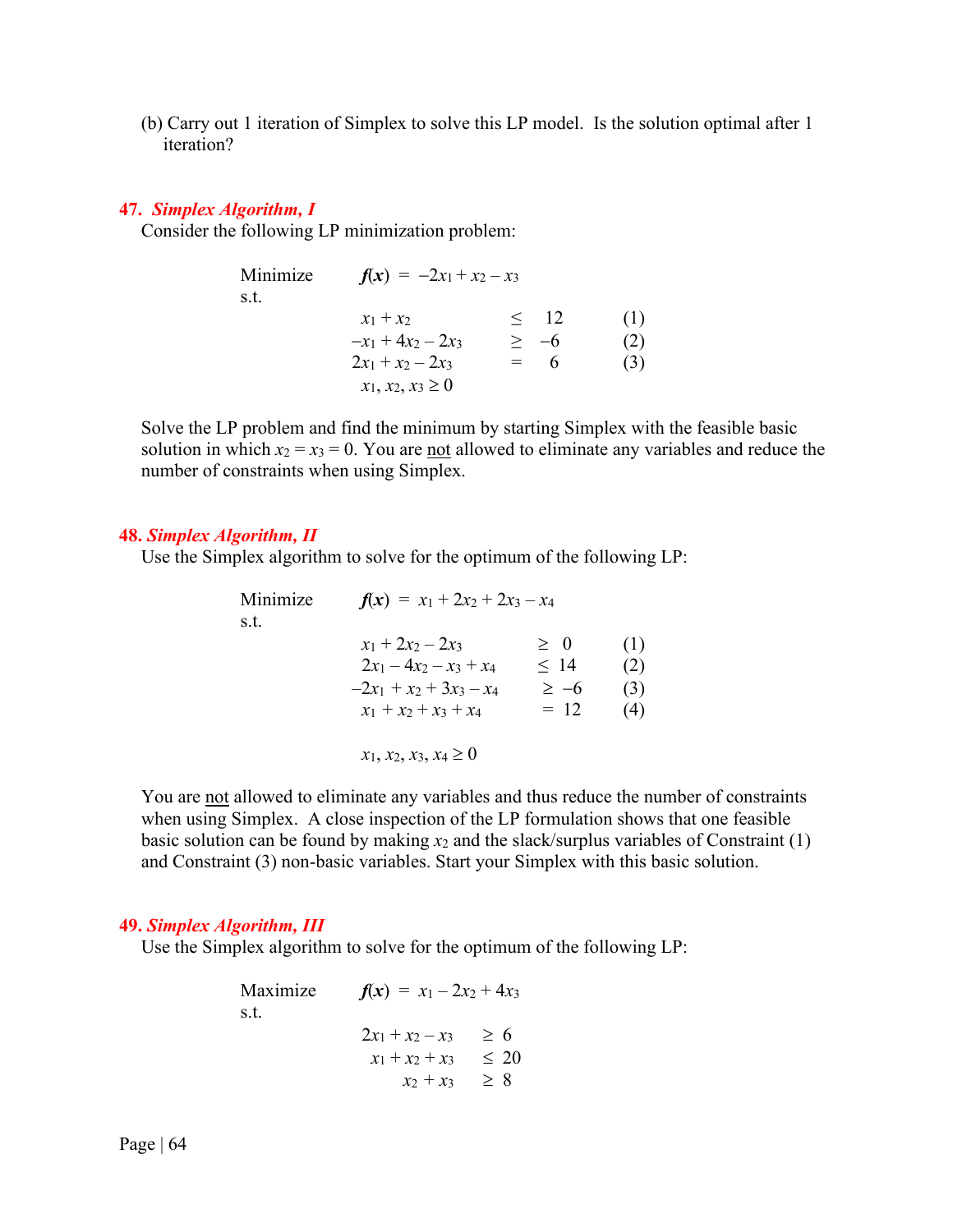(b) Carry out 1 iteration of Simplex to solve this LP model. Is the solution optimal after 1 iteration?

### 47. *Simplex Algorithm, I*

Consider the following LP minimization problem:

$$
\begin{array}{llcll}
\text{Minimize} & f(\mathbf{x}) = -2x_1 + x_2 - x_3 & & & \\
\text{s.t.} & & & & \\
& x_1 + x_2 & \leq & 12 & (1) \\
& -x_1 + 4x_2 - 2x_3 & \geq & -6 & (2) \\
& 2x_1 + x_2 - 2x_3 & = & 6 & (3) \\
& x_1, x_2, x_3 \geq 0 & & &
\end{array}
$$

Solve the LP problem and find the minimum by starting Simplex with the feasible basic solution in which $x_2 = x_3 = 0$. You are not allowed to eliminate any variables and reduce the number of constraints when using Simplex.

### 48. *Simplex Algorithm, II*

Use the Simplex algorithm to solve for the optimum of the following LP:

$$
\begin{array}{llcll}
\text{Minimize} & f(\mathbf{x}) = x_1 + 2x_2 + 2x_3 - x_4 & & & \\
\text{s.t.} & & & & \\
& x_1 + 2x_2 - 2x_3 & \geq & 0 & (1) \\
& 2x_1 - 4x_2 - x_3 + x_4 & \leq & 14 & (2) \\
& -2x_1 + x_2 + 3x_3 - x_4 & \geq & -6 & (3) \\
& x_1 + x_2 + x_3 + x_4 & = & 12 & (4) \\
& & & & \\
& x_1, x_2, x_3, x_4 \geq 0 & & &
\end{array}
$$

You are not allowed to eliminate any variables and thus reduce the number of constraints when using Simplex. A close inspection of the LP formulation shows that one feasible basic solution can be found by making $x_2$ and the slack/surplus variables of Constraint (1) and Constraint (3) non-basic variables. Start your Simplex with this basic solution.

### 49. *Simplex Algorithm, III*

Use the Simplex algorithm to solve for the optimum of the following LP:

$$
\begin{array}{llcl}
\text{Maximize} & f(\mathbf{x}) = x_1 - 2x_2 + 4x_3 & & \\
\text{s.t.} & & & \\
& 2x_1 + x_2 - x_3 & \geq & 6 \\
& x_1 + x_2 + x_3 & \leq & 20 \\
& x_2 + x_3 & \geq & 8
\end{array}
$$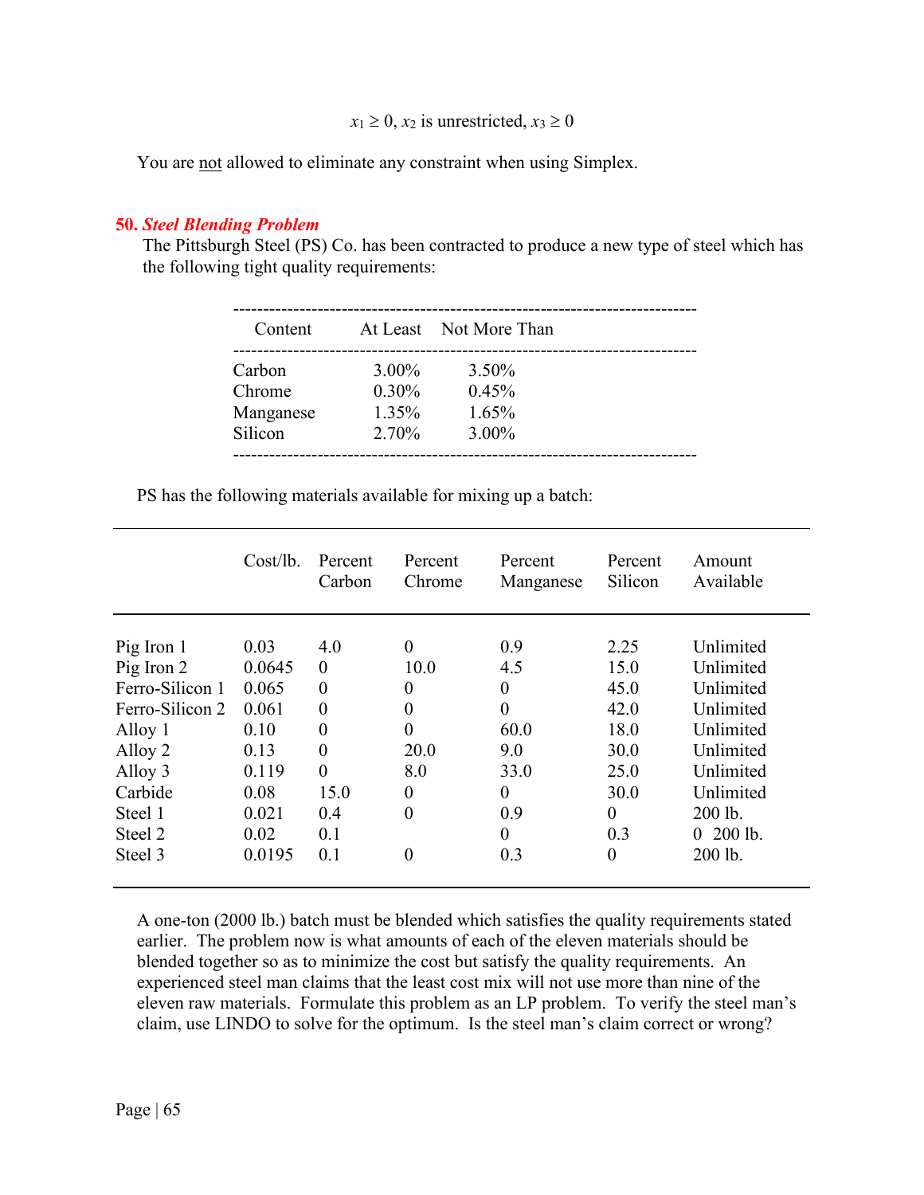$x_1 \geq 0$, $x_2$ is unrestricted, $x_3 \geq 0$

You are not allowed to eliminate any constraint when using Simplex.

### 50. *Steel Blending Problem*

The Pittsburgh Steel (PS) Co. has been contracted to produce a new type of steel which has the following tight quality requirements:

| Content | At Least | Not More Than |
|---|---|---|
| Carbon | 3.00% | 3.50% |
| Chrome | 0.30% | 0.45% |
| Manganese | 1.35% | 1.65% |
| Silicon | 2.70% | 3.00% |

PS has the following materials available for mixing up a batch:

| | Cost/lb. | Percent Carbon | Percent Chrome | Percent Manganese | Percent Silicon | Amount Available |
|---|---|---|---|---|---|---|
| Pig Iron 1 | 0.03 | 4.0 | 0 | 0.9 | 2.25 | Unlimited |
| Pig Iron 2 | 0.0645 | 0 | 10.0 | 4.5 | 15.0 | Unlimited |
| Ferro-Silicon 1 | 0.065 | 0 | 0 | 0 | 45.0 | Unlimited |
| Ferro-Silicon 2 | 0.061 | 0 | 0 | 0 | 42.0 | Unlimited |
| Alloy 1 | 0.10 | 0 | 0 | 60.0 | 18.0 | Unlimited |
| Alloy 2 | 0.13 | 0 | 20.0 | 9.0 | 30.0 | Unlimited |
| Alloy 3 | 0.119 | 0 | 8.0 | 33.0 | 25.0 | Unlimited |
| Carbide | 0.08 | 15.0 | 0 | 0 | 30.0 | Unlimited |
| Steel 1 | 0.021 | 0.4 | 0 | 0.9 | 0 | 200 lb. |
| Steel 2 | 0.02 | 0.1 | | 0 | 0.3 | 0 200 lb. |
| Steel 3 | 0.0195 | 0.1 | 0 | 0.3 | 0 | 200 lb. |

A one-ton (2000 lb.) batch must be blended which satisfies the quality requirements stated earlier. The problem now is what amounts of each of the eleven materials should be blended together so as to minimize the cost but satisfy the quality requirements. An experienced steel man claims that the least cost mix will not use more than nine of the eleven raw materials. Formulate this problem as an LP problem. To verify the steel man's claim, use LINDO to solve for the optimum. Is the steel man's claim correct or wrong?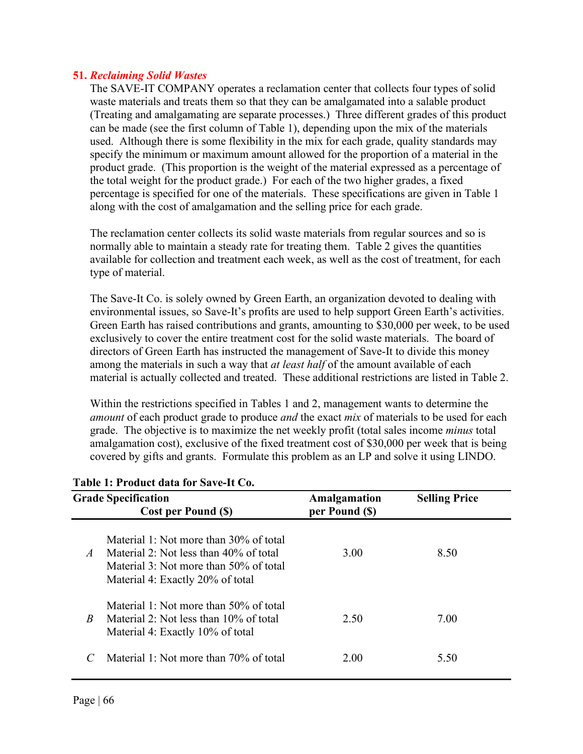**51. *Reclaiming Solid Wastes***

The SAVE-IT COMPANY operates a reclamation center that collects four types of solid waste materials and treats them so that they can be amalgamated into a salable product (Treating and amalgamating are separate processes.) Three different grades of this product can be made (see the first column of Table 1), depending upon the mix of the materials used. Although there is some flexibility in the mix for each grade, quality standards may specify the minimum or maximum amount allowed for the proportion of a material in the product grade. (This proportion is the weight of the material expressed as a percentage of the total weight for the product grade.) For each of the two higher grades, a fixed percentage is specified for one of the materials. These specifications are given in Table 1 along with the cost of amalgamation and the selling price for each grade.

The reclamation center collects its solid waste materials from regular sources and so is normally able to maintain a steady rate for treating them. Table 2 gives the quantities available for collection and treatment each week, as well as the cost of treatment, for each type of material.

The Save-It Co. is solely owned by Green Earth, an organization devoted to dealing with environmental issues, so Save-It's profits are used to help support Green Earth's activities. Green Earth has raised contributions and grants, amounting to $30,000 per week, to be used exclusively to cover the entire treatment cost for the solid waste materials. The board of directors of Green Earth has instructed the management of Save-It to divide this money among the materials in such a way that *at least half* of the amount available of each material is actually collected and treated. These additional restrictions are listed in Table 2.

Within the restrictions specified in Tables 1 and 2, management wants to determine the *amount* of each product grade to produce *and* the exact *mix* of materials to be used for each grade. The objective is to maximize the net weekly profit (total sales income *minus* total amalgamation cost), exclusive of the fixed treatment cost of $30,000 per week that is being covered by gifts and grants. Formulate this problem as an LP and solve it using LINDO.

**Table 1: Product data for Save-It Co.**

| Grade | Specification | Amalgamation Cost per Pound ($) | Selling Price per Pound ($) |
|---|---|---|---|
| *A* | Material 1: Not more than 30% of total<br>Material 2: Not less than 40% of total<br>Material 3: Not more than 50% of total<br>Material 4: Exactly 20% of total | 3.00 | 8.50 |
| *B* | Material 1: Not more than 50% of total<br>Material 2: Not less than 10% of total<br>Material 4: Exactly 10% of total | 2.50 | 7.00 |
| *C* | Material 1: Not more than 70% of total | 2.00 | 5.50 |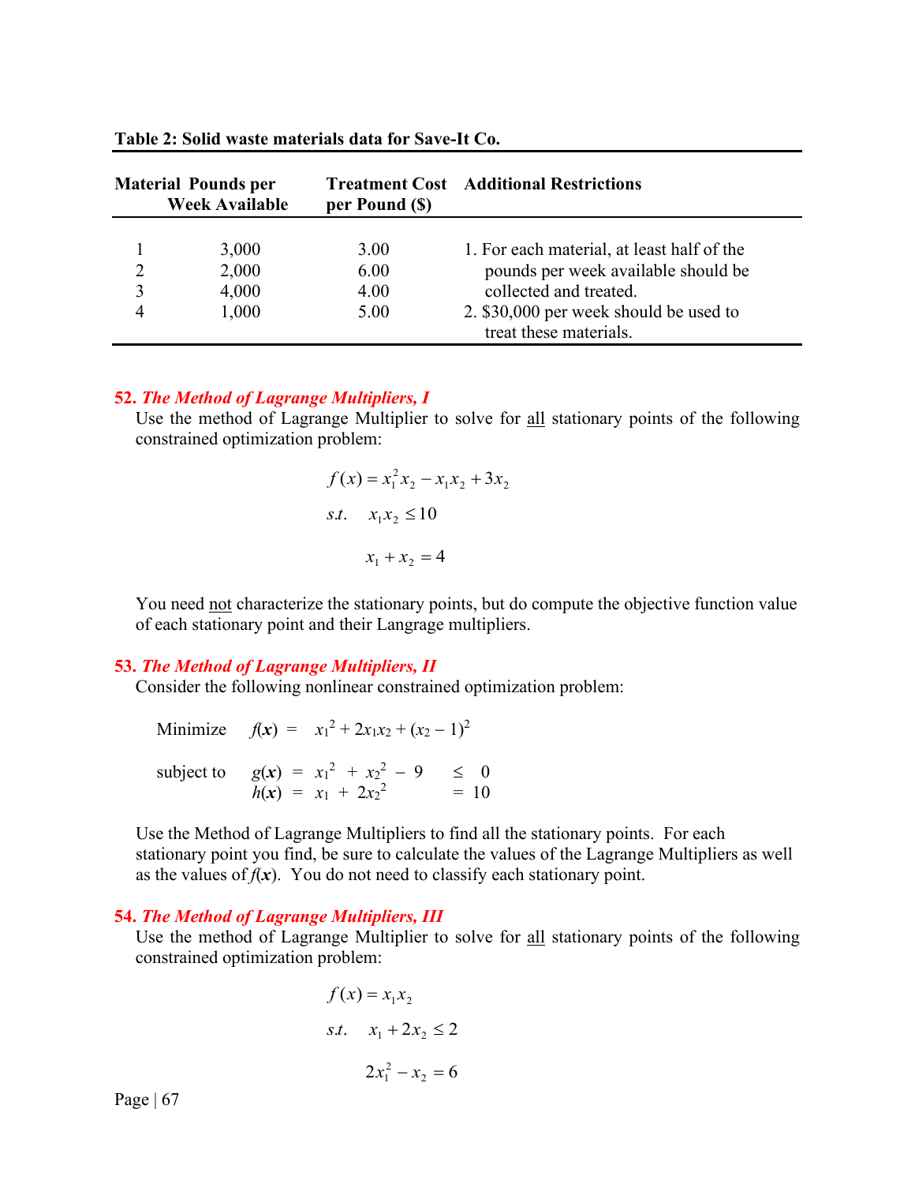**Table 2: Solid waste materials data for Save-It Co.**

| Material | Pounds per Week Available | Treatment Cost per Pound ($) | Additional Restrictions |
|---|---|---|---|
| 1 | 3,000 | 3.00 | 1. For each material, at least half of the pounds per week available should be collected and treated. |
| 2 | 2,000 | 6.00 | 2. $30,000 per week should be used to treat these materials. |
| 3 | 4,000 | 4.00 | |
| 4 | 1,000 | 5.00 | |

### 52. *The Method of Lagrange Multipliers, I*

Use the method of Lagrange Multiplier to solve for all stationary points of the following constrained optimization problem:

$$f(x) = x_1^2 x_2 - x_1 x_2 + 3x_2$$

$$s.t. \quad x_1 x_2 \le 10$$

$$x_1 + x_2 = 4$$

You need not characterize the stationary points, but do compute the objective function value of each stationary point and their Langrage multipliers.

### 53. *The Method of Lagrange Multipliers, II*

Consider the following nonlinear constrained optimization problem:

$$\text{Minimize} \quad f(\boldsymbol{x}) = x_1^2 + 2x_1x_2 + (x_2 - 1)^2$$

$$\text{subject to} \quad g(\boldsymbol{x}) = x_1^2 + x_2^2 - 9 \le 0$$

$$h(\boldsymbol{x}) = x_1 + 2x_2^2 = 10$$

Use the Method of Lagrange Multipliers to find all the stationary points. For each stationary point you find, be sure to calculate the values of the Lagrange Multipliers as well as the values of $f(\boldsymbol{x})$. You do not need to classify each stationary point.

### 54. *The Method of Lagrange Multipliers, III*

Use the method of Lagrange Multiplier to solve for all stationary points of the following constrained optimization problem:

$$f(x) = x_1 x_2$$

$$s.t. \quad x_1 + 2x_2 \le 2$$

$$2x_1^2 - x_2 = 6$$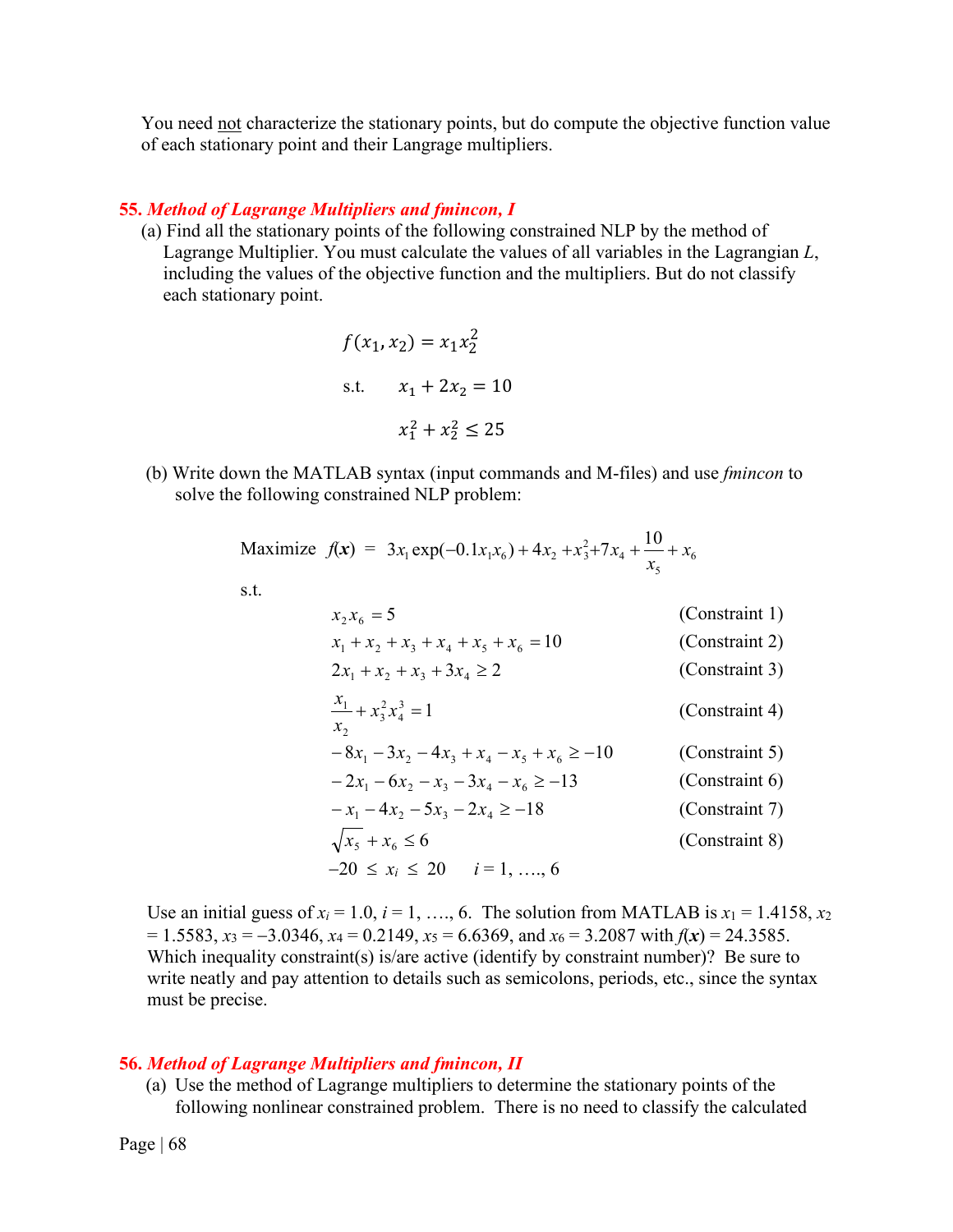You need not characterize the stationary points, but do compute the objective function value of each stationary point and their Langrage multipliers.

### 55. *Method of Lagrange Multipliers and fmincon, I*

(a) Find all the stationary points of the following constrained NLP by the method of Lagrange Multiplier. You must calculate the values of all variables in the Lagrangian $L$, including the values of the objective function and the multipliers. But do not classify each stationary point.

$$f(x_1, x_2) = x_1 x_2^2$$

$$\text{s.t.} \quad x_1 + 2x_2 = 10$$

$$x_1^2 + x_2^2 \le 25$$

(b) Write down the MATLAB syntax (input commands and M-files) and use *fmincon* to solve the following constrained NLP problem:

$$\text{Maximize } f(\boldsymbol{x}) = 3x_1 \exp(-0.1x_1x_6) + 4x_2 + x_3^2 + 7x_4 + \frac{10}{x_5} + x_6$$

s.t.

$$x_2 x_6 = 5 \qquad \text{(Constraint 1)}$$

$$x_1 + x_2 + x_3 + x_4 + x_5 + x_6 = 10 \qquad \text{(Constraint 2)}$$

$$2x_1 + x_2 + x_3 + 3x_4 \ge 2 \qquad \text{(Constraint 3)}$$

$$\frac{x_1}{x_2} + x_3^2 x_4^3 = 1 \qquad \text{(Constraint 4)}$$

$$-8x_1 - 3x_2 - 4x_3 + x_4 - x_5 + x_6 \ge -10 \qquad \text{(Constraint 5)}$$

$$-2x_1 - 6x_2 - x_3 - 3x_4 - x_6 \ge -13 \qquad \text{(Constraint 6)}$$

$$-x_1 - 4x_2 - 5x_3 - 2x_4 \ge -18 \qquad \text{(Constraint 7)}$$

$$\sqrt{x_5} + x_6 \le 6 \qquad \text{(Constraint 8)}$$

$$-20 \le x_i \le 20 \qquad i = 1, \ldots, 6$$

Use an initial guess of $x_i = 1.0$, $i = 1, \ldots, 6$. The solution from MATLAB is $x_1 = 1.4158$, $x_2 = 1.5583$, $x_3 = -3.0346$, $x_4 = 0.2149$, $x_5 = 6.6369$, and $x_6 = 3.2087$ with $f(\boldsymbol{x}) = 24.3585$. Which inequality constraint(s) is/are active (identify by constraint number)? Be sure to write neatly and pay attention to details such as semicolons, periods, etc., since the syntax must be precise.

### 56. *Method of Lagrange Multipliers and fmincon, II*

(a) Use the method of Lagrange multipliers to determine the stationary points of the following nonlinear constrained problem. There is no need to classify the calculated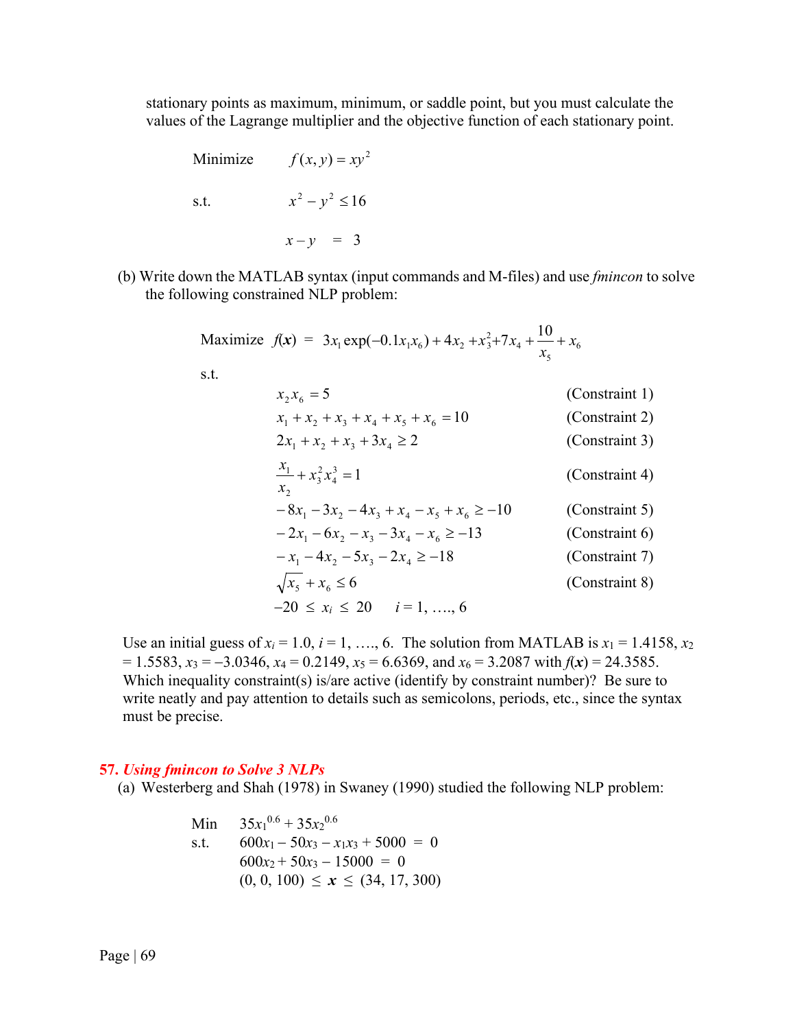stationary points as maximum, minimum, or saddle point, but you must calculate the values of the Lagrange multiplier and the objective function of each stationary point.

$$
\begin{aligned}
\text{Minimize} \quad & f(x, y) = xy^2 \\
\text{s.t.} \quad & x^2 - y^2 \le 16 \\
& x - y \;\;=\;\; 3
\end{aligned}
$$

(b) Write down the MATLAB syntax (input commands and M-files) and use *fmincon* to solve the following constrained NLP problem:

$$
\text{Maximize } f(\boldsymbol{x}) \;=\; 3x_1 \exp(-0.1x_1x_6) + 4x_2 + x_3^2 + 7x_4 + \frac{10}{x_5} + x_6
$$

s.t.

$$
\begin{aligned}
& x_2 x_6 = 5 && \text{(Constraint 1)} \\
& x_1 + x_2 + x_3 + x_4 + x_5 + x_6 = 10 && \text{(Constraint 2)} \\
& 2x_1 + x_2 + x_3 + 3x_4 \ge 2 && \text{(Constraint 3)} \\
& \frac{x_1}{x_2} + x_3^2 x_4^3 = 1 && \text{(Constraint 4)} \\
& -8x_1 - 3x_2 - 4x_3 + x_4 - x_5 + x_6 \ge -10 && \text{(Constraint 5)} \\
& -2x_1 - 6x_2 - x_3 - 3x_4 - x_6 \ge -13 && \text{(Constraint 6)} \\
& -x_1 - 4x_2 - 5x_3 - 2x_4 \ge -18 && \text{(Constraint 7)} \\
& \sqrt{x_5} + x_6 \le 6 && \text{(Constraint 8)} \\
& -20 \;\le\; x_i \;\le\; 20 \qquad i = 1, \ldots, 6
\end{aligned}
$$

Use an initial guess of $x_i = 1.0$, $i = 1, \ldots, 6$. The solution from MATLAB is $x_1 = 1.4158$, $x_2 = 1.5583$, $x_3 = -3.0346$, $x_4 = 0.2149$, $x_5 = 6.6369$, and $x_6 = 3.2087$ with $f(\boldsymbol{x}) = 24.3585$. Which inequality constraint(s) is/are active (identify by constraint number)? Be sure to write neatly and pay attention to details such as semicolons, periods, etc., since the syntax must be precise.

### *57. Using fmincon to Solve 3 NLPs*

(a) Westerberg and Shah (1978) in Swaney (1990) studied the following NLP problem:

$$
\begin{aligned}
\text{Min} \quad & 35x_1^{0.6} + 35x_2^{0.6} \\
\text{s.t.} \quad & 600x_1 - 50x_3 - x_1x_3 + 5000 \;=\; 0 \\
& 600x_2 + 50x_3 - 15000 \;=\; 0 \\
& (0, 0, 100) \;\le\; \boldsymbol{x} \;\le\; (34, 17, 300)
\end{aligned}
$$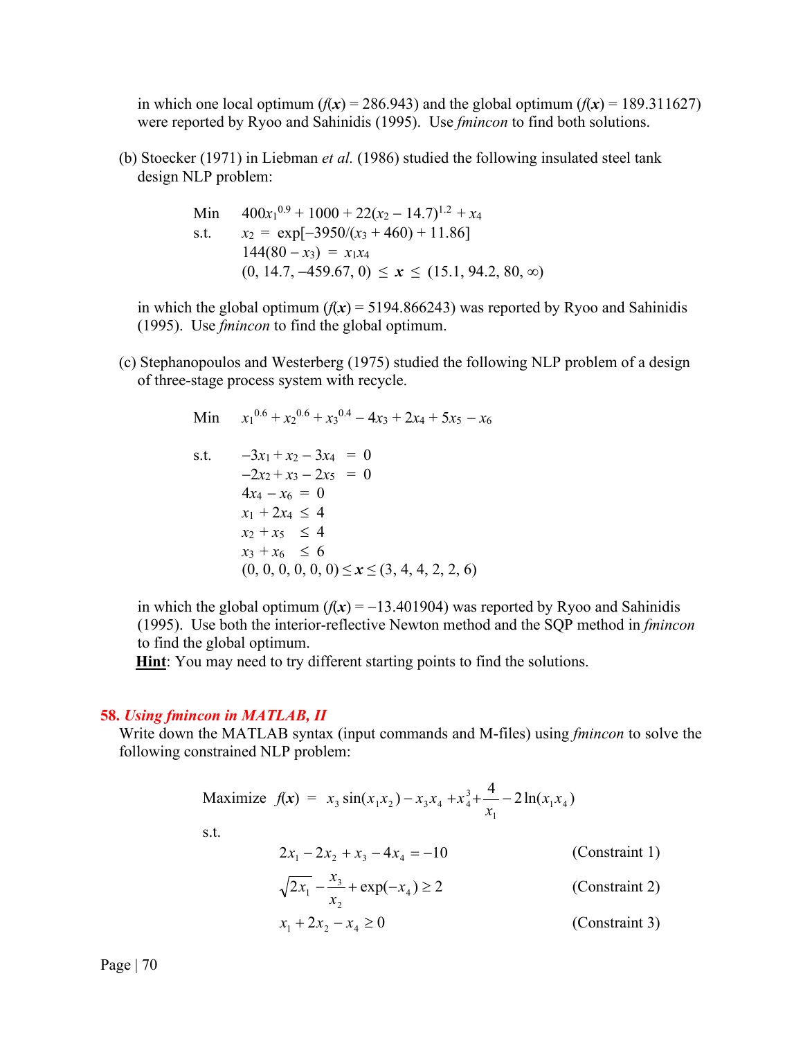in which one local optimum ($f(\boldsymbol{x})$ = 286.943) and the global optimum ($f(\boldsymbol{x})$ = 189.311627) were reported by Ryoo and Sahinidis (1995). Use *fmincon* to find both solutions.

(b) Stoecker (1971) in Liebman *et al.* (1986) studied the following insulated steel tank design NLP problem:

$$
\begin{aligned}
\text{Min} \quad & 400x_1^{0.9} + 1000 + 22(x_2 - 14.7)^{1.2} + x_4 \\
\text{s.t.} \quad & x_2 = \exp[-3950/(x_3 + 460) + 11.86] \\
& 144(80 - x_3) = x_1 x_4 \\
& (0, 14.7, -459.67, 0) \le \boldsymbol{x} \le (15.1, 94.2, 80, \infty)
\end{aligned}
$$

in which the global optimum ($f(\boldsymbol{x})$ = 5194.866243) was reported by Ryoo and Sahinidis (1995). Use *fmincon* to find the global optimum.

(c) Stephanopoulos and Westerberg (1975) studied the following NLP problem of a design of three-stage process system with recycle.

$$
\text{Min} \quad x_1^{0.6} + x_2^{0.6} + x_3^{0.4} - 4x_3 + 2x_4 + 5x_5 - x_6
$$

$$
\begin{aligned}
\text{s.t.} \quad & -3x_1 + x_2 - 3x_4 = 0 \\
& -2x_2 + x_3 - 2x_5 = 0 \\
& 4x_4 - x_6 = 0 \\
& x_1 + 2x_4 \le 4 \\
& x_2 + x_5 \le 4 \\
& x_3 + x_6 \le 6 \\
& (0, 0, 0, 0, 0, 0) \le \boldsymbol{x} \le (3, 4, 4, 2, 2, 6)
\end{aligned}
$$

in which the global optimum ($f(\boldsymbol{x})$ = −13.401904) was reported by Ryoo and Sahinidis (1995). Use both the interior-reflective Newton method and the SQP method in *fmincon* to find the global optimum.

**Hint**: You may need to try different starting points to find the solutions.

### 58. *Using fmincon in MATLAB, II*

Write down the MATLAB syntax (input commands and M-files) using *fmincon* to solve the following constrained NLP problem:

$$
\text{Maximize} \quad f(\boldsymbol{x}) = x_3 \sin(x_1 x_2) - x_3 x_4 + x_4^3 + \frac{4}{x_1} - 2\ln(x_1 x_4)
$$

s.t.

$$
\begin{aligned}
& 2x_1 - 2x_2 + x_3 - 4x_4 = -10 && \text{(Constraint 1)} \\
& \sqrt{2x_1} - \frac{x_3}{x_2} + \exp(-x_4) \ge 2 && \text{(Constraint 2)} \\
& x_1 + 2x_2 - x_4 \ge 0 && \text{(Constraint 3)}
\end{aligned}
$$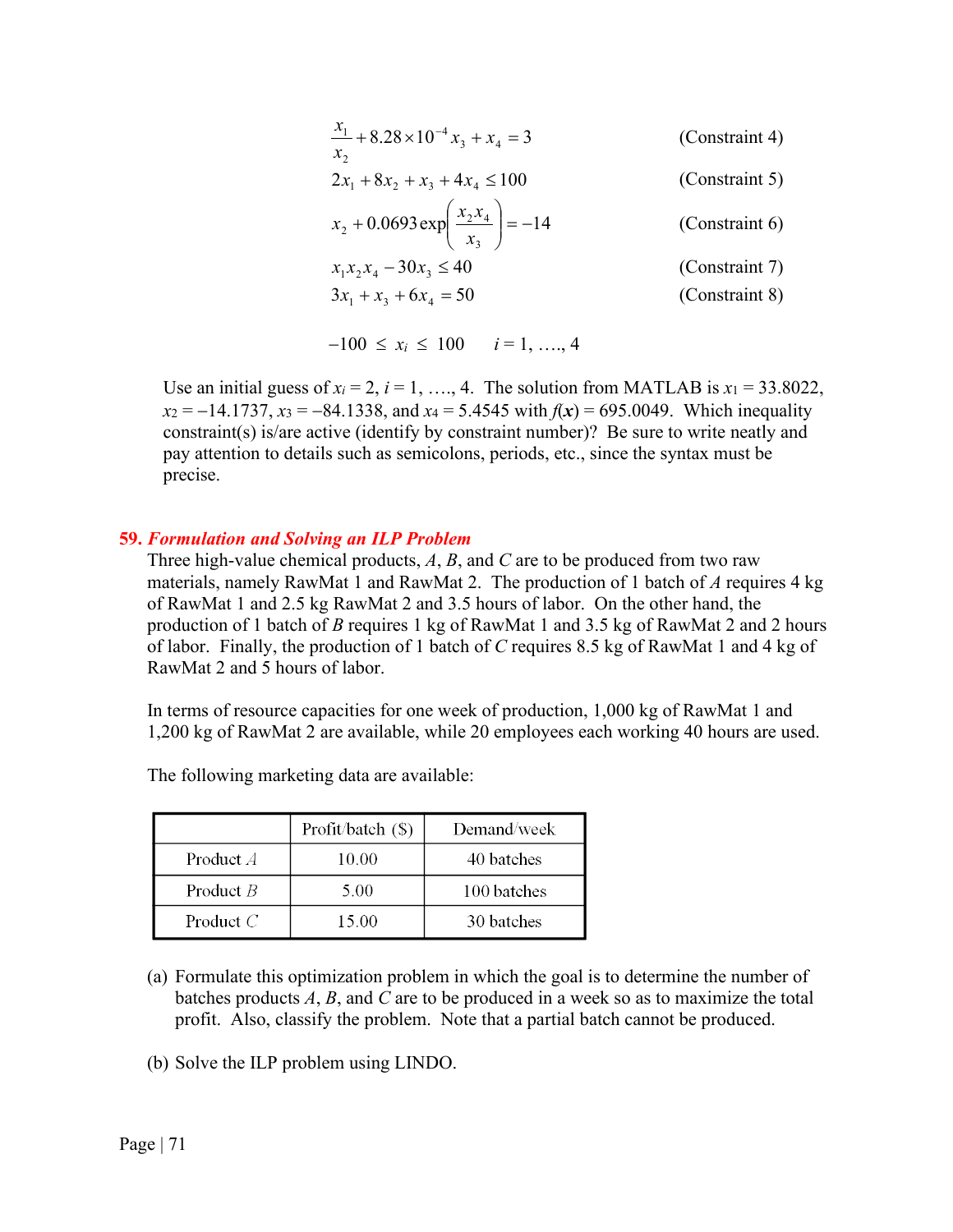$$\frac{x_1}{x_2} + 8.28 \times 10^{-4} x_3 + x_4 = 3 \qquad \text{(Constraint 4)}$$

$$2x_1 + 8x_2 + x_3 + 4x_4 \le 100 \qquad \text{(Constraint 5)}$$

$$x_2 + 0.0693 \exp\left(\frac{x_2 x_4}{x_3}\right) = -14 \qquad \text{(Constraint 6)}$$

$$x_1 x_2 x_4 - 30x_3 \le 40 \qquad \text{(Constraint 7)}$$

$$3x_1 + x_3 + 6x_4 = 50 \qquad \text{(Constraint 8)}$$

$$-100 \le x_i \le 100 \qquad i = 1, \ldots, 4$$

Use an initial guess of $x_i = 2$, $i = 1, \ldots, 4$. The solution from MATLAB is $x_1 = 33.8022$, $x_2 = -14.1737$, $x_3 = -84.1338$, and $x_4 = 5.4545$ with $f(\boldsymbol{x}) = 695.0049$. Which inequality constraint(s) is/are active (identify by constraint number)? Be sure to write neatly and pay attention to details such as semicolons, periods, etc., since the syntax must be precise.

## 59. *Formulation and Solving an ILP Problem*

Three high-value chemical products, *A*, *B*, and *C* are to be produced from two raw materials, namely RawMat 1 and RawMat 2. The production of 1 batch of *A* requires 4 kg of RawMat 1 and 2.5 kg RawMat 2 and 3.5 hours of labor. On the other hand, the production of 1 batch of *B* requires 1 kg of RawMat 1 and 3.5 kg of RawMat 2 and 2 hours of labor. Finally, the production of 1 batch of *C* requires 8.5 kg of RawMat 1 and 4 kg of RawMat 2 and 5 hours of labor.

In terms of resource capacities for one week of production, 1,000 kg of RawMat 1 and 1,200 kg of RawMat 2 are available, while 20 employees each working 40 hours are used.

The following marketing data are available:

| | Profit/batch ($) | Demand/week |
|---|---|---|
| Product *A* | 10.00 | 40 batches |
| Product *B* | 5.00 | 100 batches |
| Product *C* | 15.00 | 30 batches |

(a) Formulate this optimization problem in which the goal is to determine the number of batches products *A*, *B*, and *C* are to be produced in a week so as to maximize the total profit. Also, classify the problem. Note that a partial batch cannot be produced.

(b) Solve the ILP problem using LINDO.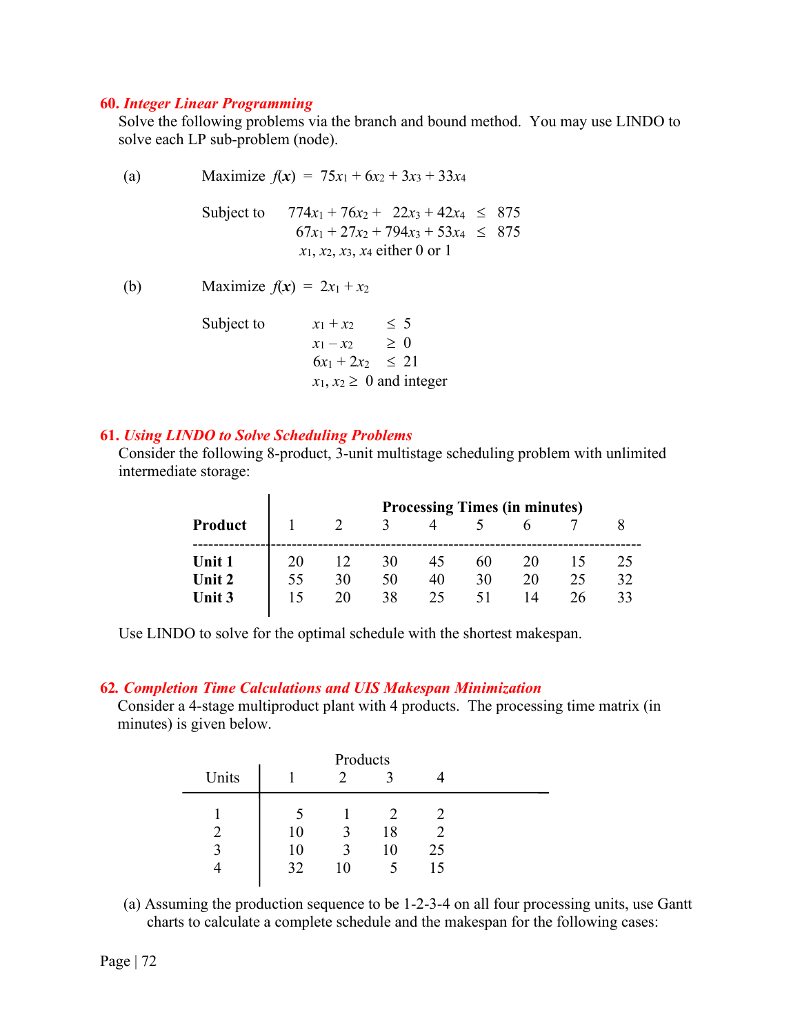**60.** ***Integer Linear Programming***

Solve the following problems via the branch and bound method. You may use LINDO to solve each LP sub-problem (node).

(a) Maximize $f(\mathbf{x}) = 75x_1 + 6x_2 + 3x_3 + 33x_4$

Subject to

$$774x_1 + 76x_2 + 22x_3 + 42x_4 \leq 875$$
$$67x_1 + 27x_2 + 794x_3 + 53x_4 \leq 875$$

$x_1, x_2, x_3, x_4$ either 0 or 1

(b) Maximize $f(\mathbf{x}) = 2x_1 + x_2$

Subject to

$$x_1 + x_2 \leq 5$$
$$x_1 - x_2 \geq 0$$
$$6x_1 + 2x_2 \leq 21$$

$x_1, x_2 \geq 0$ and integer

**61.** ***Using LINDO to Solve Scheduling Problems***

Consider the following 8-product, 3-unit multistage scheduling problem with unlimited intermediate storage:

| | **Processing Times (in minutes)** | | | | | | | |
|---|---|---|---|---|---|---|---|---|
| **Product** | 1 | 2 | 3 | 4 | 5 | 6 | 7 | 8 |
| **Unit 1** | 20 | 12 | 30 | 45 | 60 | 20 | 15 | 25 |
| **Unit 2** | 55 | 30 | 50 | 40 | 30 | 20 | 25 | 32 |
| **Unit 3** | 15 | 20 | 38 | 25 | 51 | 14 | 26 | 33 |

Use LINDO to solve for the optimal schedule with the shortest makespan.

**62.** ***Completion Time Calculations and UIS Makespan Minimization***

Consider a 4-stage multiproduct plant with 4 products. The processing time matrix (in minutes) is given below.

| | Products | | | |
|---|---|---|---|---|
| Units | 1 | 2 | 3 | 4 |
| 1 | 5 | 1 | 2 | 2 |
| 2 | 10 | 3 | 18 | 2 |
| 3 | 10 | 3 | 10 | 25 |
| 4 | 32 | 10 | 5 | 15 |

(a) Assuming the production sequence to be 1-2-3-4 on all four processing units, use Gantt charts to calculate a complete schedule and the makespan for the following cases: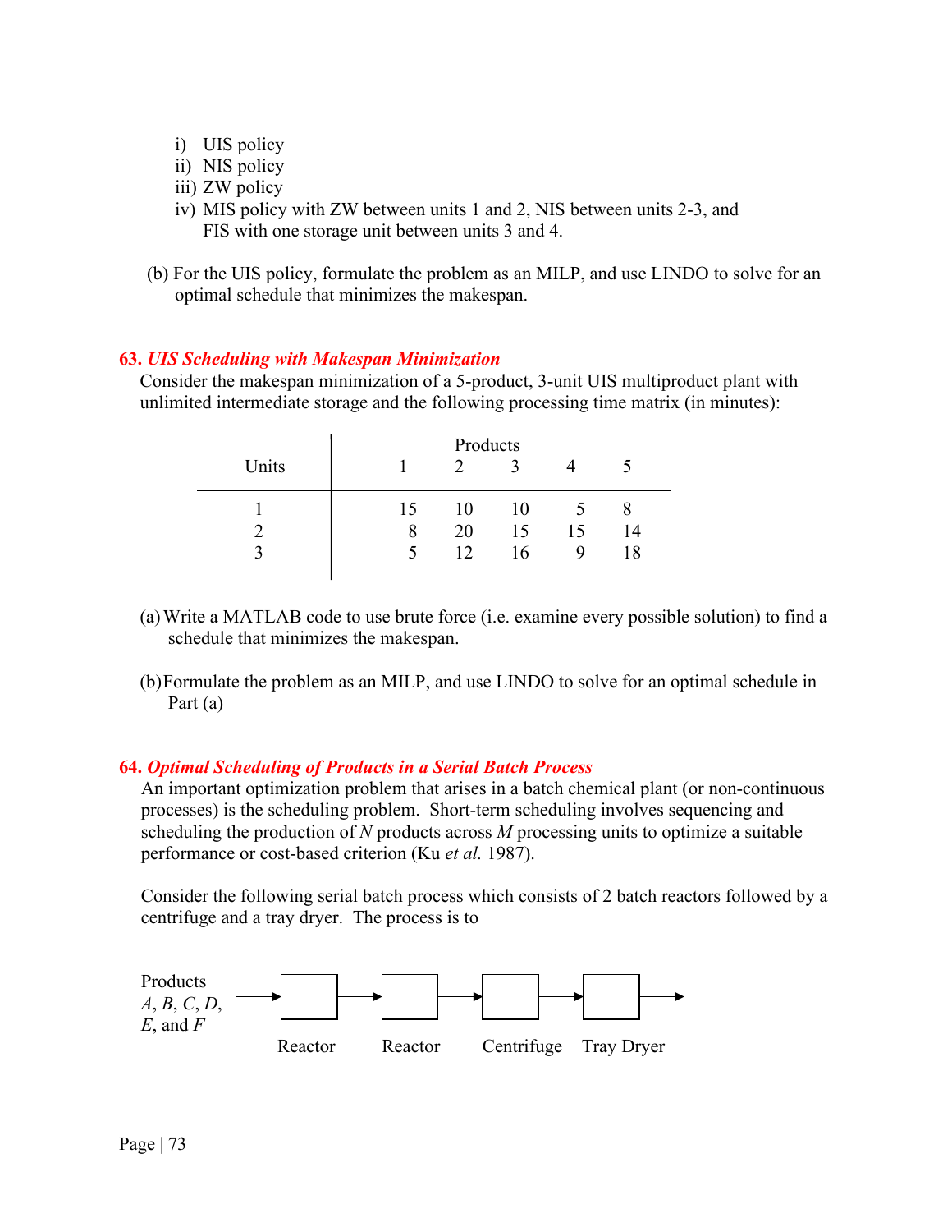i) UIS policy
ii) NIS policy
iii) ZW policy
iv) MIS policy with ZW between units 1 and 2, NIS between units 2-3, and FIS with one storage unit between units 3 and 4.

(b) For the UIS policy, formulate the problem as an MILP, and use LINDO to solve for an optimal schedule that minimizes the makespan.

### 63. *UIS Scheduling with Makespan Minimization*

Consider the makespan minimization of a 5-product, 3-unit UIS multiproduct plant with unlimited intermediate storage and the following processing time matrix (in minutes):

| Units | Products 1 | 2 | 3 | 4 | 5 |
|---|---|---|---|---|---|
| 1 | 15 | 10 | 10 | 5 | 8 |
| 2 | 8 | 20 | 15 | 15 | 14 |
| 3 | 5 | 12 | 16 | 9 | 18 |

(a) Write a MATLAB code to use brute force (i.e. examine every possible solution) to find a schedule that minimizes the makespan.

(b) Formulate the problem as an MILP, and use LINDO to solve for an optimal schedule in Part (a)

### 64. *Optimal Scheduling of Products in a Serial Batch Process*

An important optimization problem that arises in a batch chemical plant (or non-continuous processes) is the scheduling problem. Short-term scheduling involves sequencing and scheduling the production of $N$ products across $M$ processing units to optimize a suitable performance or cost-based criterion (Ku *et al.* 1987).

Consider the following serial batch process which consists of 2 batch reactors followed by a centrifuge and a tray dryer. The process is to

Products *A*, *B*, *C*, *D*, *E*, and *F* → Reactor → Reactor → Centrifuge → Tray Dryer →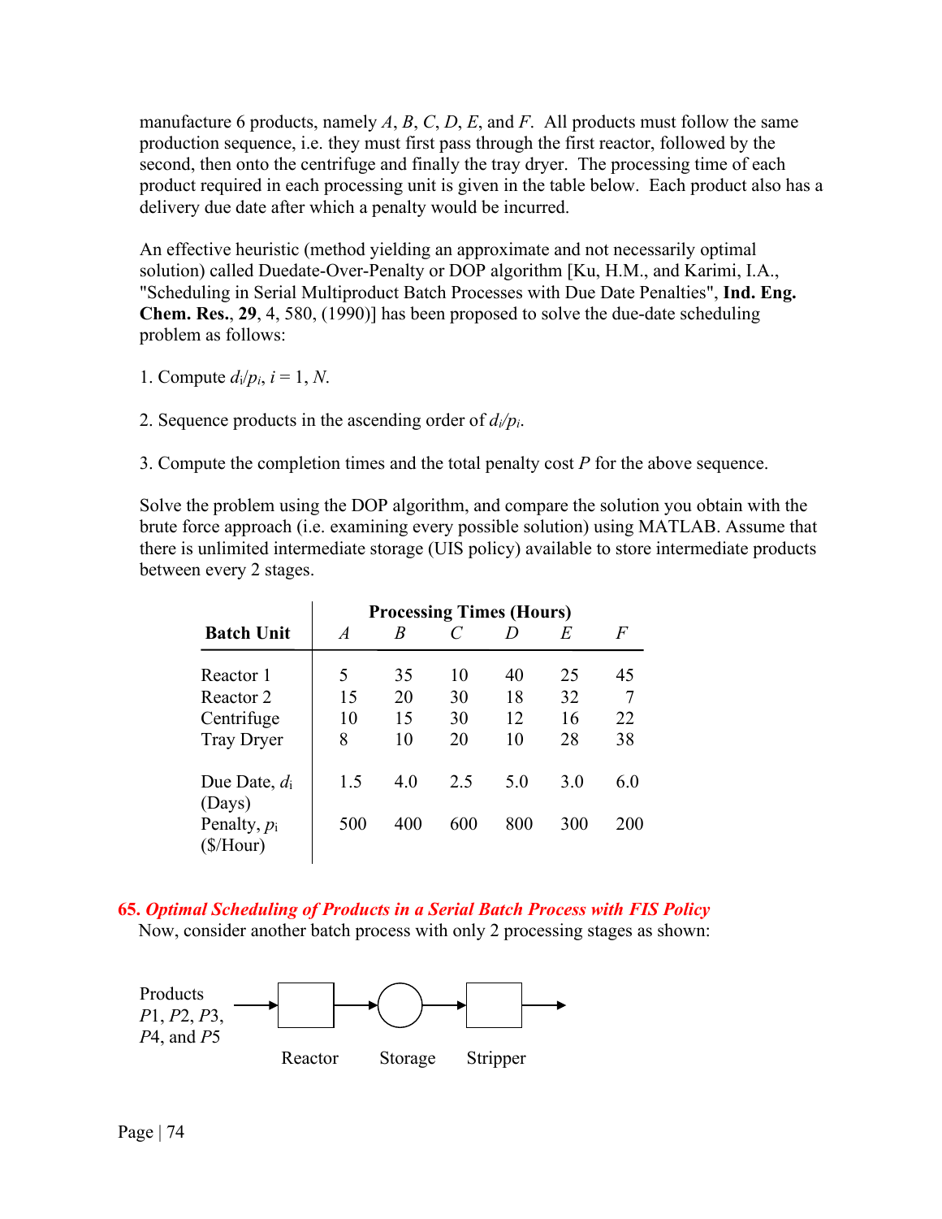manufacture 6 products, namely *A*, *B*, *C*, *D*, *E*, and *F*. All products must follow the same production sequence, i.e. they must first pass through the first reactor, followed by the second, then onto the centrifuge and finally the tray dryer. The processing time of each product required in each processing unit is given in the table below. Each product also has a delivery due date after which a penalty would be incurred.

An effective heuristic (method yielding an approximate and not necessarily optimal solution) called Duedate-Over-Penalty or DOP algorithm [Ku, H.M., and Karimi, I.A., "Scheduling in Serial Multiproduct Batch Processes with Due Date Penalties", **Ind. Eng. Chem. Res.**, **29**, 4, 580, (1990)] has been proposed to solve the due-date scheduling problem as follows:

1. Compute $d_i/p_i$, $i = 1, N$.

2. Sequence products in the ascending order of $d_i/p_i$.

3. Compute the completion times and the total penalty cost $P$ for the above sequence.

Solve the problem using the DOP algorithm, and compare the solution you obtain with the brute force approach (i.e. examining every possible solution) using MATLAB. Assume that there is unlimited intermediate storage (UIS policy) available to store intermediate products between every 2 stages.

| **Batch Unit** | **Processing Times (Hours)** | | | | | |
|---|---|---|---|---|---|---|
| | *A* | *B* | *C* | *D* | *E* | *F* |
| Reactor 1 | 5 | 35 | 10 | 40 | 25 | 45 |
| Reactor 2 | 15 | 20 | 30 | 18 | 32 | 7 |
| Centrifuge | 10 | 15 | 30 | 12 | 16 | 22 |
| Tray Dryer | 8 | 10 | 20 | 10 | 28 | 38 |
| Due Date, $d_i$ (Days) | 1.5 | 4.0 | 2.5 | 5.0 | 3.0 | 6.0 |
| Penalty, $p_i$ ($/Hour) | 500 | 400 | 600 | 800 | 300 | 200 |

## 65. *Optimal Scheduling of Products in a Serial Batch Process with FIS Policy*

Now, consider another batch process with only 2 processing stages as shown:

Products *P*1, *P*2, *P*3, *P*4, and *P*5 → Reactor → Storage → Stripper →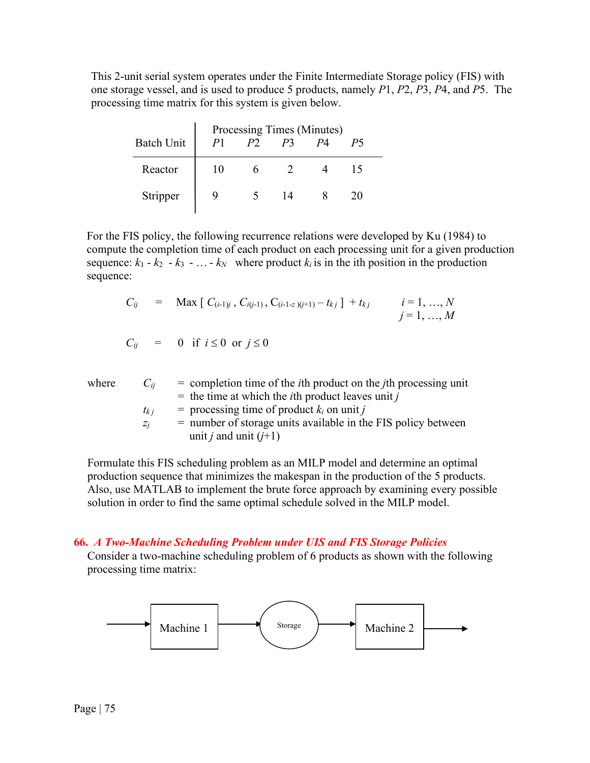This 2-unit serial system operates under the Finite Intermediate Storage policy (FIS) with one storage vessel, and is used to produce 5 products, namely $P1$, $P2$, $P3$, $P4$, and $P5$. The processing time matrix for this system is given below.

| Batch Unit | Processing Times (Minutes) $P1$ | $P2$ | $P3$ | $P4$ | $P5$ |
|---|---|---|---|---|---|
| Reactor | 10 | 6 | 2 | 4 | 15 |
| Stripper | 9 | 5 | 14 | 8 | 20 |

For the FIS policy, the following recurrence relations were developed by Ku (1984) to compute the completion time of each product on each processing unit for a given production sequence: $k_1 - k_2 - k_3 - \ldots - k_N$ where product $k_i$ is in the ith position in the production sequence:

$$C_{ij} = \text{Max}\left[\, C_{(i-1)j}\,,\, C_{i(j-1)}\,,\, C_{(i-1-z)(j+1)} - t_{kj} \,\right] + t_{kj} \qquad i = 1, \ldots, N \quad j = 1, \ldots, M$$

$$C_{ij} = 0 \;\text{ if }\; i \le 0 \;\text{ or }\; j \le 0$$

where

$C_{ij}$ = completion time of the $i$th product on the $j$th processing unit
= the time at which the $i$th product leaves unit $j$

$t_{kj}$ = processing time of product $k_i$ on unit $j$

$z_j$ = number of storage units available in the FIS policy between unit $j$ and unit $(j+1)$

Formulate this FIS scheduling problem as an MILP model and determine an optimal production sequence that minimizes the makespan in the production of the 5 products. Also, use MATLAB to implement the brute force approach by examining every possible solution in order to find the same optimal schedule solved in the MILP model.

## 66. *A Two-Machine Scheduling Problem under UIS and FIS Storage Policies*

Consider a two-machine scheduling problem of 6 products as shown with the following processing time matrix:

Machine 1 → Storage → Machine 2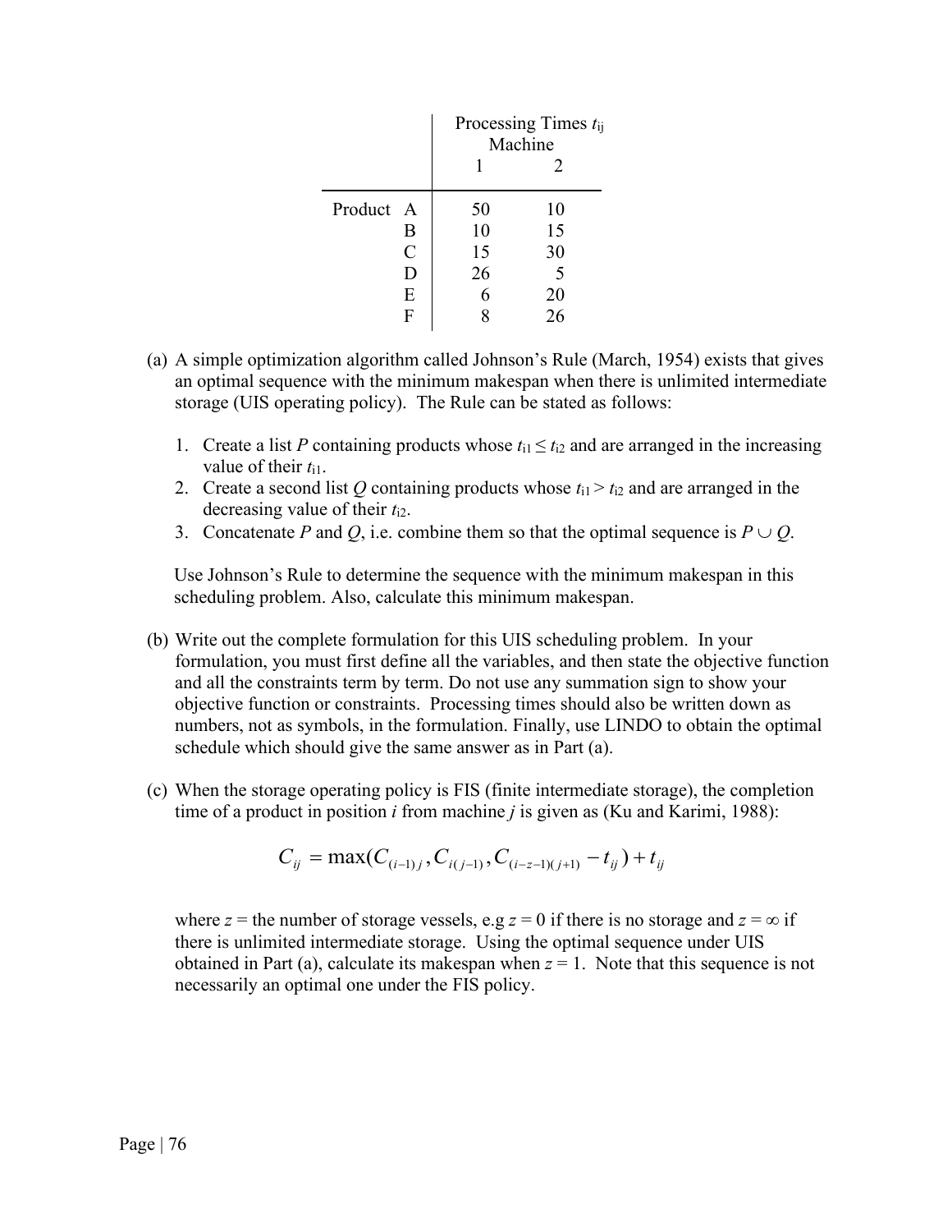| | | Processing Times $t_{ij}$ Machine | |
|---|---|---|---|
| | | 1 | 2 |
| Product | A | 50 | 10 |
| | B | 10 | 15 |
| | C | 15 | 30 |
| | D | 26 | 5 |
| | E | 6 | 20 |
| | F | 8 | 26 |

(a) A simple optimization algorithm called Johnson's Rule (March, 1954) exists that gives an optimal sequence with the minimum makespan when there is unlimited intermediate storage (UIS operating policy). The Rule can be stated as follows:

1. Create a list $P$ containing products whose $t_{i1} \leq t_{i2}$ and are arranged in the increasing value of their $t_{i1}$.
2. Create a second list $Q$ containing products whose $t_{i1} > t_{i2}$ and are arranged in the decreasing value of their $t_{i2}$.
3. Concatenate $P$ and $Q$, i.e. combine them so that the optimal sequence is $P \cup Q$.

Use Johnson's Rule to determine the sequence with the minimum makespan in this scheduling problem. Also, calculate this minimum makespan.

(b) Write out the complete formulation for this UIS scheduling problem. In your formulation, you must first define all the variables, and then state the objective function and all the constraints term by term. Do not use any summation sign to show your objective function or constraints. Processing times should also be written down as numbers, not as symbols, in the formulation. Finally, use LINDO to obtain the optimal schedule which should give the same answer as in Part (a).

(c) When the storage operating policy is FIS (finite intermediate storage), the completion time of a product in position $i$ from machine $j$ is given as (Ku and Karimi, 1988):

$$C_{ij} = \max(C_{(i-1)j}, C_{i(j-1)}, C_{(i-z-1)(j+1)} - t_{ij}) + t_{ij}$$

where $z$ = the number of storage vessels, e.g $z = 0$ if there is no storage and $z = \infty$ if there is unlimited intermediate storage. Using the optimal sequence under UIS obtained in Part (a), calculate its makespan when $z = 1$. Note that this sequence is not necessarily an optimal one under the FIS policy.